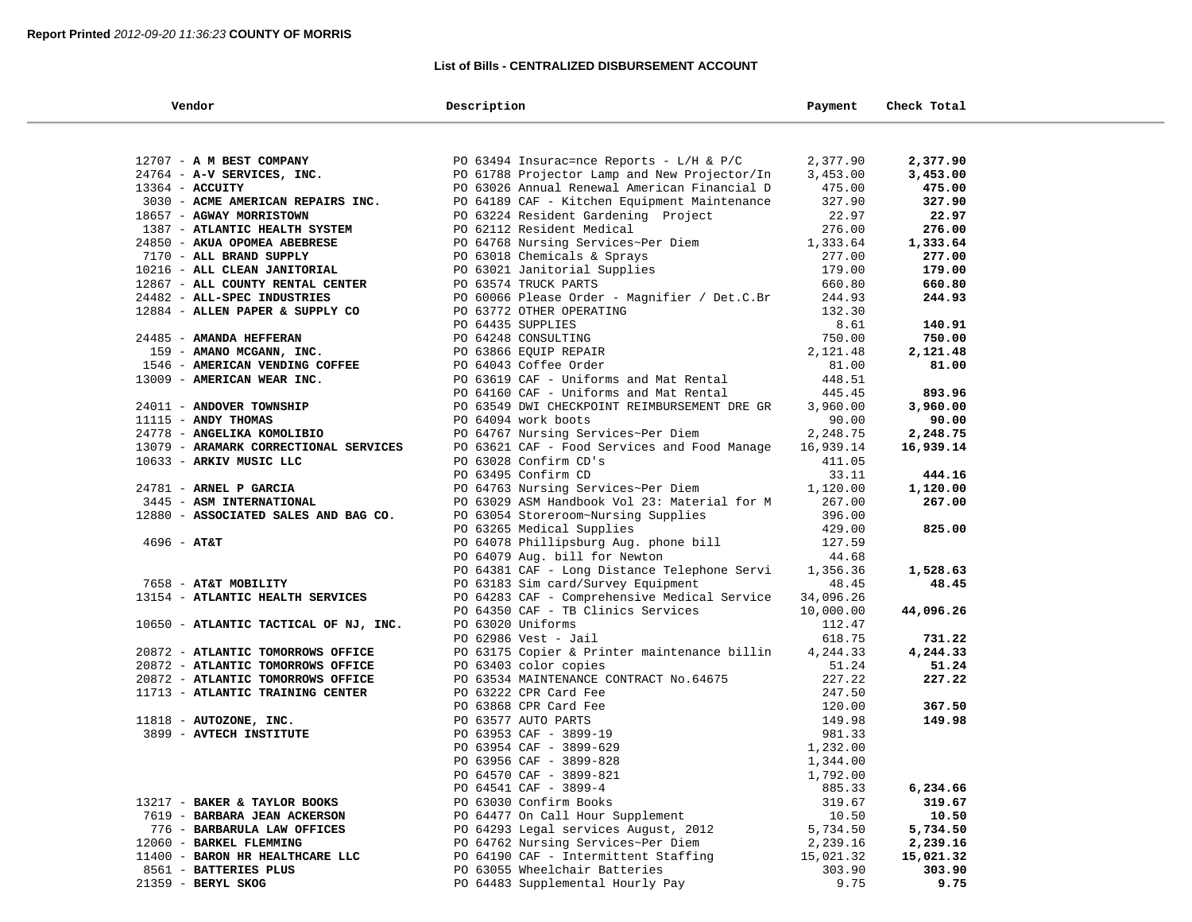**Report Printed** *2012-09-20 11:36:23* **COUNTY OF MORRIS**

### List of Bills - CENTRALIZED DISBURSEMENT ACCOUNT

| Vendor | Description | Payment | Check Total |
|---|---|---|---|
| 12707 - **A M BEST COMPANY** | PO 63494 Insurac=nce Reports - L/H & P/C | 2,377.90 | **2,377.90** |
| 24764 - **A-V SERVICES, INC.** | PO 61788 Projector Lamp and New Projector/In | 3,453.00 | **3,453.00** |
| 13364 - **ACCUITY** | PO 63026 Annual Renewal American Financial D | 475.00 | **475.00** |
| 3030 - **ACME AMERICAN REPAIRS INC.** | PO 64189 CAF - Kitchen Equipment Maintenance | 327.90 | **327.90** |
| 18657 - **AGWAY MORRISTOWN** | PO 63224 Resident Gardening Project | 22.97 | **22.97** |
| 1387 - **ATLANTIC HEALTH SYSTEM** | PO 62112 Resident Medical | 276.00 | **276.00** |
| 24850 - **AKUA OPOMEA ABEBRESE** | PO 64768 Nursing Services~Per Diem | 1,333.64 | **1,333.64** |
| 7170 - **ALL BRAND SUPPLY** | PO 63018 Chemicals & Sprays | 277.00 | **277.00** |
| 10216 - **ALL CLEAN JANITORIAL** | PO 63021 Janitorial Supplies | 179.00 | **179.00** |
| 12867 - **ALL COUNTY RENTAL CENTER** | PO 63574 TRUCK PARTS | 660.80 | **660.80** |
| 24482 - **ALL-SPEC INDUSTRIES** | PO 60066 Please Order - Magnifier / Det.C.Br | 244.93 | **244.93** |
| 12884 - **ALLEN PAPER & SUPPLY CO** | PO 63772 OTHER OPERATING | 132.30 | |
| | PO 64435 SUPPLIES | 8.61 | **140.91** |
| 24485 - **AMANDA HEFFERAN** | PO 64248 CONSULTING | 750.00 | **750.00** |
| 159 - **AMANO MCGANN, INC.** | PO 63866 EQUIP REPAIR | 2,121.48 | **2,121.48** |
| 1546 - **AMERICAN VENDING COFFEE** | PO 64043 Coffee Order | 81.00 | **81.00** |
| 13009 - **AMERICAN WEAR INC.** | PO 63619 CAF - Uniforms and Mat Rental | 448.51 | |
| | PO 64160 CAF - Uniforms and Mat Rental | 445.45 | **893.96** |
| 24011 - **ANDOVER TOWNSHIP** | PO 63549 DWI CHECKPOINT REIMBURSEMENT DRE GR | 3,960.00 | **3,960.00** |
| 11115 - **ANDY THOMAS** | PO 64094 work boots | 90.00 | **90.00** |
| 24778 - **ANGELIKA KOMOLIBIO** | PO 64767 Nursing Services~Per Diem | 2,248.75 | **2,248.75** |
| 13079 - **ARAMARK CORRECTIONAL SERVICES** | PO 63621 CAF - Food Services and Food Manage | 16,939.14 | **16,939.14** |
| 10633 - **ARKIV MUSIC LLC** | PO 63028 Confirm CD's | 411.05 | |
| | PO 63495 Confirm CD | 33.11 | **444.16** |
| 24781 - **ARNEL P GARCIA** | PO 64763 Nursing Services~Per Diem | 1,120.00 | **1,120.00** |
| 3445 - **ASM INTERNATIONAL** | PO 63029 ASM Handbook Vol 23: Material for M | 267.00 | **267.00** |
| 12880 - **ASSOCIATED SALES AND BAG CO.** | PO 63054 Storeroom~Nursing Supplies | 396.00 | |
| | PO 63265 Medical Supplies | 429.00 | **825.00** |
| 4696 - **AT&T** | PO 64078 Phillipsburg Aug. phone bill | 127.59 | |
| | PO 64079 Aug. bill for Newton | 44.68 | |
| | PO 64381 CAF - Long Distance Telephone Servi | 1,356.36 | **1,528.63** |
| 7658 - **AT&T MOBILITY** | PO 63183 Sim card/Survey Equipment | 48.45 | **48.45** |
| 13154 - **ATLANTIC HEALTH SERVICES** | PO 64283 CAF - Comprehensive Medical Service | 34,096.26 | |
| | PO 64350 CAF - TB Clinics Services | 10,000.00 | **44,096.26** |
| 10650 - **ATLANTIC TACTICAL OF NJ, INC.** | PO 63020 Uniforms | 112.47 | |
| | PO 62986 Vest - Jail | 618.75 | **731.22** |
| 20872 - **ATLANTIC TOMORROWS OFFICE** | PO 63175 Copier & Printer maintenance billin | 4,244.33 | **4,244.33** |
| 20872 - **ATLANTIC TOMORROWS OFFICE** | PO 63403 color copies | 51.24 | **51.24** |
| 20872 - **ATLANTIC TOMORROWS OFFICE** | PO 63534 MAINTENANCE CONTRACT No.64675 | 227.22 | **227.22** |
| 11713 - **ATLANTIC TRAINING CENTER** | PO 63222 CPR Card Fee | 247.50 | |
| | PO 63868 CPR Card Fee | 120.00 | **367.50** |
| 11818 - **AUTOZONE, INC.** | PO 63577 AUTO PARTS | 149.98 | **149.98** |
| 3899 - **AVTECH INSTITUTE** | PO 63953 CAF - 3899-19 | 981.33 | |
| | PO 63954 CAF - 3899-629 | 1,232.00 | |
| | PO 63956 CAF - 3899-828 | 1,344.00 | |
| | PO 64570 CAF - 3899-821 | 1,792.00 | |
| | PO 64541 CAF - 3899-4 | 885.33 | **6,234.66** |
| 13217 - **BAKER & TAYLOR BOOKS** | PO 63030 Confirm Books | 319.67 | **319.67** |
| 7619 - **BARBARA JEAN ACKERSON** | PO 64477 On Call Hour Supplement | 10.50 | **10.50** |
| 776 - **BARBARULA LAW OFFICES** | PO 64293 Legal services August, 2012 | 5,734.50 | **5,734.50** |
| 12060 - **BARKEL FLEMMING** | PO 64762 Nursing Services~Per Diem | 2,239.16 | **2,239.16** |
| 11400 - **BARON HR HEALTHCARE LLC** | PO 64190 CAF - Intermittent Staffing | 15,021.32 | **15,021.32** |
| 8561 - **BATTERIES PLUS** | PO 63055 Wheelchair Batteries | 303.90 | **303.90** |
| 21359 - **BERYL SKOG** | PO 64483 Supplemental Hourly Pay | 9.75 | **9.75** |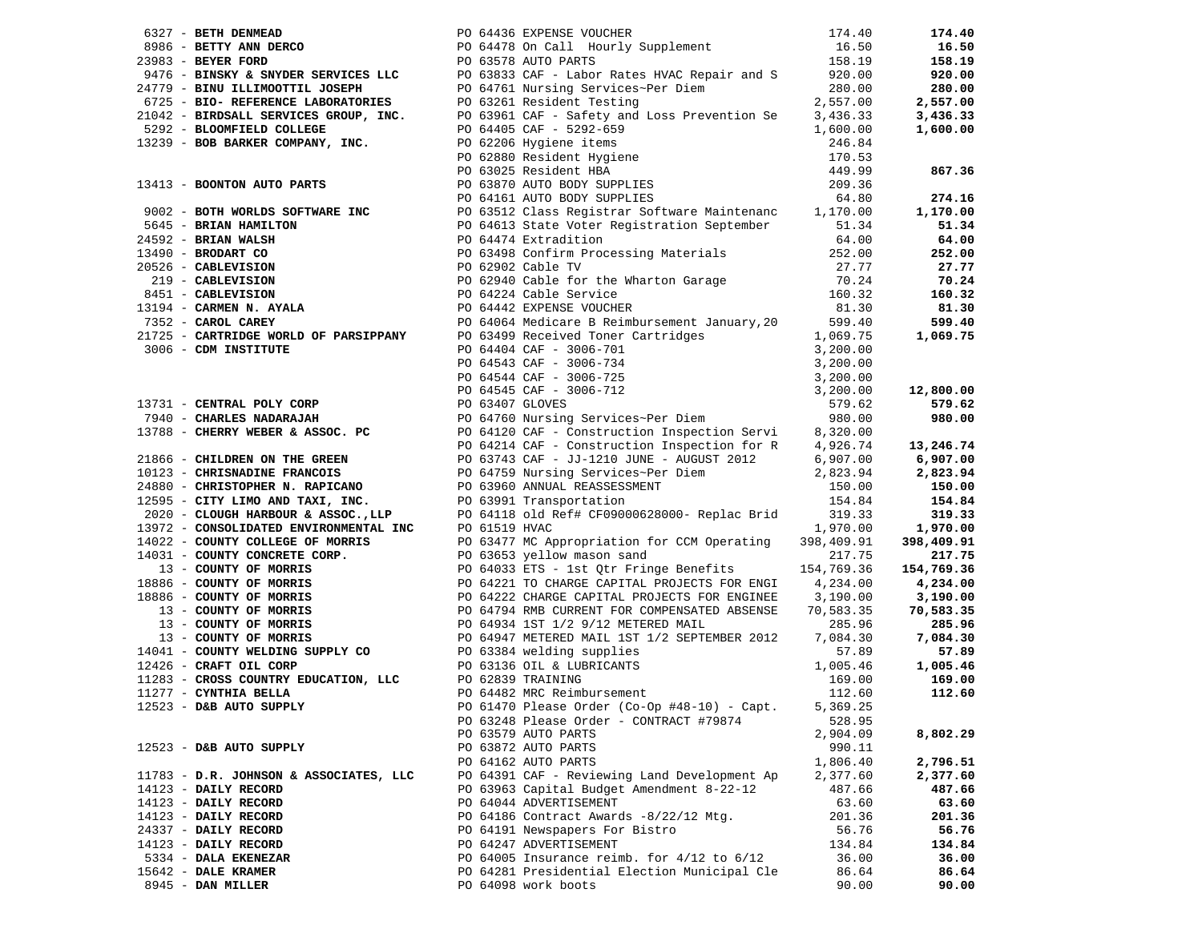| Vendor | PO / Description | Amount | Total |
|---|---|---|---|
| 6327 - **BETH DENMEAD** | PO 64436 EXPENSE VOUCHER | 174.40 | **174.40** |
| 8986 - **BETTY ANN DERCO** | PO 64478 On Call Hourly Supplement | 16.50 | **16.50** |
| 23983 - **BEYER FORD** | PO 63578 AUTO PARTS | 158.19 | **158.19** |
| 9476 - **BINSKY & SNYDER SERVICES LLC** | PO 63833 CAF - Labor Rates HVAC Repair and S | 920.00 | **920.00** |
| 24779 - **BINU ILLIMOOTTIL JOSEPH** | PO 64761 Nursing Services~Per Diem | 280.00 | **280.00** |
| 6725 - **BIO- REFERENCE LABORATORIES** | PO 63261 Resident Testing | 2,557.00 | **2,557.00** |
| 21042 - **BIRDSALL SERVICES GROUP, INC.** | PO 63961 CAF - Safety and Loss Prevention Se | 3,436.33 | **3,436.33** |
| 5292 - **BLOOMFIELD COLLEGE** | PO 64405 CAF - 5292-659 | 1,600.00 | **1,600.00** |
| 13239 - **BOB BARKER COMPANY, INC.** | PO 62206 Hygiene items | 246.84 | |
| | PO 62880 Resident Hygiene | 170.53 | |
| | PO 63025 Resident HBA | 449.99 | **867.36** |
| 13413 - **BOONTON AUTO PARTS** | PO 63870 AUTO BODY SUPPLIES | 209.36 | |
| | PO 64161 AUTO BODY SUPPLIES | 64.80 | **274.16** |
| 9002 - **BOTH WORLDS SOFTWARE INC** | PO 63512 Class Registrar Software Maintenanc | 1,170.00 | **1,170.00** |
| 5645 - **BRIAN HAMILTON** | PO 64613 State Voter Registration September | 51.34 | **51.34** |
| 24592 - **BRIAN WALSH** | PO 64474 Extradition | 64.00 | **64.00** |
| 13490 - **BRODART CO** | PO 63498 Confirm Processing Materials | 252.00 | **252.00** |
| 20526 - **CABLEVISION** | PO 62902 Cable TV | 27.77 | **27.77** |
| 219 - **CABLEVISION** | PO 62940 Cable for the Wharton Garage | 70.24 | **70.24** |
| 8451 - **CABLEVISION** | PO 64224 Cable Service | 160.32 | **160.32** |
| 13194 - **CARMEN N. AYALA** | PO 64442 EXPENSE VOUCHER | 81.30 | **81.30** |
| 7352 - **CAROL CAREY** | PO 64064 Medicare B Reimbursement January,20 | 599.40 | **599.40** |
| 21725 - **CARTRIDGE WORLD OF PARSIPPANY** | PO 63499 Received Toner Cartridges | 1,069.75 | **1,069.75** |
| 3006 - **CDM INSTITUTE** | PO 64404 CAF - 3006-701 | 3,200.00 | |
| | PO 64543 CAF - 3006-734 | 3,200.00 | |
| | PO 64544 CAF - 3006-725 | 3,200.00 | |
| | PO 64545 CAF - 3006-712 | 3,200.00 | **12,800.00** |
| 13731 - **CENTRAL POLY CORP** | PO 63407 GLOVES | 579.62 | **579.62** |
| 7940 - **CHARLES NADARAJAH** | PO 64760 Nursing Services~Per Diem | 980.00 | **980.00** |
| 13788 - **CHERRY WEBER & ASSOC. PC** | PO 64120 CAF - Construction Inspection Servi | 8,320.00 | |
| | PO 64214 CAF - Construction Inspection for R | 4,926.74 | **13,246.74** |
| 21866 - **CHILDREN ON THE GREEN** | PO 63743 CAF - JJ-1210 JUNE - AUGUST 2012 | 6,907.00 | **6,907.00** |
| 10123 - **CHRISNADINE FRANCOIS** | PO 64759 Nursing Services~Per Diem | 2,823.94 | **2,823.94** |
| 24880 - **CHRISTOPHER N. RAPICANO** | PO 63960 ANNUAL REASSESSMENT | 150.00 | **150.00** |
| 12595 - **CITY LIMO AND TAXI, INC.** | PO 63991 Transportation | 154.84 | **154.84** |
| 2020 - **CLOUGH HARBOUR & ASSOC.,LLP** | PO 64118 old Ref# CF09000628000- Replac Brid | 319.33 | **319.33** |
| 13972 - **CONSOLIDATED ENVIRONMENTAL INC** | PO 61519 HVAC | 1,970.00 | **1,970.00** |
| 14022 - **COUNTY COLLEGE OF MORRIS** | PO 63477 MC Appropriation for CCM Operating | 398,409.91 | **398,409.91** |
| 14031 - **COUNTY CONCRETE CORP.** | PO 63653 yellow mason sand | 217.75 | **217.75** |
| 13 - **COUNTY OF MORRIS** | PO 64033 ETS - 1st Qtr Fringe Benefits | 154,769.36 | **154,769.36** |
| 18886 - **COUNTY OF MORRIS** | PO 64221 TO CHARGE CAPITAL PROJECTS FOR ENGI | 4,234.00 | **4,234.00** |
| 18886 - **COUNTY OF MORRIS** | PO 64222 CHARGE CAPITAL PROJECTS FOR ENGINEE | 3,190.00 | **3,190.00** |
| 13 - **COUNTY OF MORRIS** | PO 64794 RMB CURRENT FOR COMPENSATED ABSENSE | 70,583.35 | **70,583.35** |
| 13 - **COUNTY OF MORRIS** | PO 64934 1ST 1/2 9/12 METERED MAIL | 285.96 | **285.96** |
| 13 - **COUNTY OF MORRIS** | PO 64947 METERED MAIL 1ST 1/2 SEPTEMBER 2012 | 7,084.30 | **7,084.30** |
| 14041 - **COUNTY WELDING SUPPLY CO** | PO 63384 welding supplies | 57.89 | **57.89** |
| 12426 - **CRAFT OIL CORP** | PO 63136 OIL & LUBRICANTS | 1,005.46 | **1,005.46** |
| 11283 - **CROSS COUNTRY EDUCATION, LLC** | PO 62839 TRAINING | 169.00 | **169.00** |
| 11277 - **CYNTHIA BELLA** | PO 64482 MRC Reimbursement | 112.60 | **112.60** |
| 12523 - **D&B AUTO SUPPLY** | PO 61470 Please Order (Co-Op #48-10) - Capt. | 5,369.25 | |
| | PO 63248 Please Order - CONTRACT #79874 | 528.95 | |
| | PO 63579 AUTO PARTS | 2,904.09 | **8,802.29** |
| 12523 - **D&B AUTO SUPPLY** | PO 63872 AUTO PARTS | 990.11 | |
| | PO 64162 AUTO PARTS | 1,806.40 | **2,796.51** |
| 11783 - **D.R. JOHNSON & ASSOCIATES, LLC** | PO 64391 CAF - Reviewing Land Development Ap | 2,377.60 | **2,377.60** |
| 14123 - **DAILY RECORD** | PO 63963 Capital Budget Amendment 8-22-12 | 487.66 | **487.66** |
| 14123 - **DAILY RECORD** | PO 64044 ADVERTISEMENT | 63.60 | **63.60** |
| 14123 - **DAILY RECORD** | PO 64186 Contract Awards -8/22/12 Mtg. | 201.36 | **201.36** |
| 24337 - **DAILY RECORD** | PO 64191 Newspapers For Bistro | 56.76 | **56.76** |
| 14123 - **DAILY RECORD** | PO 64247 ADVERTISEMENT | 134.84 | **134.84** |
| 5334 - **DALA EKENEZAR** | PO 64005 Insurance reimb. for 4/12 to 6/12 | 36.00 | **36.00** |
| 15642 - **DALE KRAMER** | PO 64281 Presidential Election Municipal Cle | 86.64 | **86.64** |
| 8945 - **DAN MILLER** | PO 64098 work boots | 90.00 | **90.00** |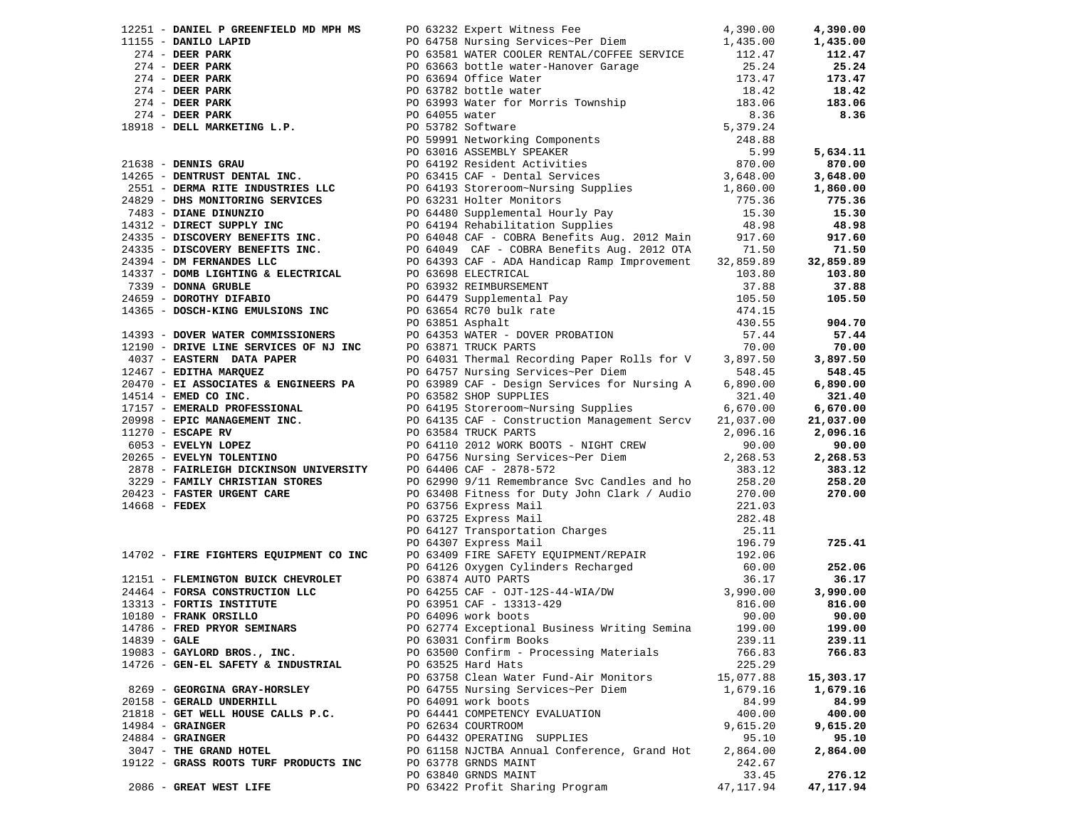| Vendor | Description | Amount | Total |
|---|---|---|---|
| 12251 - **DANIEL P GREENFIELD MD MPH MS** | PO 63232 Expert Witness Fee | 4,390.00 | **4,390.00** |
| 11155 - **DANILO LAPID** | PO 64758 Nursing Services~Per Diem | 1,435.00 | **1,435.00** |
| 274 - **DEER PARK** | PO 63581 WATER COOLER RENTAL/COFFEE SERVICE | 112.47 | **112.47** |
| 274 - **DEER PARK** | PO 63663 bottle water-Hanover Garage | 25.24 | **25.24** |
| 274 - **DEER PARK** | PO 63694 Office Water | 173.47 | **173.47** |
| 274 - **DEER PARK** | PO 63782 bottle water | 18.42 | **18.42** |
| 274 - **DEER PARK** | PO 63993 Water for Morris Township | 183.06 | **183.06** |
| 274 - **DEER PARK** | PO 64055 water | 8.36 | **8.36** |
| 18918 - **DELL MARKETING L.P.** | PO 53782 Software | 5,379.24 | |
| | PO 59991 Networking Components | 248.88 | |
| | PO 63016 ASSEMBLY SPEAKER | 5.99 | **5,634.11** |
| 21638 - **DENNIS GRAU** | PO 64192 Resident Activities | 870.00 | **870.00** |
| 14265 - **DENTRUST DENTAL INC.** | PO 63415 CAF - Dental Services | 3,648.00 | **3,648.00** |
| 2551 - **DERMA RITE INDUSTRIES LLC** | PO 64193 Storeroom~Nursing Supplies | 1,860.00 | **1,860.00** |
| 24829 - **DHS MONITORING SERVICES** | PO 63231 Holter Monitors | 775.36 | **775.36** |
| 7483 - **DIANE DINUNZIO** | PO 64480 Supplemental Hourly Pay | 15.30 | **15.30** |
| 14312 - **DIRECT SUPPLY INC** | PO 64194 Rehabilitation Supplies | 48.98 | **48.98** |
| 24335 - **DISCOVERY BENEFITS INC.** | PO 64048 CAF - COBRA Benefits Aug. 2012 Main | 917.60 | **917.60** |
| 24335 - **DISCOVERY BENEFITS INC.** | PO 64049 CAF - COBRA Benefits Aug. 2012 OTA | 71.50 | **71.50** |
| 24394 - **DM FERNANDES LLC** | PO 64393 CAF - ADA Handicap Ramp Improvement | 32,859.89 | **32,859.89** |
| 14337 - **DOMB LIGHTING & ELECTRICAL** | PO 63698 ELECTRICAL | 103.80 | **103.80** |
| 7339 - **DONNA GRUBLE** | PO 63932 REIMBURSEMENT | 37.88 | **37.88** |
| 24659 - **DOROTHY DIFABIO** | PO 64479 Supplemental Pay | 105.50 | **105.50** |
| 14365 - **DOSCH-KING EMULSIONS INC** | PO 63654 RC70 bulk rate | 474.15 | |
| | PO 63851 Asphalt | 430.55 | **904.70** |
| 14393 - **DOVER WATER COMMISSIONERS** | PO 64353 WATER - DOVER PROBATION | 57.44 | **57.44** |
| 12190 - **DRIVE LINE SERVICES OF NJ INC** | PO 63871 TRUCK PARTS | 70.00 | **70.00** |
| 4037 - **EASTERN DATA PAPER** | PO 64031 Thermal Recording Paper Rolls for V | 3,897.50 | **3,897.50** |
| 12467 - **EDITHA MARQUEZ** | PO 64757 Nursing Services~Per Diem | 548.45 | **548.45** |
| 20470 - **EI ASSOCIATES & ENGINEERS PA** | PO 63989 CAF - Design Services for Nursing A | 6,890.00 | **6,890.00** |
| 14514 - **EMED CO INC.** | PO 63582 SHOP SUPPLIES | 321.40 | **321.40** |
| 17157 - **EMERALD PROFESSIONAL** | PO 64195 Storeroom~Nursing Supplies | 6,670.00 | **6,670.00** |
| 20998 - **EPIC MANAGEMENT INC.** | PO 64135 CAF - Construction Management Sercv | 21,037.00 | **21,037.00** |
| 11270 - **ESCAPE RV** | PO 63584 TRUCK PARTS | 2,096.16 | **2,096.16** |
| 6053 - **EVELYN LOPEZ** | PO 64110 2012 WORK BOOTS - NIGHT CREW | 90.00 | **90.00** |
| 20265 - **EVELYN TOLENTINO** | PO 64756 Nursing Services~Per Diem | 2,268.53 | **2,268.53** |
| 2878 - **FAIRLEIGH DICKINSON UNIVERSITY** | PO 64406 CAF - 2878-572 | 383.12 | **383.12** |
| 3229 - **FAMILY CHRISTIAN STORES** | PO 62990 9/11 Remembrance Svc Candles and ho | 258.20 | **258.20** |
| 20423 - **FASTER URGENT CARE** | PO 63408 Fitness for Duty John Clark / Audio | 270.00 | **270.00** |
| 14668 - **FEDEX** | PO 63756 Express Mail | 221.03 | |
| | PO 63725 Express Mail | 282.48 | |
| | PO 64127 Transportation Charges | 25.11 | |
| | PO 64307 Express Mail | 196.79 | **725.41** |
| 14702 - **FIRE FIGHTERS EQUIPMENT CO INC** | PO 63409 FIRE SAFETY EQUIPMENT/REPAIR | 192.06 | |
| | PO 64126 Oxygen Cylinders Recharged | 60.00 | **252.06** |
| 12151 - **FLEMINGTON BUICK CHEVROLET** | PO 63874 AUTO PARTS | 36.17 | **36.17** |
| 24464 - **FORSA CONSTRUCTION LLC** | PO 64255 CAF - OJT-12S-44-WIA/DW | 3,990.00 | **3,990.00** |
| 13313 - **FORTIS INSTITUTE** | PO 63951 CAF - 13313-429 | 816.00 | **816.00** |
| 10180 - **FRANK ORSILLO** | PO 64096 work boots | 90.00 | **90.00** |
| 14786 - **FRED PRYOR SEMINARS** | PO 62774 Exceptional Business Writing Semina | 199.00 | **199.00** |
| 14839 - **GALE** | PO 63031 Confirm Books | 239.11 | **239.11** |
| 19083 - **GAYLORD BROS., INC.** | PO 63500 Confirm - Processing Materials | 766.83 | **766.83** |
| 14726 - **GEN-EL SAFETY & INDUSTRIAL** | PO 63525 Hard Hats | 225.29 | |
| | PO 63758 Clean Water Fund-Air Monitors | 15,077.88 | **15,303.17** |
| 8269 - **GEORGINA GRAY-HORSLEY** | PO 64755 Nursing Services~Per Diem | 1,679.16 | **1,679.16** |
| 20158 - **GERALD UNDERHILL** | PO 64091 work boots | 84.99 | **84.99** |
| 21818 - **GET WELL HOUSE CALLS P.C.** | PO 64441 COMPETENCY EVALUATION | 400.00 | **400.00** |
| 14984 - **GRAINGER** | PO 62634 COURTROOM | 9,615.20 | **9,615.20** |
| 24884 - **GRAINGER** | PO 64432 OPERATING SUPPLIES | 95.10 | **95.10** |
| 3047 - **THE GRAND HOTEL** | PO 61158 NJCTBA Annual Conference, Grand Hot | 2,864.00 | **2,864.00** |
| 19122 - **GRASS ROOTS TURF PRODUCTS INC** | PO 63778 GRNDS MAINT | 242.67 | |
| | PO 63840 GRNDS MAINT | 33.45 | **276.12** |
| 2086 - **GREAT WEST LIFE** | PO 63422 Profit Sharing Program | 47,117.94 | **47,117.94** |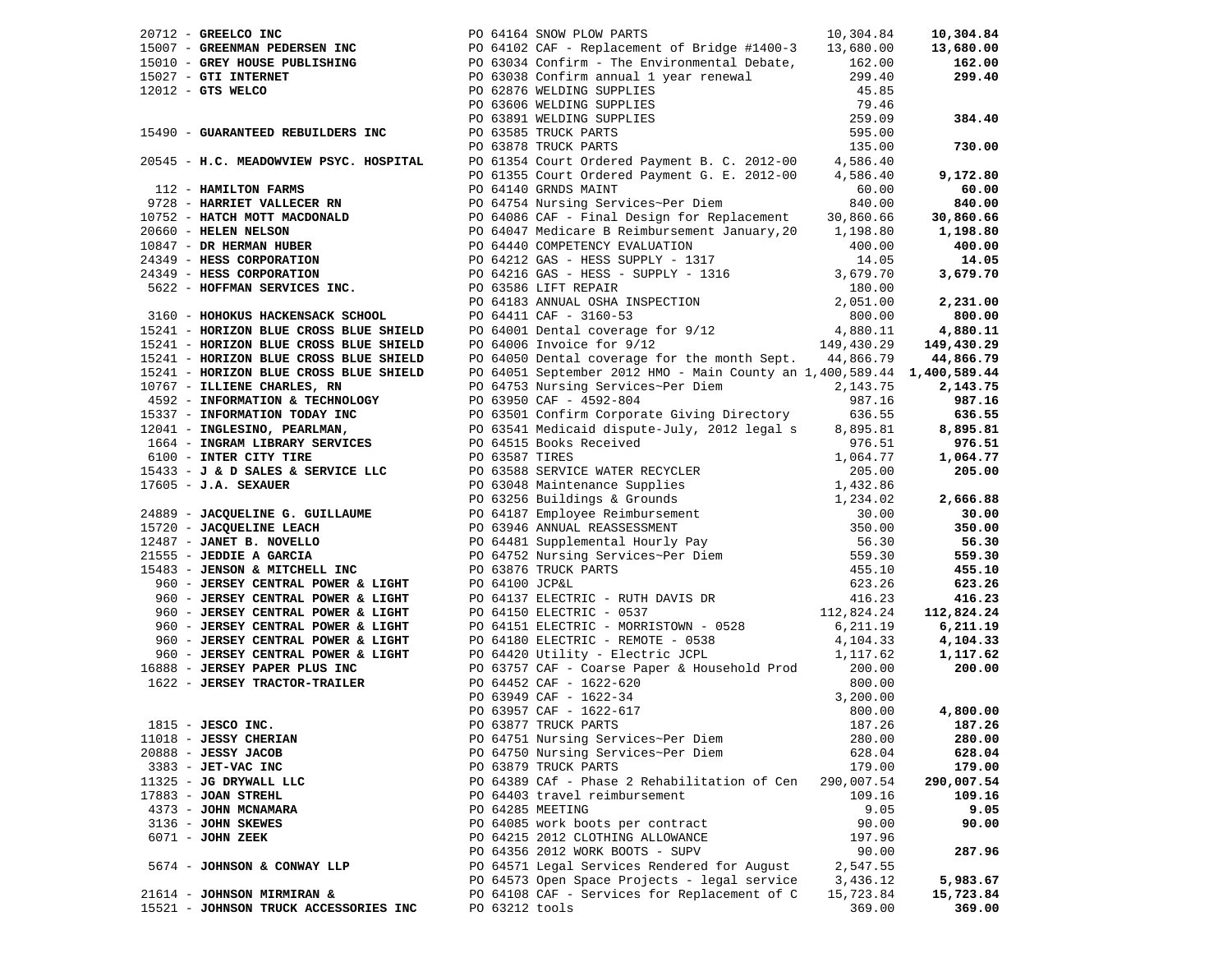| Vendor | PO / Description | Amount | Total |
|---|---|---|---|
| 20712 - **GREELCO INC** | PO 64164 SNOW PLOW PARTS | 10,304.84 | **10,304.84** |
| 15007 - **GREENMAN PEDERSEN INC** | PO 64102 CAF - Replacement of Bridge #1400-3 | 13,680.00 | **13,680.00** |
| 15010 - **GREY HOUSE PUBLISHING** | PO 63034 Confirm - The Environmental Debate, | 162.00 | **162.00** |
| 15027 - **GTI INTERNET** | PO 63038 Confirm annual 1 year renewal | 299.40 | **299.40** |
| 12012 - **GTS WELCO** | PO 62876 WELDING SUPPLIES | 45.85 | |
| | PO 63606 WELDING SUPPLIES | 79.46 | |
| | PO 63891 WELDING SUPPLIES | 259.09 | **384.40** |
| 15490 - **GUARANTEED REBUILDERS INC** | PO 63585 TRUCK PARTS | 595.00 | |
| | PO 63878 TRUCK PARTS | 135.00 | **730.00** |
| 20545 - **H.C. MEADOWVIEW PSYC. HOSPITAL** | PO 61354 Court Ordered Payment B. C. 2012-00 | 4,586.40 | |
| | PO 61355 Court Ordered Payment G. E. 2012-00 | 4,586.40 | **9,172.80** |
| 112 - **HAMILTON FARMS** | PO 64140 GRNDS MAINT | 60.00 | **60.00** |
| 9728 - **HARRIET VALLECER RN** | PO 64754 Nursing Services~Per Diem | 840.00 | **840.00** |
| 10752 - **HATCH MOTT MACDONALD** | PO 64086 CAF - Final Design for Replacement | 30,860.66 | **30,860.66** |
| 20660 - **HELEN NELSON** | PO 64047 Medicare B Reimbursement January,20 | 1,198.80 | **1,198.80** |
| 10847 - **DR HERMAN HUBER** | PO 64440 COMPETENCY EVALUATION | 400.00 | **400.00** |
| 24349 - **HESS CORPORATION** | PO 64212 GAS - HESS SUPPLY - 1317 | 14.05 | **14.05** |
| 24349 - **HESS CORPORATION** | PO 64216 GAS - HESS - SUPPLY - 1316 | 3,679.70 | **3,679.70** |
| 5622 - **HOFFMAN SERVICES INC.** | PO 63586 LIFT REPAIR | 180.00 | |
| | PO 64183 ANNUAL OSHA INSPECTION | 2,051.00 | **2,231.00** |
| 3160 - **HOHOKUS HACKENSACK SCHOOL** | PO 64411 CAF - 3160-53 | 800.00 | **800.00** |
| 15241 - **HORIZON BLUE CROSS BLUE SHIELD** | PO 64001 Dental coverage for 9/12 | 4,880.11 | **4,880.11** |
| 15241 - **HORIZON BLUE CROSS BLUE SHIELD** | PO 64006 Invoice for 9/12 | 149,430.29 | **149,430.29** |
| 15241 - **HORIZON BLUE CROSS BLUE SHIELD** | PO 64050 Dental coverage for the month Sept. | 44,866.79 | **44,866.79** |
| 15241 - **HORIZON BLUE CROSS BLUE SHIELD** | PO 64051 September 2012 HMO - Main County an | 1,400,589.44 | **1,400,589.44** |
| 10767 - **ILLIENE CHARLES, RN** | PO 64753 Nursing Services~Per Diem | 2,143.75 | **2,143.75** |
| 4592 - **INFORMATION & TECHNOLOGY** | PO 63950 CAF - 4592-804 | 987.16 | **987.16** |
| 15337 - **INFORMATION TODAY INC** | PO 63501 Confirm Corporate Giving Directory | 636.55 | **636.55** |
| 12041 - **INGLESINO, PEARLMAN,** | PO 63541 Medicaid dispute-July, 2012 legal s | 8,895.81 | **8,895.81** |
| 1664 - **INGRAM LIBRARY SERVICES** | PO 64515 Books Received | 976.51 | **976.51** |
| 6100 - **INTER CITY TIRE** | PO 63587 TIRES | 1,064.77 | **1,064.77** |
| 15433 - **J & D SALES & SERVICE LLC** | PO 63588 SERVICE WATER RECYCLER | 205.00 | **205.00** |
| 17605 - **J.A. SEXAUER** | PO 63048 Maintenance Supplies | 1,432.86 | |
| | PO 63256 Buildings & Grounds | 1,234.02 | **2,666.88** |
| 24889 - **JACQUELINE G. GUILLAUME** | PO 64187 Employee Reimbursement | 30.00 | **30.00** |
| 15720 - **JACQUELINE LEACH** | PO 63946 ANNUAL REASSESSMENT | 350.00 | **350.00** |
| 12487 - **JANET B. NOVELLO** | PO 64481 Supplemental Hourly Pay | 56.30 | **56.30** |
| 21555 - **JEDDIE A GARCIA** | PO 64752 Nursing Services~Per Diem | 559.30 | **559.30** |
| 15483 - **JENSON & MITCHELL INC** | PO 63876 TRUCK PARTS | 455.10 | **455.10** |
| 960 - **JERSEY CENTRAL POWER & LIGHT** | PO 64100 JCP&L | 623.26 | **623.26** |
| 960 - **JERSEY CENTRAL POWER & LIGHT** | PO 64137 ELECTRIC - RUTH DAVIS DR | 416.23 | **416.23** |
| 960 - **JERSEY CENTRAL POWER & LIGHT** | PO 64150 ELECTRIC - 0537 | 112,824.24 | **112,824.24** |
| 960 - **JERSEY CENTRAL POWER & LIGHT** | PO 64151 ELECTRIC - MORRISTOWN - 0528 | 6,211.19 | **6,211.19** |
| 960 - **JERSEY CENTRAL POWER & LIGHT** | PO 64180 ELECTRIC - REMOTE - 0538 | 4,104.33 | **4,104.33** |
| 960 - **JERSEY CENTRAL POWER & LIGHT** | PO 64420 Utility - Electric JCPL | 1,117.62 | **1,117.62** |
| 16888 - **JERSEY PAPER PLUS INC** | PO 63757 CAF - Coarse Paper & Household Prod | 200.00 | **200.00** |
| 1622 - **JERSEY TRACTOR-TRAILER** | PO 64452 CAF - 1622-620 | 800.00 | |
| | PO 63949 CAF - 1622-34 | 3,200.00 | |
| | PO 63957 CAF - 1622-617 | 800.00 | **4,800.00** |
| 1815 - **JESCO INC.** | PO 63877 TRUCK PARTS | 187.26 | **187.26** |
| 11018 - **JESSY CHERIAN** | PO 64751 Nursing Services~Per Diem | 280.00 | **280.00** |
| 20888 - **JESSY JACOB** | PO 64750 Nursing Services~Per Diem | 628.04 | **628.04** |
| 3383 - **JET-VAC INC** | PO 63879 TRUCK PARTS | 179.00 | **179.00** |
| 11325 - **JG DRYWALL LLC** | PO 64389 CAf - Phase 2 Rehabilitation of Cen | 290,007.54 | **290,007.54** |
| 17883 - **JOAN STREHL** | PO 64403 travel reimbursement | 109.16 | **109.16** |
| 4373 - **JOHN MCNAMARA** | PO 64285 MEETING | 9.05 | **9.05** |
| 3136 - **JOHN SKEWES** | PO 64085 work boots per contract | 90.00 | **90.00** |
| 6071 - **JOHN ZEEK** | PO 64215 2012 CLOTHING ALLOWANCE | 197.96 | |
| | PO 64356 2012 WORK BOOTS - SUPV | 90.00 | **287.96** |
| 5674 - **JOHNSON & CONWAY LLP** | PO 64571 Legal Services Rendered for August | 2,547.55 | |
| | PO 64573 Open Space Projects - legal service | 3,436.12 | **5,983.67** |
| 21614 - **JOHNSON MIRMIRAN &** | PO 64108 CAF - Services for Replacement of C | 15,723.84 | **15,723.84** |
| 15521 - **JOHNSON TRUCK ACCESSORIES INC** | PO 63212 tools | 369.00 | **369.00** |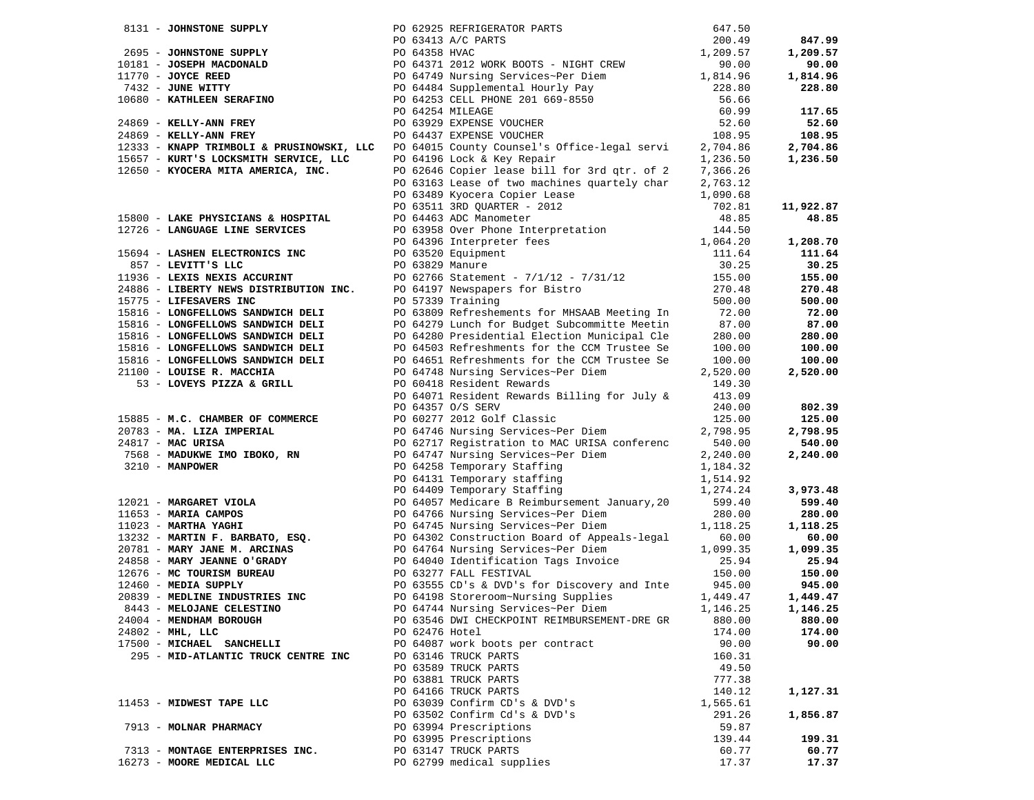| Vendor | PO / Description | Amount | Total |
|---|---|---|---|
| 8131 - **JOHNSTONE SUPPLY** | PO 62925 REFRIGERATOR PARTS | 647.50 | |
| | PO 63413 A/C PARTS | 200.49 | **847.99** |
| 2695 - **JOHNSTONE SUPPLY** | PO 64358 HVAC | 1,209.57 | **1,209.57** |
| 10181 - **JOSEPH MACDONALD** | PO 64371 2012 WORK BOOTS - NIGHT CREW | 90.00 | **90.00** |
| 11770 - **JOYCE REED** | PO 64749 Nursing Services~Per Diem | 1,814.96 | **1,814.96** |
| 7432 - **JUNE WITTY** | PO 64484 Supplemental Hourly Pay | 228.80 | **228.80** |
| 10680 - **KATHLEEN SERAFINO** | PO 64253 CELL PHONE 201 669-8550 | 56.66 | |
| | PO 64254 MILEAGE | 60.99 | **117.65** |
| 24869 - **KELLY-ANN FREY** | PO 63929 EXPENSE VOUCHER | 52.60 | **52.60** |
| 24869 - **KELLY-ANN FREY** | PO 64437 EXPENSE VOUCHER | 108.95 | **108.95** |
| 12333 - **KNAPP TRIMBOLI & PRUSINOWSKI, LLC** | PO 64015 County Counsel's Office-legal servi | 2,704.86 | **2,704.86** |
| 15657 - **KURT'S LOCKSMITH SERVICE, LLC** | PO 64196 Lock & Key Repair | 1,236.50 | **1,236.50** |
| 12650 - **KYOCERA MITA AMERICA, INC.** | PO 62646 Copier lease bill for 3rd qtr. of 2 | 7,366.26 | |
| | PO 63163 Lease of two machines quartely char | 2,763.12 | |
| | PO 63489 Kyocera Copier Lease | 1,090.68 | |
| | PO 63511 3RD QUARTER - 2012 | 702.81 | **11,922.87** |
| 15800 - **LAKE PHYSICIANS & HOSPITAL** | PO 64463 ADC Manometer | 48.85 | **48.85** |
| 12726 - **LANGUAGE LINE SERVICES** | PO 63958 Over Phone Interpretation | 144.50 | |
| | PO 64396 Interpreter fees | 1,064.20 | **1,208.70** |
| 15694 - **LASHEN ELECTRONICS INC** | PO 63520 Equipment | 111.64 | **111.64** |
| 857 - **LEVITT'S LLC** | PO 63829 Manure | 30.25 | **30.25** |
| 11936 - **LEXIS NEXIS ACCURINT** | PO 62766 Statement - 7/1/12 - 7/31/12 | 155.00 | **155.00** |
| 24886 - **LIBERTY NEWS DISTRIBUTION INC.** | PO 64197 Newspapers for Bistro | 270.48 | **270.48** |
| 15775 - **LIFESAVERS INC** | PO 57339 Training | 500.00 | **500.00** |
| 15816 - **LONGFELLOWS SANDWICH DELI** | PO 63809 Refreshements for MHSAAB Meeting In | 72.00 | **72.00** |
| 15816 - **LONGFELLOWS SANDWICH DELI** | PO 64279 Lunch for Budget Subcommitte Meetin | 87.00 | **87.00** |
| 15816 - **LONGFELLOWS SANDWICH DELI** | PO 64280 Presidential Election Municipal Cle | 280.00 | **280.00** |
| 15816 - **LONGFELLOWS SANDWICH DELI** | PO 64503 Refreshments for the CCM Trustee Se | 100.00 | **100.00** |
| 15816 - **LONGFELLOWS SANDWICH DELI** | PO 64651 Refreshments for the CCM Trustee Se | 100.00 | **100.00** |
| 21100 - **LOUISE R. MACCHIA** | PO 64748 Nursing Services~Per Diem | 2,520.00 | **2,520.00** |
| 53 - **LOVEYS PIZZA & GRILL** | PO 60418 Resident Rewards | 149.30 | |
| | PO 64071 Resident Rewards Billing for July & | 413.09 | |
| | PO 64357 O/S SERV | 240.00 | **802.39** |
| 15885 - **M.C. CHAMBER OF COMMERCE** | PO 60277 2012 Golf Classic | 125.00 | **125.00** |
| 20783 - **MA. LIZA IMPERIAL** | PO 64746 Nursing Services~Per Diem | 2,798.95 | **2,798.95** |
| 24817 - **MAC URISA** | PO 62717 Registration to MAC URISA conferenc | 540.00 | **540.00** |
| 7568 - **MADUKWE IMO IBOKO, RN** | PO 64747 Nursing Services~Per Diem | 2,240.00 | **2,240.00** |
| 3210 - **MANPOWER** | PO 64258 Temporary Staffing | 1,184.32 | |
| | PO 64131 Temporary staffing | 1,514.92 | |
| | PO 64409 Temporary Staffing | 1,274.24 | **3,973.48** |
| 12021 - **MARGARET VIOLA** | PO 64057 Medicare B Reimbursement January,20 | 599.40 | **599.40** |
| 11653 - **MARIA CAMPOS** | PO 64766 Nursing Services~Per Diem | 280.00 | **280.00** |
| 11023 - **MARTHA YAGHI** | PO 64745 Nursing Services~Per Diem | 1,118.25 | **1,118.25** |
| 13232 - **MARTIN F. BARBATO, ESQ.** | PO 64302 Construction Board of Appeals-legal | 60.00 | **60.00** |
| 20781 - **MARY JANE M. ARCINAS** | PO 64764 Nursing Services~Per Diem | 1,099.35 | **1,099.35** |
| 24858 - **MARY JEANNE O'GRADY** | PO 64040 Identification Tags Invoice | 25.94 | **25.94** |
| 12676 - **MC TOURISM BUREAU** | PO 63277 FALL FESTIVAL | 150.00 | **150.00** |
| 12460 - **MEDIA SUPPLY** | PO 63555 CD's & DVD's for Discovery and Inte | 945.00 | **945.00** |
| 20839 - **MEDLINE INDUSTRIES INC** | PO 64198 Storeroom~Nursing Supplies | 1,449.47 | **1,449.47** |
| 8443 - **MELOJANE CELESTINO** | PO 64744 Nursing Services~Per Diem | 1,146.25 | **1,146.25** |
| 24004 - **MENDHAM BOROUGH** | PO 63546 DWI CHECKPOINT REIMBURSEMENT-DRE GR | 880.00 | **880.00** |
| 24802 - **MHL, LLC** | PO 62476 Hotel | 174.00 | **174.00** |
| 17500 - **MICHAEL SANCHELLI** | PO 64087 work boots per contract | 90.00 | **90.00** |
| 295 - **MID-ATLANTIC TRUCK CENTRE INC** | PO 63146 TRUCK PARTS | 160.31 | |
| | PO 63589 TRUCK PARTS | 49.50 | |
| | PO 63881 TRUCK PARTS | 777.38 | |
| | PO 64166 TRUCK PARTS | 140.12 | **1,127.31** |
| 11453 - **MIDWEST TAPE LLC** | PO 63039 Confirm CD's & DVD's | 1,565.61 | |
| | PO 63502 Confirm Cd's & DVD's | 291.26 | **1,856.87** |
| 7913 - **MOLNAR PHARMACY** | PO 63994 Prescriptions | 59.87 | |
| | PO 63995 Prescriptions | 139.44 | **199.31** |
| 7313 - **MONTAGE ENTERPRISES INC.** | PO 63147 TRUCK PARTS | 60.77 | **60.77** |
| 16273 - **MOORE MEDICAL LLC** | PO 62799 medical supplies | 17.37 | **17.37** |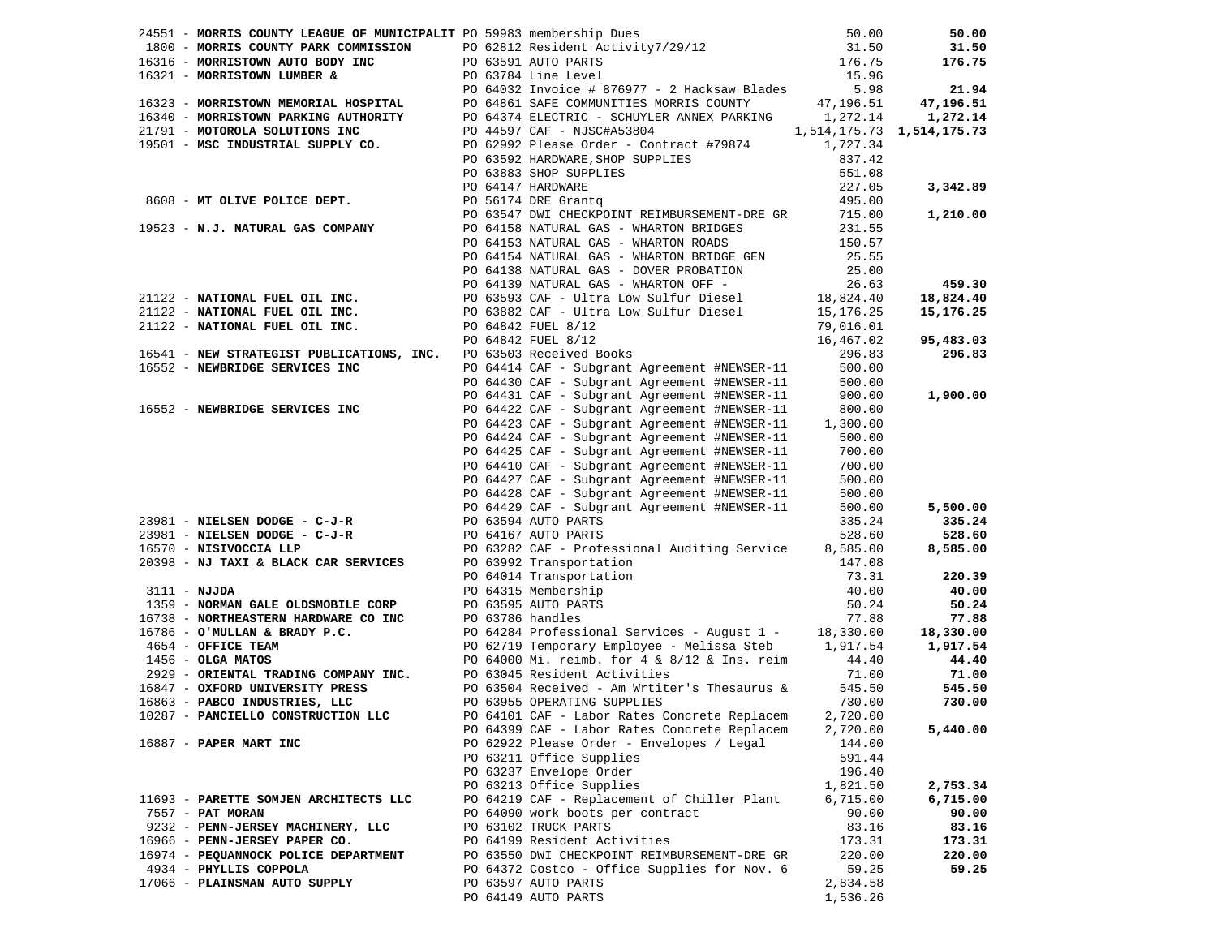| Vendor | PO / Description | Amount | Total |
|---|---|---|---|
| 24551 - **MORRIS COUNTY LEAGUE OF MUNICIPALIT** | PO 59983 membership Dues | 50.00 | **50.00** |
| 1800 - **MORRIS COUNTY PARK COMMISSION** | PO 62812 Resident Activity7/29/12 | 31.50 | **31.50** |
| 16316 - **MORRISTOWN AUTO BODY INC** | PO 63591 AUTO PARTS | 176.75 | **176.75** |
| 16321 - **MORRISTOWN LUMBER &** | PO 63784 Line Level | 15.96 | |
| | PO 64032 Invoice # 876977 - 2 Hacksaw Blades | 5.98 | **21.94** |
| 16323 - **MORRISTOWN MEMORIAL HOSPITAL** | PO 64861 SAFE COMMUNITIES MORRIS COUNTY | 47,196.51 | **47,196.51** |
| 16340 - **MORRISTOWN PARKING AUTHORITY** | PO 64374 ELECTRIC - SCHUYLER ANNEX PARKING | 1,272.14 | **1,272.14** |
| 21791 - **MOTOROLA SOLUTIONS INC** | PO 44597 CAF - NJSC#A53804 | 1,514,175.73 | **1,514,175.73** |
| 19501 - **MSC INDUSTRIAL SUPPLY CO.** | PO 62992 Please Order - Contract #79874 | 1,727.34 | |
| | PO 63592 HARDWARE,SHOP SUPPLIES | 837.42 | |
| | PO 63883 SHOP SUPPLIES | 551.08 | |
| | PO 64147 HARDWARE | 227.05 | **3,342.89** |
| 8608 - **MT OLIVE POLICE DEPT.** | PO 56174 DRE Grantq | 495.00 | |
| | PO 63547 DWI CHECKPOINT REIMBURSEMENT-DRE GR | 715.00 | **1,210.00** |
| 19523 - **N.J. NATURAL GAS COMPANY** | PO 64158 NATURAL GAS - WHARTON BRIDGES | 231.55 | |
| | PO 64153 NATURAL GAS - WHARTON ROADS | 150.57 | |
| | PO 64154 NATURAL GAS - WHARTON BRIDGE GEN | 25.55 | |
| | PO 64138 NATURAL GAS - DOVER PROBATION | 25.00 | |
| | PO 64139 NATURAL GAS - WHARTON OFF - | 26.63 | **459.30** |
| 21122 - **NATIONAL FUEL OIL INC.** | PO 63593 CAF - Ultra Low Sulfur Diesel | 18,824.40 | **18,824.40** |
| 21122 - **NATIONAL FUEL OIL INC.** | PO 63882 CAF - Ultra Low Sulfur Diesel | 15,176.25 | **15,176.25** |
| 21122 - **NATIONAL FUEL OIL INC.** | PO 64842 FUEL 8/12 | 79,016.01 | |
| | PO 64842 FUEL 8/12 | 16,467.02 | **95,483.03** |
| 16541 - **NEW STRATEGIST PUBLICATIONS, INC.** | PO 63503 Received Books | 296.83 | **296.83** |
| 16552 - **NEWBRIDGE SERVICES INC** | PO 64414 CAF - Subgrant Agreement #NEWSER-11 | 500.00 | |
| | PO 64430 CAF - Subgrant Agreement #NEWSER-11 | 500.00 | |
| | PO 64431 CAF - Subgrant Agreement #NEWSER-11 | 900.00 | **1,900.00** |
| 16552 - **NEWBRIDGE SERVICES INC** | PO 64422 CAF - Subgrant Agreement #NEWSER-11 | 800.00 | |
| | PO 64423 CAF - Subgrant Agreement #NEWSER-11 | 1,300.00 | |
| | PO 64424 CAF - Subgrant Agreement #NEWSER-11 | 500.00 | |
| | PO 64425 CAF - Subgrant Agreement #NEWSER-11 | 700.00 | |
| | PO 64410 CAF - Subgrant Agreement #NEWSER-11 | 700.00 | |
| | PO 64427 CAF - Subgrant Agreement #NEWSER-11 | 500.00 | |
| | PO 64428 CAF - Subgrant Agreement #NEWSER-11 | 500.00 | |
| | PO 64429 CAF - Subgrant Agreement #NEWSER-11 | 500.00 | **5,500.00** |
| 23981 - **NIELSEN DODGE - C-J-R** | PO 63594 AUTO PARTS | 335.24 | **335.24** |
| 23981 - **NIELSEN DODGE - C-J-R** | PO 64167 AUTO PARTS | 528.60 | **528.60** |
| 16570 - **NISIVOCCIA LLP** | PO 63282 CAF - Professional Auditing Service | 8,585.00 | **8,585.00** |
| 20398 - **NJ TAXI & BLACK CAR SERVICES** | PO 63992 Transportation | 147.08 | |
| | PO 64014 Transportation | 73.31 | **220.39** |
| 3111 - **NJJDA** | PO 64315 Membership | 40.00 | **40.00** |
| 1359 - **NORMAN GALE OLDSMOBILE CORP** | PO 63595 AUTO PARTS | 50.24 | **50.24** |
| 16738 - **NORTHEASTERN HARDWARE CO INC** | PO 63786 handles | 77.88 | **77.88** |
| 16786 - **O'MULLAN & BRADY P.C.** | PO 64284 Professional Services - August 1 - | 18,330.00 | **18,330.00** |
| 4654 - **OFFICE TEAM** | PO 62719 Temporary Employee - Melissa Steb | 1,917.54 | **1,917.54** |
| 1456 - **OLGA MATOS** | PO 64000 Mi. reimb. for 4 & 8/12 & Ins. reim | 44.40 | **44.40** |
| 2929 - **ORIENTAL TRADING COMPANY INC.** | PO 63045 Resident Activities | 71.00 | **71.00** |
| 16847 - **OXFORD UNIVERSITY PRESS** | PO 63504 Received - Am Wrtiter's Thesaurus & | 545.50 | **545.50** |
| 16863 - **PABCO INDUSTRIES, LLC** | PO 63955 OPERATING SUPPLIES | 730.00 | **730.00** |
| 10287 - **PANCIELLO CONSTRUCTION LLC** | PO 64101 CAF - Labor Rates Concrete Replacem | 2,720.00 | |
| | PO 64399 CAF - Labor Rates Concrete Replacem | 2,720.00 | **5,440.00** |
| 16887 - **PAPER MART INC** | PO 62922 Please Order - Envelopes / Legal | 144.00 | |
| | PO 63211 Office Supplies | 591.44 | |
| | PO 63237 Envelope Order | 196.40 | |
| | PO 63213 Office Supplies | 1,821.50 | **2,753.34** |
| 11693 - **PARETTE SOMJEN ARCHITECTS LLC** | PO 64219 CAF - Replacement of Chiller Plant | 6,715.00 | **6,715.00** |
| 7557 - **PAT MORAN** | PO 64090 work boots per contract | 90.00 | **90.00** |
| 9232 - **PENN-JERSEY MACHINERY, LLC** | PO 63102 TRUCK PARTS | 83.16 | **83.16** |
| 16966 - **PENN-JERSEY PAPER CO.** | PO 64199 Resident Activities | 173.31 | **173.31** |
| 16974 - **PEQUANNOCK POLICE DEPARTMENT** | PO 63550 DWI CHECKPOINT REIMBURSEMENT-DRE GR | 220.00 | **220.00** |
| 4934 - **PHYLLIS COPPOLA** | PO 64372 Costco - Office Supplies for Nov. 6 | 59.25 | **59.25** |
| 17066 - **PLAINSMAN AUTO SUPPLY** | PO 63597 AUTO PARTS | 2,834.58 | |
| | PO 64149 AUTO PARTS | 1,536.26 | |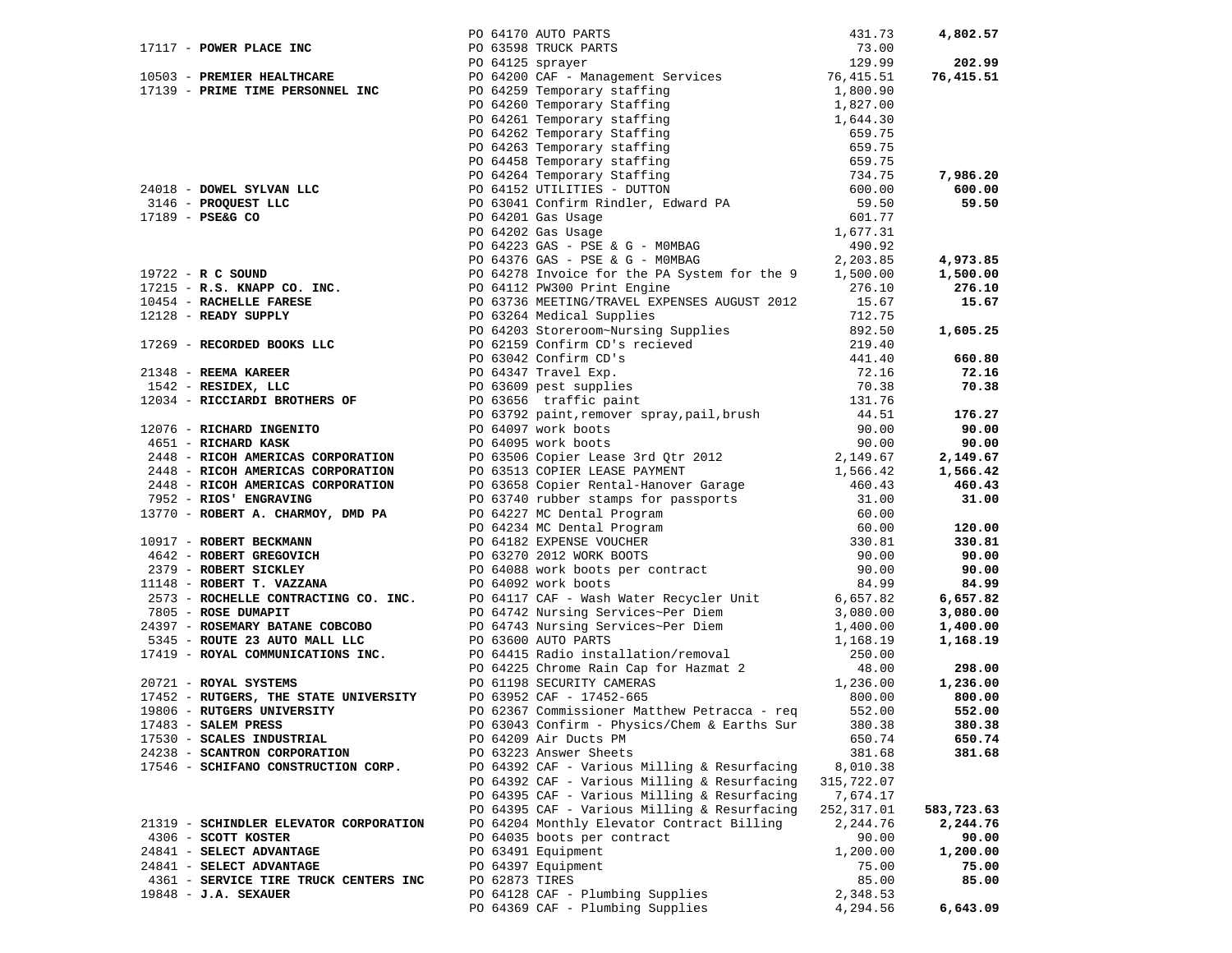| Vendor | PO / Description | Amount | Total |
|---|---|---|---|
| | PO 64170 AUTO PARTS | 431.73 | **4,802.57** |
| 17117 - **POWER PLACE INC** | PO 63598 TRUCK PARTS | 73.00 | |
| | PO 64125 sprayer | 129.99 | **202.99** |
| 10503 - **PREMIER HEALTHCARE** | PO 64200 CAF - Management Services | 76,415.51 | **76,415.51** |
| 17139 - **PRIME TIME PERSONNEL INC** | PO 64259 Temporary staffing | 1,800.90 | |
| | PO 64260 Temporary Staffing | 1,827.00 | |
| | PO 64261 Temporary staffing | 1,644.30 | |
| | PO 64262 Temporary Staffing | 659.75 | |
| | PO 64263 Temporary staffing | 659.75 | |
| | PO 64458 Temporary staffing | 659.75 | |
| | PO 64264 Temporary Staffing | 734.75 | **7,986.20** |
| 24018 - **DOWEL SYLVAN LLC** | PO 64152 UTILITIES - DUTTON | 600.00 | **600.00** |
| 3146 - **PROQUEST LLC** | PO 63041 Confirm Rindler, Edward PA | 59.50 | **59.50** |
| 17189 - **PSE&G CO** | PO 64201 Gas Usage | 601.77 | |
| | PO 64202 Gas Usage | 1,677.31 | |
| | PO 64223 GAS - PSE & G - M0MBAG | 490.92 | |
| | PO 64376 GAS - PSE & G - M0MBAG | 2,203.85 | **4,973.85** |
| 19722 - **R C SOUND** | PO 64278 Invoice for the PA System for the 9 | 1,500.00 | **1,500.00** |
| 17215 - **R.S. KNAPP CO. INC.** | PO 64112 PW300 Print Engine | 276.10 | **276.10** |
| 10454 - **RACHELLE FARESE** | PO 63736 MEETING/TRAVEL EXPENSES AUGUST 2012 | 15.67 | **15.67** |
| 12128 - **READY SUPPLY** | PO 63264 Medical Supplies | 712.75 | |
| | PO 64203 Storeroom~Nursing Supplies | 892.50 | **1,605.25** |
| 17269 - **RECORDED BOOKS LLC** | PO 62159 Confirm CD's recieved | 219.40 | |
| | PO 63042 Confirm CD's | 441.40 | **660.80** |
| 21348 - **REEMA KAREER** | PO 64347 Travel Exp. | 72.16 | **72.16** |
| 1542 - **RESIDEX, LLC** | PO 63609 pest supplies | 70.38 | **70.38** |
| 12034 - **RICCIARDI BROTHERS OF** | PO 63656 traffic paint | 131.76 | |
| | PO 63792 paint,remover spray,pail,brush | 44.51 | **176.27** |
| 12076 - **RICHARD INGENITO** | PO 64097 work boots | 90.00 | **90.00** |
| 4651 - **RICHARD KASK** | PO 64095 work boots | 90.00 | **90.00** |
| 2448 - **RICOH AMERICAS CORPORATION** | PO 63506 Copier Lease 3rd Qtr 2012 | 2,149.67 | **2,149.67** |
| 2448 - **RICOH AMERICAS CORPORATION** | PO 63513 COPIER LEASE PAYMENT | 1,566.42 | **1,566.42** |
| 2448 - **RICOH AMERICAS CORPORATION** | PO 63658 Copier Rental-Hanover Garage | 460.43 | **460.43** |
| 7952 - **RIOS' ENGRAVING** | PO 63740 rubber stamps for passports | 31.00 | **31.00** |
| 13770 - **ROBERT A. CHARMOY, DMD PA** | PO 64227 MC Dental Program | 60.00 | |
| | PO 64234 MC Dental Program | 60.00 | **120.00** |
| 10917 - **ROBERT BECKMANN** | PO 64182 EXPENSE VOUCHER | 330.81 | **330.81** |
| 4642 - **ROBERT GREGOVICH** | PO 63270 2012 WORK BOOTS | 90.00 | **90.00** |
| 2379 - **ROBERT SICKLEY** | PO 64088 work boots per contract | 90.00 | **90.00** |
| 11148 - **ROBERT T. VAZZANA** | PO 64092 work boots | 84.99 | **84.99** |
| 2573 - **ROCHELLE CONTRACTING CO. INC.** | PO 64117 CAF - Wash Water Recycler Unit | 6,657.82 | **6,657.82** |
| 7805 - **ROSE DUMAPIT** | PO 64742 Nursing Services~Per Diem | 3,080.00 | **3,080.00** |
| 24397 - **ROSEMARY BATANE COBCOBO** | PO 64743 Nursing Services~Per Diem | 1,400.00 | **1,400.00** |
| 5345 - **ROUTE 23 AUTO MALL LLC** | PO 63600 AUTO PARTS | 1,168.19 | **1,168.19** |
| 17419 - **ROYAL COMMUNICATIONS INC.** | PO 64415 Radio installation/removal | 250.00 | |
| | PO 64225 Chrome Rain Cap for Hazmat 2 | 48.00 | **298.00** |
| 20721 - **ROYAL SYSTEMS** | PO 61198 SECURITY CAMERAS | 1,236.00 | **1,236.00** |
| 17452 - **RUTGERS, THE STATE UNIVERSITY** | PO 63952 CAF - 17452-665 | 800.00 | **800.00** |
| 19806 - **RUTGERS UNIVERSITY** | PO 62367 Commissioner Matthew Petracca - req | 552.00 | **552.00** |
| 17483 - **SALEM PRESS** | PO 63043 Confirm - Physics/Chem & Earths Sur | 380.38 | **380.38** |
| 17530 - **SCALES INDUSTRIAL** | PO 64209 Air Ducts PM | 650.74 | **650.74** |
| 24238 - **SCANTRON CORPORATION** | PO 63223 Answer Sheets | 381.68 | **381.68** |
| 17546 - **SCHIFANO CONSTRUCTION CORP.** | PO 64392 CAF - Various Milling & Resurfacing | 8,010.38 | |
| | PO 64392 CAF - Various Milling & Resurfacing | 315,722.07 | |
| | PO 64395 CAF - Various Milling & Resurfacing | 7,674.17 | |
| | PO 64395 CAF - Various Milling & Resurfacing | 252,317.01 | **583,723.63** |
| 21319 - **SCHINDLER ELEVATOR CORPORATION** | PO 64204 Monthly Elevator Contract Billing | 2,244.76 | **2,244.76** |
| 4306 - **SCOTT KOSTER** | PO 64035 boots per contract | 90.00 | **90.00** |
| 24841 - **SELECT ADVANTAGE** | PO 63491 Equipment | 1,200.00 | **1,200.00** |
| 24841 - **SELECT ADVANTAGE** | PO 64397 Equipment | 75.00 | **75.00** |
| 4361 - **SERVICE TIRE TRUCK CENTERS INC** | PO 62873 TIRES | 85.00 | **85.00** |
| 19848 - **J.A. SEXAUER** | PO 64128 CAF - Plumbing Supplies | 2,348.53 | |
| | PO 64369 CAF - Plumbing Supplies | 4,294.56 | **6,643.09** |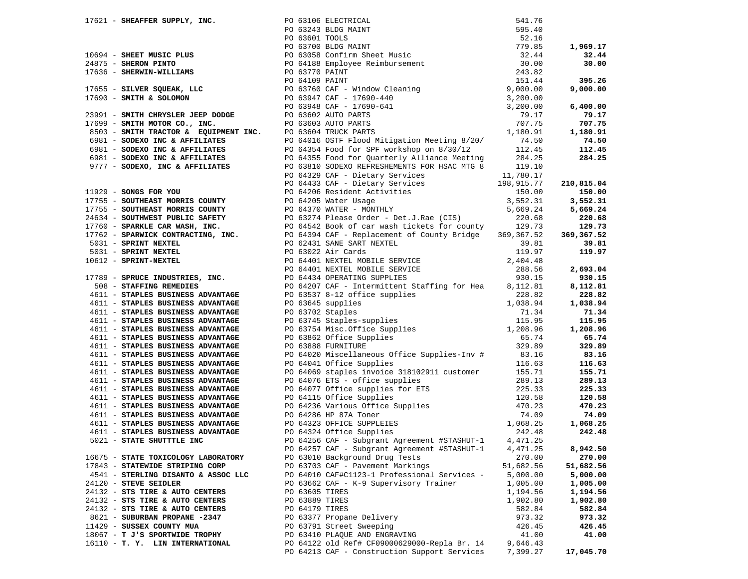| Vendor | PO / Description | Amount | Total |
|---|---|---|---|
| 17621 - **SHEAFFER SUPPLY, INC.** | PO 63106 ELECTRICAL | 541.76 | |
| | PO 63243 BLDG MAINT | 595.40 | |
| | PO 63601 TOOLS | 52.16 | |
| | PO 63700 BLDG MAINT | 779.85 | **1,969.17** |
| 10694 - **SHEET MUSIC PLUS** | PO 63058 Confirm Sheet Music | 32.44 | **32.44** |
| 24875 - **SHERON PINTO** | PO 64188 Employee Reimbursement | 30.00 | **30.00** |
| 17636 - **SHERWIN-WILLIAMS** | PO 63770 PAINT | 243.82 | |
| | PO 64109 PAINT | 151.44 | **395.26** |
| 17655 - **SILVER SQUEAK, LLC** | PO 63760 CAF - Window Cleaning | 9,000.00 | **9,000.00** |
| 17690 - **SMITH & SOLOMON** | PO 63947 CAF - 17690-440 | 3,200.00 | |
| | PO 63948 CAF - 17690-641 | 3,200.00 | **6,400.00** |
| 23991 - **SMITH CHRYSLER JEEP DODGE** | PO 63602 AUTO PARTS | 79.17 | **79.17** |
| 17699 - **SMITH MOTOR CO., INC.** | PO 63603 AUTO PARTS | 707.75 | **707.75** |
| 8503 - **SMITH TRACTOR & EQUIPMENT INC.** | PO 63604 TRUCK PARTS | 1,180.91 | **1,180.91** |
| 6981 - **SODEXO INC & AFFILIATES** | PO 64016 OSTF Flood Mitigation Meeting 8/20/ | 74.50 | **74.50** |
| 6981 - **SODEXO INC & AFFILIATES** | PO 64354 Food for SPF workshop on 8/30/12 | 112.45 | **112.45** |
| 6981 - **SODEXO INC & AFFILIATES** | PO 64355 Food for Quarterly Alliance Meeting | 284.25 | **284.25** |
| 9777 - **SODEXO, INC & AFFILIATES** | PO 63810 SODEXO REFRESHEMENTS FOR HSAC MTG 8 | 119.10 | |
| | PO 64329 CAF - Dietary Services | 11,780.17 | |
| | PO 64433 CAF - Dietary Services | 198,915.77 | **210,815.04** |
| 11929 - **SONGS FOR YOU** | PO 64206 Resident Activities | 150.00 | **150.00** |
| 17755 - **SOUTHEAST MORRIS COUNTY** | PO 64205 Water Usage | 3,552.31 | **3,552.31** |
| 17755 - **SOUTHEAST MORRIS COUNTY** | PO 64370 WATER - MONTHLY | 5,669.24 | **5,669.24** |
| 24634 - **SOUTHWEST PUBLIC SAFETY** | PO 63274 Please Order - Det.J.Rae (CIS) | 220.68 | **220.68** |
| 17760 - **SPARKLE CAR WASH, INC.** | PO 64542 Book of car wash tickets for county | 129.73 | **129.73** |
| 17762 - **SPARWICK CONTRACTING, INC.** | PO 64394 CAF - Replacement of County Bridge | 369,367.52 | **369,367.52** |
| 5031 - **SPRINT NEXTEL** | PO 62431 SANE SART NEXTEL | 39.81 | **39.81** |
| 5031 - **SPRINT NEXTEL** | PO 63022 Air Cards | 119.97 | **119.97** |
| 10612 - **SPRINT-NEXTEL** | PO 64401 NEXTEL MOBILE SERVICE | 2,404.48 | |
| | PO 64401 NEXTEL MOBILE SERVICE | 288.56 | **2,693.04** |
| 17789 - **SPRUCE INDUSTRIES, INC.** | PO 64434 OPERATING SUPPLIES | 930.15 | **930.15** |
| 508 - **STAFFING REMEDIES** | PO 64207 CAF - Intermittent Staffing for Hea | 8,112.81 | **8,112.81** |
| 4611 - **STAPLES BUSINESS ADVANTAGE** | PO 63537 8-12 office supplies | 228.82 | **228.82** |
| 4611 - **STAPLES BUSINESS ADVANTAGE** | PO 63645 supplies | 1,038.94 | **1,038.94** |
| 4611 - **STAPLES BUSINESS ADVANTAGE** | PO 63702 Staples | 71.34 | **71.34** |
| 4611 - **STAPLES BUSINESS ADVANTAGE** | PO 63745 Staples-supplies | 115.95 | **115.95** |
| 4611 - **STAPLES BUSINESS ADVANTAGE** | PO 63754 Misc.Office Supplies | 1,208.96 | **1,208.96** |
| 4611 - **STAPLES BUSINESS ADVANTAGE** | PO 63862 Office Supplies | 65.74 | **65.74** |
| 4611 - **STAPLES BUSINESS ADVANTAGE** | PO 63888 FURNITURE | 329.89 | **329.89** |
| 4611 - **STAPLES BUSINESS ADVANTAGE** | PO 64020 Miscellaneous Office Supplies-Inv # | 83.16 | **83.16** |
| 4611 - **STAPLES BUSINESS ADVANTAGE** | PO 64041 Office Supplies | 116.63 | **116.63** |
| 4611 - **STAPLES BUSINESS ADVANTAGE** | PO 64069 staples invoice 318102911 customer | 155.71 | **155.71** |
| 4611 - **STAPLES BUSINESS ADVANTAGE** | PO 64076 ETS - office supplies | 289.13 | **289.13** |
| 4611 - **STAPLES BUSINESS ADVANTAGE** | PO 64077 Office supplies for ETS | 225.33 | **225.33** |
| 4611 - **STAPLES BUSINESS ADVANTAGE** | PO 64115 Office Supplies | 120.58 | **120.58** |
| 4611 - **STAPLES BUSINESS ADVANTAGE** | PO 64236 Various Office Supplies | 470.23 | **470.23** |
| 4611 - **STAPLES BUSINESS ADVANTAGE** | PO 64286 HP 87A Toner | 74.09 | **74.09** |
| 4611 - **STAPLES BUSINESS ADVANTAGE** | PO 64323 OFFICE SUPPLEIES | 1,068.25 | **1,068.25** |
| 4611 - **STAPLES BUSINESS ADVANTAGE** | PO 64324 Office Supplies | 242.48 | **242.48** |
| 5021 - **STATE SHUTTTLE INC** | PO 64256 CAF - Subgrant Agreement #STASHUT-1 | 4,471.25 | |
| | PO 64257 CAF - Subgrant Agreement #STASHUT-1 | 4,471.25 | **8,942.50** |
| 16675 - **STATE TOXICOLOGY LABORATORY** | PO 63010 Background Drug Tests | 270.00 | **270.00** |
| 17843 - **STATEWIDE STRIPING CORP** | PO 63703 CAF - Pavement Markings | 51,682.56 | **51,682.56** |
| 4541 - **STERLING DISANTO & ASSOC LLC** | PO 64010 CAF#C1123-1 Professional Services - | 5,000.00 | **5,000.00** |
| 24120 - **STEVE SEIDLER** | PO 63662 CAF - K-9 Supervisory Trainer | 1,005.00 | **1,005.00** |
| 24132 - **STS TIRE & AUTO CENTERS** | PO 63605 TIRES | 1,194.56 | **1,194.56** |
| 24132 - **STS TIRE & AUTO CENTERS** | PO 63889 TIRES | 1,902.80 | **1,902.80** |
| 24132 - **STS TIRE & AUTO CENTERS** | PO 64179 TIRES | 582.84 | **582.84** |
| 8621 - **SUBURBAN PROPANE -2347** | PO 63377 Propane Delivery | 973.32 | **973.32** |
| 11429 - **SUSSEX COUNTY MUA** | PO 63791 Street Sweeping | 426.45 | **426.45** |
| 18067 - **T J'S SPORTWIDE TROPHY** | PO 63410 PLAQUE AND ENGRAVING | 41.00 | **41.00** |
| 16110 - **T. Y. LIN INTERNATIONAL** | PO 64122 old Ref# CF09000629000-Repla Br. 14 | 9,646.43 | |
| | PO 64213 CAF - Construction Support Services | 7,399.27 | **17,045.70** |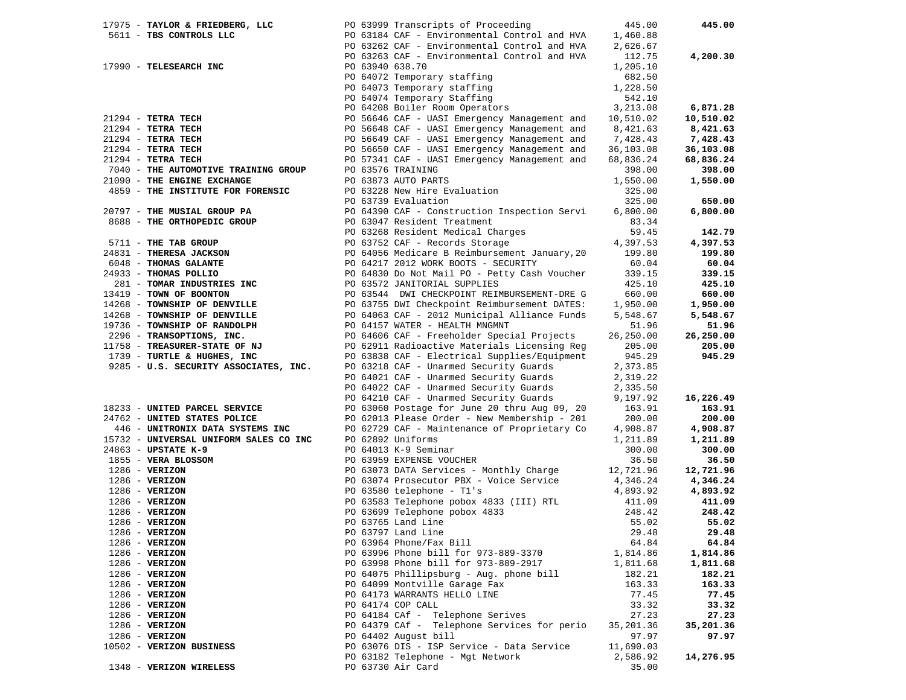| Vendor | PO / Description | Amount | Total |
|---|---|---|---|
| 17975 - **TAYLOR & FRIEDBERG, LLC** | PO 63999 Transcripts of Proceeding | 445.00 | **445.00** |
| 5611 - **TBS CONTROLS LLC** | PO 63184 CAF - Environmental Control and HVA | 1,460.88 | |
| | PO 63262 CAF - Environmental Control and HVA | 2,626.67 | |
| | PO 63263 CAF - Environmental Control and HVA | 112.75 | **4,200.30** |
| 17990 - **TELESEARCH INC** | PO 63940 638.70 | 1,205.10 | |
| | PO 64072 Temporary staffing | 682.50 | |
| | PO 64073 Temporary staffing | 1,228.50 | |
| | PO 64074 Temporary Staffing | 542.10 | |
| | PO 64208 Boiler Room Operators | 3,213.08 | **6,871.28** |
| 21294 - **TETRA TECH** | PO 56646 CAF - UASI Emergency Management and | 10,510.02 | **10,510.02** |
| 21294 - **TETRA TECH** | PO 56648 CAF - UASI Emergency Management and | 8,421.63 | **8,421.63** |
| 21294 - **TETRA TECH** | PO 56649 CAF - UASI Emergency Management and | 7,428.43 | **7,428.43** |
| 21294 - **TETRA TECH** | PO 56650 CAF - UASI Emergency Management and | 36,103.08 | **36,103.08** |
| 21294 - **TETRA TECH** | PO 57341 CAF - UASI Emergency Management and | 68,836.24 | **68,836.24** |
| 7040 - **THE AUTOMOTIVE TRAINING GROUP** | PO 63576 TRAINING | 398.00 | **398.00** |
| 21090 - **THE ENGINE EXCHANGE** | PO 63873 AUTO PARTS | 1,550.00 | **1,550.00** |
| 4859 - **THE INSTITUTE FOR FORENSIC** | PO 63228 New Hire Evaluation | 325.00 | |
| | PO 63739 Evaluation | 325.00 | **650.00** |
| 20797 - **THE MUSIAL GROUP PA** | PO 64390 CAF - Construction Inspection Servi | 6,800.00 | **6,800.00** |
| 8688 - **THE ORTHOPEDIC GROUP** | PO 63047 Resident Treatment | 83.34 | |
| | PO 63268 Resident Medical Charges | 59.45 | **142.79** |
| 5711 - **THE TAB GROUP** | PO 63752 CAF - Records Storage | 4,397.53 | **4,397.53** |
| 24831 - **THERESA JACKSON** | PO 64056 Medicare B Reimbursement January,20 | 199.80 | **199.80** |
| 6048 - **THOMAS GALANTE** | PO 64217 2012 WORK BOOTS - SECURITY | 60.04 | **60.04** |
| 24933 - **THOMAS POLLIO** | PO 64830 Do Not Mail PO - Petty Cash Voucher | 339.15 | **339.15** |
| 281 - **TOMAR INDUSTRIES INC** | PO 63572 JANITORIAL SUPPLIES | 425.10 | **425.10** |
| 13419 - **TOWN OF BOONTON** | PO 63544 DWI CHECKPOINT REIMBURSEMENT-DRE G | 660.00 | **660.00** |
| 14268 - **TOWNSHIP OF DENVILLE** | PO 63755 DWI Checkpoint Reimbursement DATES: | 1,950.00 | **1,950.00** |
| 14268 - **TOWNSHIP OF DENVILLE** | PO 64063 CAF - 2012 Municipal Alliance Funds | 5,548.67 | **5,548.67** |
| 19736 - **TOWNSHIP OF RANDOLPH** | PO 64157 WATER - HEALTH MNGMNT | 51.96 | **51.96** |
| 2296 - **TRANSOPTIONS, INC.** | PO 64606 CAF - Freeholder Special Projects | 26,250.00 | **26,250.00** |
| 11758 - **TREASURER-STATE OF NJ** | PO 62911 Radioactive Materials Licensing Reg | 205.00 | **205.00** |
| 1739 - **TURTLE & HUGHES, INC** | PO 63838 CAF - Electrical Supplies/Equipment | 945.29 | **945.29** |
| 9285 - **U.S. SECURITY ASSOCIATES, INC.** | PO 63218 CAF - Unarmed Security Guards | 2,373.85 | |
| | PO 64021 CAF - Unarmed Security Guards | 2,319.22 | |
| | PO 64022 CAF - Unarmed Security Guards | 2,335.50 | |
| | PO 64210 CAF - Unarmed Security Guards | 9,197.92 | **16,226.49** |
| 18233 - **UNITED PARCEL SERVICE** | PO 63060 Postage for June 20 thru Aug 09, 20 | 163.91 | **163.91** |
| 24762 - **UNITED STATES POLICE** | PO 62013 Please Order - New Membership - 201 | 200.00 | **200.00** |
| 446 - **UNITRONIX DATA SYSTEMS INC** | PO 62729 CAF - Maintenance of Proprietary Co | 4,908.87 | **4,908.87** |
| 15732 - **UNIVERSAL UNIFORM SALES CO INC** | PO 62892 Uniforms | 1,211.89 | **1,211.89** |
| 24863 - **UPSTATE K-9** | PO 64013 K-9 Seminar | 300.00 | **300.00** |
| 1855 - **VERA BLOSSOM** | PO 63959 EXPENSE VOUCHER | 36.50 | **36.50** |
| 1286 - **VERIZON** | PO 63073 DATA Services - Monthly Charge | 12,721.96 | **12,721.96** |
| 1286 - **VERIZON** | PO 63074 Prosecutor PBX - Voice Service | 4,346.24 | **4,346.24** |
| 1286 - **VERIZON** | PO 63580 telephone - T1's | 4,893.92 | **4,893.92** |
| 1286 - **VERIZON** | PO 63583 Telephone pobox 4833 (III) RTL | 411.09 | **411.09** |
| 1286 - **VERIZON** | PO 63699 Telephone pobox 4833 | 248.42 | **248.42** |
| 1286 - **VERIZON** | PO 63765 Land Line | 55.02 | **55.02** |
| 1286 - **VERIZON** | PO 63797 Land Line | 29.48 | **29.48** |
| 1286 - **VERIZON** | PO 63964 Phone/Fax Bill | 64.84 | **64.84** |
| 1286 - **VERIZON** | PO 63996 Phone bill for 973-889-3370 | 1,814.86 | **1,814.86** |
| 1286 - **VERIZON** | PO 63998 Phone bill for 973-889-2917 | 1,811.68 | **1,811.68** |
| 1286 - **VERIZON** | PO 64075 Phillipsburg - Aug. phone bill | 182.21 | **182.21** |
| 1286 - **VERIZON** | PO 64099 Montville Garage Fax | 163.33 | **163.33** |
| 1286 - **VERIZON** | PO 64173 WARRANTS HELLO LINE | 77.45 | **77.45** |
| 1286 - **VERIZON** | PO 64174 COP CALL | 33.32 | **33.32** |
| 1286 - **VERIZON** | PO 64184 CAf - Telephone Serives | 27.23 | **27.23** |
| 1286 - **VERIZON** | PO 64379 CAf - Telephone Services for perio | 35,201.36 | **35,201.36** |
| 1286 - **VERIZON** | PO 64402 August bill | 97.97 | **97.97** |
| 10502 - **VERIZON BUSINESS** | PO 63076 DIS - ISP Service - Data Service | 11,690.03 | |
| | PO 63182 Telephone - Mgt Network | 2,586.92 | **14,276.95** |
| 1348 - **VERIZON WIRELESS** | PO 63730 Air Card | 35.00 | |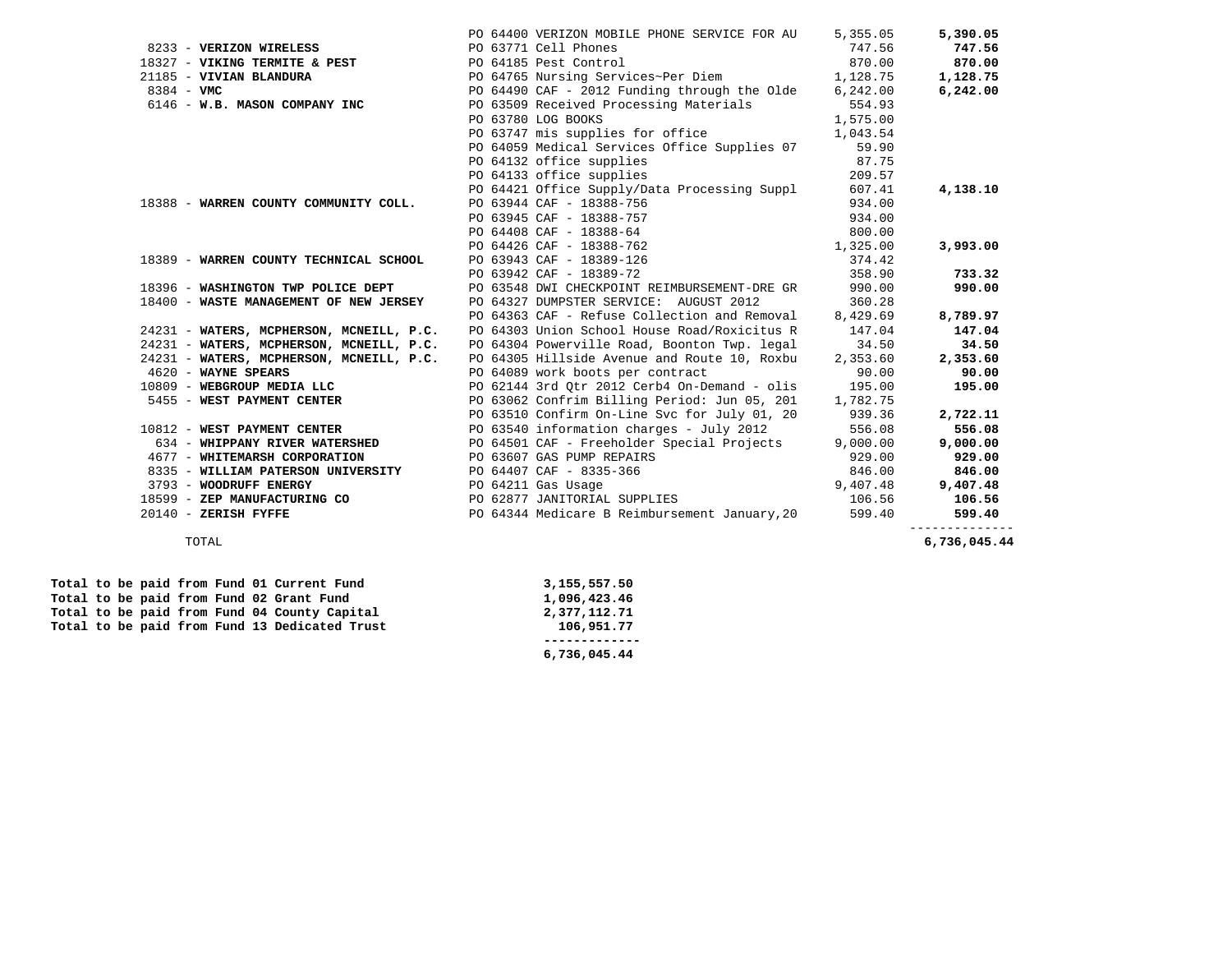| Vendor | Description | Amount | Total |
|---|---|---|---|
| | PO 64400 VERIZON MOBILE PHONE SERVICE FOR AU | 5,355.05 | **5,390.05** |
| 8233 - **VERIZON WIRELESS** | PO 63771 Cell Phones | 747.56 | **747.56** |
| 18327 - **VIKING TERMITE & PEST** | PO 64185 Pest Control | 870.00 | **870.00** |
| 21185 - **VIVIAN BLANDURA** | PO 64765 Nursing Services~Per Diem | 1,128.75 | **1,128.75** |
| 8384 - **VMC** | PO 64490 CAF - 2012 Funding through the Olde | 6,242.00 | **6,242.00** |
| 6146 - **W.B. MASON COMPANY INC** | PO 63509 Received Processing Materials | 554.93 | |
| | PO 63780 LOG BOOKS | 1,575.00 | |
| | PO 63747 mis supplies for office | 1,043.54 | |
| | PO 64059 Medical Services Office Supplies 07 | 59.90 | |
| | PO 64132 office supplies | 87.75 | |
| | PO 64133 office supplies | 209.57 | |
| | PO 64421 Office Supply/Data Processing Suppl | 607.41 | **4,138.10** |
| 18388 - **WARREN COUNTY COMMUNITY COLL.** | PO 63944 CAF - 18388-756 | 934.00 | |
| | PO 63945 CAF - 18388-757 | 934.00 | |
| | PO 64408 CAF - 18388-64 | 800.00 | |
| | PO 64426 CAF - 18388-762 | 1,325.00 | **3,993.00** |
| 18389 - **WARREN COUNTY TECHNICAL SCHOOL** | PO 63943 CAF - 18389-126 | 374.42 | |
| | PO 63942 CAF - 18389-72 | 358.90 | **733.32** |
| 18396 - **WASHINGTON TWP POLICE DEPT** | PO 63548 DWI CHECKPOINT REIMBURSEMENT-DRE GR | 990.00 | **990.00** |
| 18400 - **WASTE MANAGEMENT OF NEW JERSEY** | PO 64327 DUMPSTER SERVICE: AUGUST 2012 | 360.28 | |
| | PO 64363 CAF - Refuse Collection and Removal | 8,429.69 | **8,789.97** |
| 24231 - **WATERS, MCPHERSON, MCNEILL, P.C.** | PO 64303 Union School House Road/Roxicitus R | 147.04 | **147.04** |
| 24231 - **WATERS, MCPHERSON, MCNEILL, P.C.** | PO 64304 Powerville Road, Boonton Twp. legal | 34.50 | **34.50** |
| 24231 - **WATERS, MCPHERSON, MCNEILL, P.C.** | PO 64305 Hillside Avenue and Route 10, Roxbu | 2,353.60 | **2,353.60** |
| 4620 - **WAYNE SPEARS** | PO 64089 work boots per contract | 90.00 | **90.00** |
| 10809 - **WEBGROUP MEDIA LLC** | PO 62144 3rd Qtr 2012 Cerb4 On-Demand - olis | 195.00 | **195.00** |
| 5455 - **WEST PAYMENT CENTER** | PO 63062 Confrim Billing Period: Jun 05, 201 | 1,782.75 | |
| | PO 63510 Confirm On-Line Svc for July 01, 20 | 939.36 | **2,722.11** |
| 10812 - **WEST PAYMENT CENTER** | PO 63540 information charges - July 2012 | 556.08 | **556.08** |
| 634 - **WHIPPANY RIVER WATERSHED** | PO 64501 CAF - Freeholder Special Projects | 9,000.00 | **9,000.00** |
| 4677 - **WHITEMARSH CORPORATION** | PO 63607 GAS PUMP REPAIRS | 929.00 | **929.00** |
| 8335 - **WILLIAM PATERSON UNIVERSITY** | PO 64407 CAF - 8335-366 | 846.00 | **846.00** |
| 3793 - **WOODRUFF ENERGY** | PO 64211 Gas Usage | 9,407.48 | **9,407.48** |
| 18599 - **ZEP MANUFACTURING CO** | PO 62877 JANITORIAL SUPPLIES | 106.56 | **106.56** |
| 20140 - **ZERISH FYFFE** | PO 64344 Medicare B Reimbursement January,20 | 599.40 | **599.40** |
| TOTAL | | | **6,736,045.44** |

| | |
|---|---|
| **Total to be paid from Fund 01 Current Fund** | **3,155,557.50** |
| **Total to be paid from Fund 02 Grant Fund** | **1,096,423.46** |
| **Total to be paid from Fund 04 County Capital** | **2,377,112.71** |
| **Total to be paid from Fund 13 Dedicated Trust** | **106,951.77** |
| | **6,736,045.44** |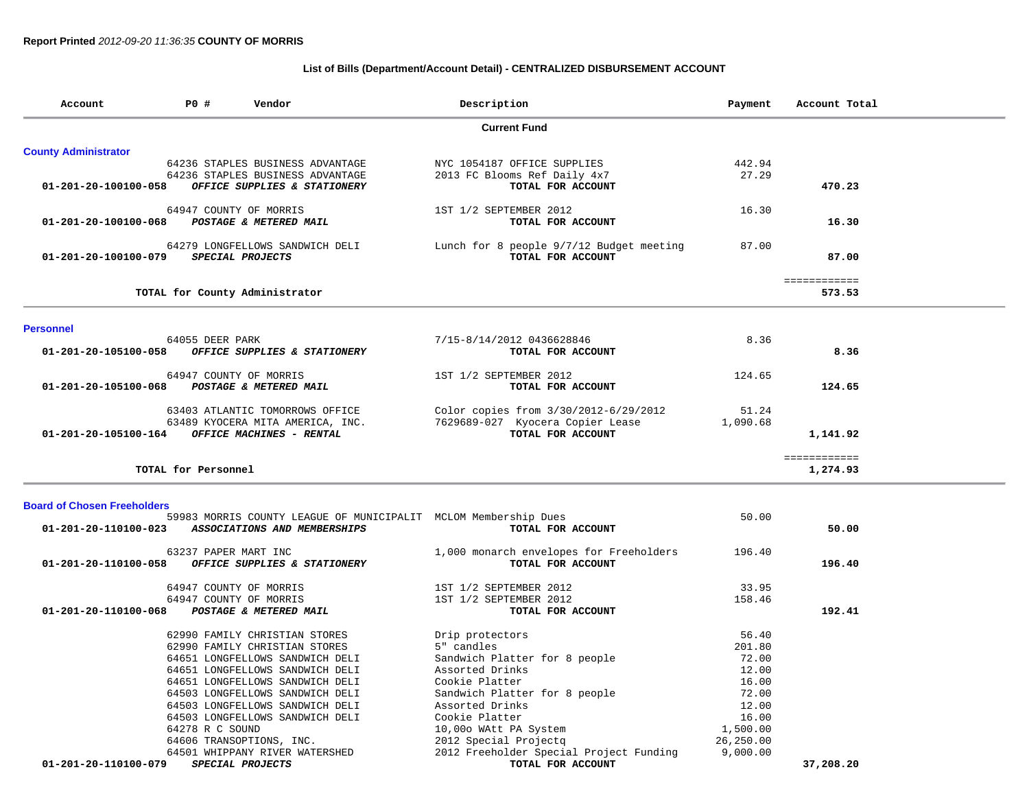**Report Printed** *2012-09-20 11:36:35* **COUNTY OF MORRIS**

### List of Bills (Department/Account Detail) - CENTRALIZED DISBURSEMENT ACCOUNT

| Account | PO # | Vendor | Description | Payment | Account Total |
|---|---|---|---|---|---|
| | | **Current Fund** | | | |
| **County Administrator** | | | | | |
| | 64236 | STAPLES BUSINESS ADVANTAGE | NYC 1054187 OFFICE SUPPLIES | 442.94 | |
| | 64236 | STAPLES BUSINESS ADVANTAGE | 2013 FC Blooms Ref Daily 4x7 | 27.29 | |
| **01-201-20-100100-058** | | ***OFFICE SUPPLIES & STATIONERY*** | **TOTAL FOR ACCOUNT** | | **470.23** |
| | 64947 | COUNTY OF MORRIS | 1ST 1/2 SEPTEMBER 2012 | 16.30 | |
| **01-201-20-100100-068** | | ***POSTAGE & METERED MAIL*** | **TOTAL FOR ACCOUNT** | | **16.30** |
| | 64279 | LONGFELLOWS SANDWICH DELI | Lunch for 8 people 9/7/12 Budget meeting | 87.00 | |
| **01-201-20-100100-079** | | ***SPECIAL PROJECTS*** | **TOTAL FOR ACCOUNT** | | **87.00** |
| | | **TOTAL for County Administrator** | | | ============ **573.53** |
| **Personnel** | | | | | |
| | 64055 | DEER PARK | 7/15-8/14/2012 0436628846 | 8.36 | |
| **01-201-20-105100-058** | | ***OFFICE SUPPLIES & STATIONERY*** | **TOTAL FOR ACCOUNT** | | **8.36** |
| | 64947 | COUNTY OF MORRIS | 1ST 1/2 SEPTEMBER 2012 | 124.65 | |
| **01-201-20-105100-068** | | ***POSTAGE & METERED MAIL*** | **TOTAL FOR ACCOUNT** | | **124.65** |
| | 63403 | ATLANTIC TOMORROWS OFFICE | Color copies from 3/30/2012-6/29/2012 | 51.24 | |
| | 63489 | KYOCERA MITA AMERICA, INC. | 7629689-027 Kyocera Copier Lease | 1,090.68 | |
| **01-201-20-105100-164** | | ***OFFICE MACHINES - RENTAL*** | **TOTAL FOR ACCOUNT** | | **1,141.92** |
| | | **TOTAL for Personnel** | | | ============ **1,274.93** |
| **Board of Chosen Freeholders** | | | | | |
| | 59983 | MORRIS COUNTY LEAGUE OF MUNICIPALIT | MCLOM Membership Dues | 50.00 | |
| **01-201-20-110100-023** | | ***ASSOCIATIONS AND MEMBERSHIPS*** | **TOTAL FOR ACCOUNT** | | **50.00** |
| | 63237 | PAPER MART INC | 1,000 monarch envelopes for Freeholders | 196.40 | |
| **01-201-20-110100-058** | | ***OFFICE SUPPLIES & STATIONERY*** | **TOTAL FOR ACCOUNT** | | **196.40** |
| | 64947 | COUNTY OF MORRIS | 1ST 1/2 SEPTEMBER 2012 | 33.95 | |
| | 64947 | COUNTY OF MORRIS | 1ST 1/2 SEPTEMBER 2012 | 158.46 | |
| **01-201-20-110100-068** | | ***POSTAGE & METERED MAIL*** | **TOTAL FOR ACCOUNT** | | **192.41** |
| | 62990 | FAMILY CHRISTIAN STORES | Drip protectors | 56.40 | |
| | 62990 | FAMILY CHRISTIAN STORES | 5" candles | 201.80 | |
| | 64651 | LONGFELLOWS SANDWICH DELI | Sandwich Platter for 8 people | 72.00 | |
| | 64651 | LONGFELLOWS SANDWICH DELI | Assorted Drinks | 12.00 | |
| | 64651 | LONGFELLOWS SANDWICH DELI | Cookie Platter | 16.00 | |
| | 64503 | LONGFELLOWS SANDWICH DELI | Sandwich Platter for 8 people | 72.00 | |
| | 64503 | LONGFELLOWS SANDWICH DELI | Assorted Drinks | 12.00 | |
| | 64503 | LONGFELLOWS SANDWICH DELI | Cookie Platter | 16.00 | |
| | 64278 | R C SOUND | 10,00o WAtt PA System | 1,500.00 | |
| | 64606 | TRANSOPTIONS, INC. | 2012 Special Projectq | 26,250.00 | |
| | 64501 | WHIPPANY RIVER WATERSHED | 2012 Freeholder Special Project Funding | 9,000.00 | |
| **01-201-20-110100-079** | | ***SPECIAL PROJECTS*** | **TOTAL FOR ACCOUNT** | | **37,208.20** |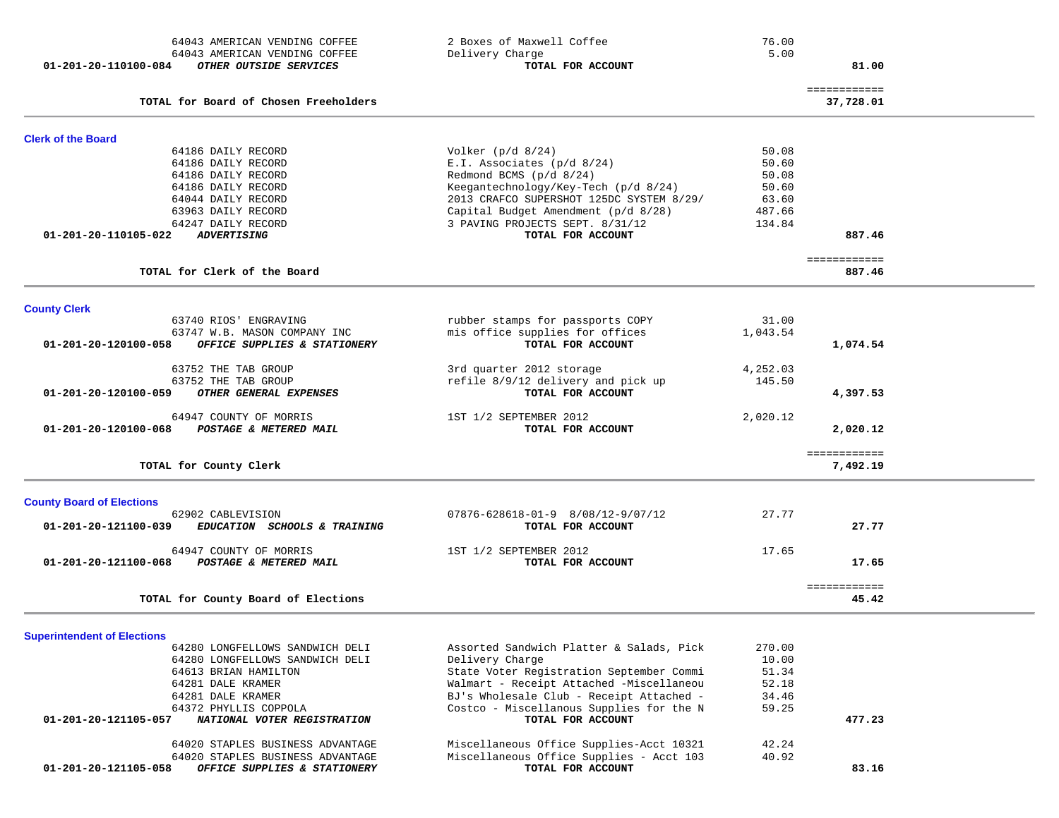| Account / Vendor | Description | Amount | Total |
|---|---|---|---|
| 64043 AMERICAN VENDING COFFEE | 2 Boxes of Maxwell Coffee | 76.00 | |
| 64043 AMERICAN VENDING COFFEE | Delivery Charge | 5.00 | |
| **01-201-20-110100-084** ***OTHER OUTSIDE SERVICES*** | **TOTAL FOR ACCOUNT** | | **81.00** |
| | | | ============ |
| **TOTAL for Board of Chosen Freeholders** | | | **37,728.01** |

## Clerk of the Board

| Account / Vendor | Description | Amount | Total |
|---|---|---|---|
| 64186 DAILY RECORD | Volker (p/d 8/24) | 50.08 | |
| 64186 DAILY RECORD | E.I. Associates (p/d 8/24) | 50.60 | |
| 64186 DAILY RECORD | Redmond BCMS (p/d 8/24) | 50.08 | |
| 64186 DAILY RECORD | Keegantechnology/Key-Tech (p/d 8/24) | 50.60 | |
| 64044 DAILY RECORD | 2013 CRAFCO SUPERSHOT 125DC SYSTEM 8/29/ | 63.60 | |
| 63963 DAILY RECORD | Capital Budget Amendment (p/d 8/28) | 487.66 | |
| 64247 DAILY RECORD | 3 PAVING PROJECTS SEPT. 8/31/12 | 134.84 | |
| **01-201-20-110105-022** ***ADVERTISING*** | **TOTAL FOR ACCOUNT** | | **887.46** |
| | | | ============ |
| **TOTAL for Clerk of the Board** | | | **887.46** |

## County Clerk

| Account / Vendor | Description | Amount | Total |
|---|---|---|---|
| 63740 RIOS' ENGRAVING | rubber stamps for passports COPY | 31.00 | |
| 63747 W.B. MASON COMPANY INC | mis office supplies for offices | 1,043.54 | |
| **01-201-20-120100-058** ***OFFICE SUPPLIES & STATIONERY*** | **TOTAL FOR ACCOUNT** | | **1,074.54** |
| 63752 THE TAB GROUP | 3rd quarter 2012 storage | 4,252.03 | |
| 63752 THE TAB GROUP | refile 8/9/12 delivery and pick up | 145.50 | |
| **01-201-20-120100-059** ***OTHER GENERAL EXPENSES*** | **TOTAL FOR ACCOUNT** | | **4,397.53** |
| 64947 COUNTY OF MORRIS | 1ST 1/2 SEPTEMBER 2012 | 2,020.12 | |
| **01-201-20-120100-068** ***POSTAGE & METERED MAIL*** | **TOTAL FOR ACCOUNT** | | **2,020.12** |
| | | | ============ |
| **TOTAL for County Clerk** | | | **7,492.19** |

## County Board of Elections

| Account / Vendor | Description | Amount | Total |
|---|---|---|---|
| 62902 CABLEVISION | 07876-628618-01-9 8/08/12-9/07/12 | 27.77 | |
| **01-201-20-121100-039** ***EDUCATION SCHOOLS & TRAINING*** | **TOTAL FOR ACCOUNT** | | **27.77** |
| 64947 COUNTY OF MORRIS | 1ST 1/2 SEPTEMBER 2012 | 17.65 | |
| **01-201-20-121100-068** ***POSTAGE & METERED MAIL*** | **TOTAL FOR ACCOUNT** | | **17.65** |
| | | | ============ |
| **TOTAL for County Board of Elections** | | | **45.42** |

## Superintendent of Elections

| Account / Vendor | Description | Amount | Total |
|---|---|---|---|
| 64280 LONGFELLOWS SANDWICH DELI | Assorted Sandwich Platter & Salads, Pick | 270.00 | |
| 64280 LONGFELLOWS SANDWICH DELI | Delivery Charge | 10.00 | |
| 64613 BRIAN HAMILTON | State Voter Registration September Commi | 51.34 | |
| 64281 DALE KRAMER | Walmart - Receipt Attached -Miscellaneou | 52.18 | |
| 64281 DALE KRAMER | BJ's Wholesale Club - Receipt Attached - | 34.46 | |
| 64372 PHYLLIS COPPOLA | Costco - Miscellanous Supplies for the N | 59.25 | |
| **01-201-20-121105-057** ***NATIONAL VOTER REGISTRATION*** | **TOTAL FOR ACCOUNT** | | **477.23** |
| 64020 STAPLES BUSINESS ADVANTAGE | Miscellaneous Office Supplies-Acct 10321 | 42.24 | |
| 64020 STAPLES BUSINESS ADVANTAGE | Miscellaneous Office Supplies - Acct 103 | 40.92 | |
| **01-201-20-121105-058** ***OFFICE SUPPLIES & STATIONERY*** | **TOTAL FOR ACCOUNT** | | **83.16** |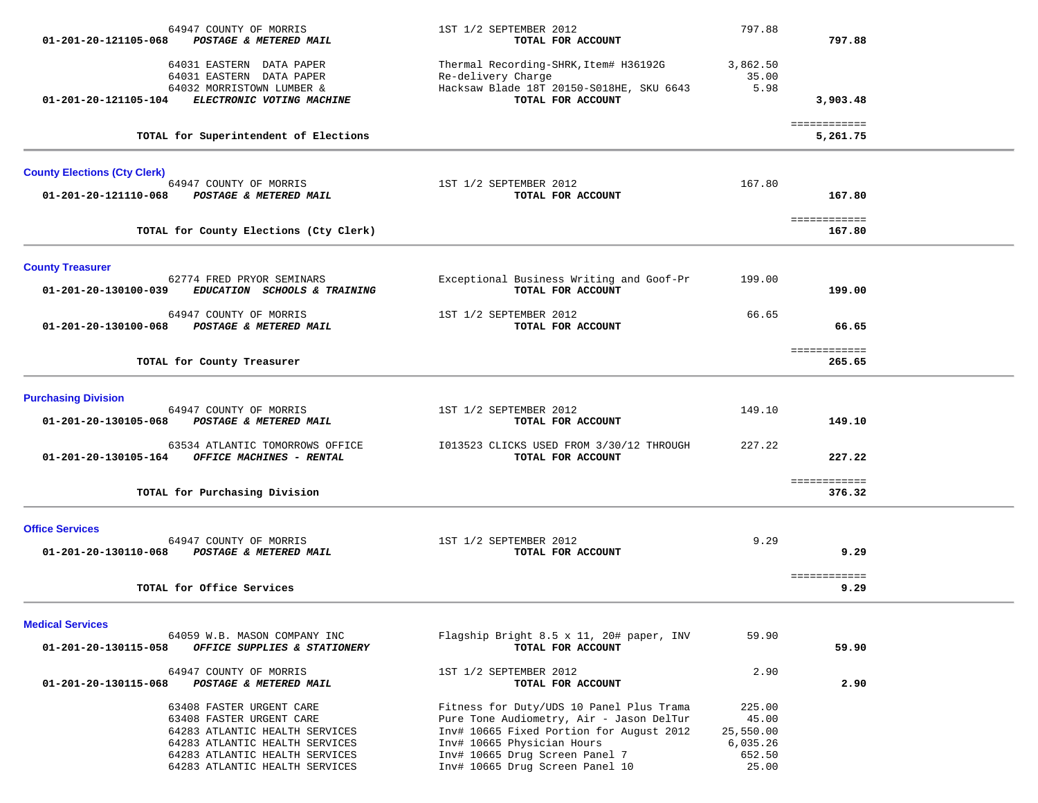| Account | Vendor / Account Name | Description | Amount | Total |
|---|---|---|---|---|
| | 64947 COUNTY OF MORRIS | 1ST 1/2 SEPTEMBER 2012 | 797.88 | |
| **01-201-20-121105-068** | ***POSTAGE & METERED MAIL*** | **TOTAL FOR ACCOUNT** | | **797.88** |
| | 64031 EASTERN DATA PAPER | Thermal Recording-SHRK,Item# H36192G | 3,862.50 | |
| | 64031 EASTERN DATA PAPER | Re-delivery Charge | 35.00 | |
| | 64032 MORRISTOWN LUMBER & | Hacksaw Blade 18T 20150-S018HE, SKU 6643 | 5.98 | |
| **01-201-20-121105-104** | ***ELECTRONIC VOTING MACHINE*** | **TOTAL FOR ACCOUNT** | | **3,903.48** |
| | **TOTAL for Superintendent of Elections** | | | **5,261.75** |

**County Elections (Cty Clerk)**

| Account | Vendor / Account Name | Description | Amount | Total |
|---|---|---|---|---|
| | 64947 COUNTY OF MORRIS | 1ST 1/2 SEPTEMBER 2012 | 167.80 | |
| **01-201-20-121110-068** | ***POSTAGE & METERED MAIL*** | **TOTAL FOR ACCOUNT** | | **167.80** |
| | **TOTAL for County Elections (Cty Clerk)** | | | **167.80** |

**County Treasurer**

| Account | Vendor / Account Name | Description | Amount | Total |
|---|---|---|---|---|
| | 62774 FRED PRYOR SEMINARS | Exceptional Business Writing and Goof-Pr | 199.00 | |
| **01-201-20-130100-039** | ***EDUCATION SCHOOLS & TRAINING*** | **TOTAL FOR ACCOUNT** | | **199.00** |
| | 64947 COUNTY OF MORRIS | 1ST 1/2 SEPTEMBER 2012 | 66.65 | |
| **01-201-20-130100-068** | ***POSTAGE & METERED MAIL*** | **TOTAL FOR ACCOUNT** | | **66.65** |
| | **TOTAL for County Treasurer** | | | **265.65** |

**Purchasing Division**

| Account | Vendor / Account Name | Description | Amount | Total |
|---|---|---|---|---|
| | 64947 COUNTY OF MORRIS | 1ST 1/2 SEPTEMBER 2012 | 149.10 | |
| **01-201-20-130105-068** | ***POSTAGE & METERED MAIL*** | **TOTAL FOR ACCOUNT** | | **149.10** |
| | 63534 ATLANTIC TOMORROWS OFFICE | I013523 CLICKS USED FROM 3/30/12 THROUGH | 227.22 | |
| **01-201-20-130105-164** | ***OFFICE MACHINES - RENTAL*** | **TOTAL FOR ACCOUNT** | | **227.22** |
| | **TOTAL for Purchasing Division** | | | **376.32** |

**Office Services**

| Account | Vendor / Account Name | Description | Amount | Total |
|---|---|---|---|---|
| | 64947 COUNTY OF MORRIS | 1ST 1/2 SEPTEMBER 2012 | 9.29 | |
| **01-201-20-130110-068** | ***POSTAGE & METERED MAIL*** | **TOTAL FOR ACCOUNT** | | **9.29** |
| | **TOTAL for Office Services** | | | **9.29** |

**Medical Services**

| Account | Vendor / Account Name | Description | Amount | Total |
|---|---|---|---|---|
| | 64059 W.B. MASON COMPANY INC | Flagship Bright 8.5 x 11, 20# paper, INV | 59.90 | |
| **01-201-20-130115-058** | ***OFFICE SUPPLIES & STATIONERY*** | **TOTAL FOR ACCOUNT** | | **59.90** |
| | 64947 COUNTY OF MORRIS | 1ST 1/2 SEPTEMBER 2012 | 2.90 | |
| **01-201-20-130115-068** | ***POSTAGE & METERED MAIL*** | **TOTAL FOR ACCOUNT** | | **2.90** |
| | 63408 FASTER URGENT CARE | Fitness for Duty/UDS 10 Panel Plus Trama | 225.00 | |
| | 63408 FASTER URGENT CARE | Pure Tone Audiometry, Air - Jason DelTur | 45.00 | |
| | 64283 ATLANTIC HEALTH SERVICES | Inv# 10665 Fixed Portion for August 2012 | 25,550.00 | |
| | 64283 ATLANTIC HEALTH SERVICES | Inv# 10665 Physician Hours | 6,035.26 | |
| | 64283 ATLANTIC HEALTH SERVICES | Inv# 10665 Drug Screen Panel 7 | 652.50 | |
| | 64283 ATLANTIC HEALTH SERVICES | Inv# 10665 Drug Screen Panel 10 | 25.00 | |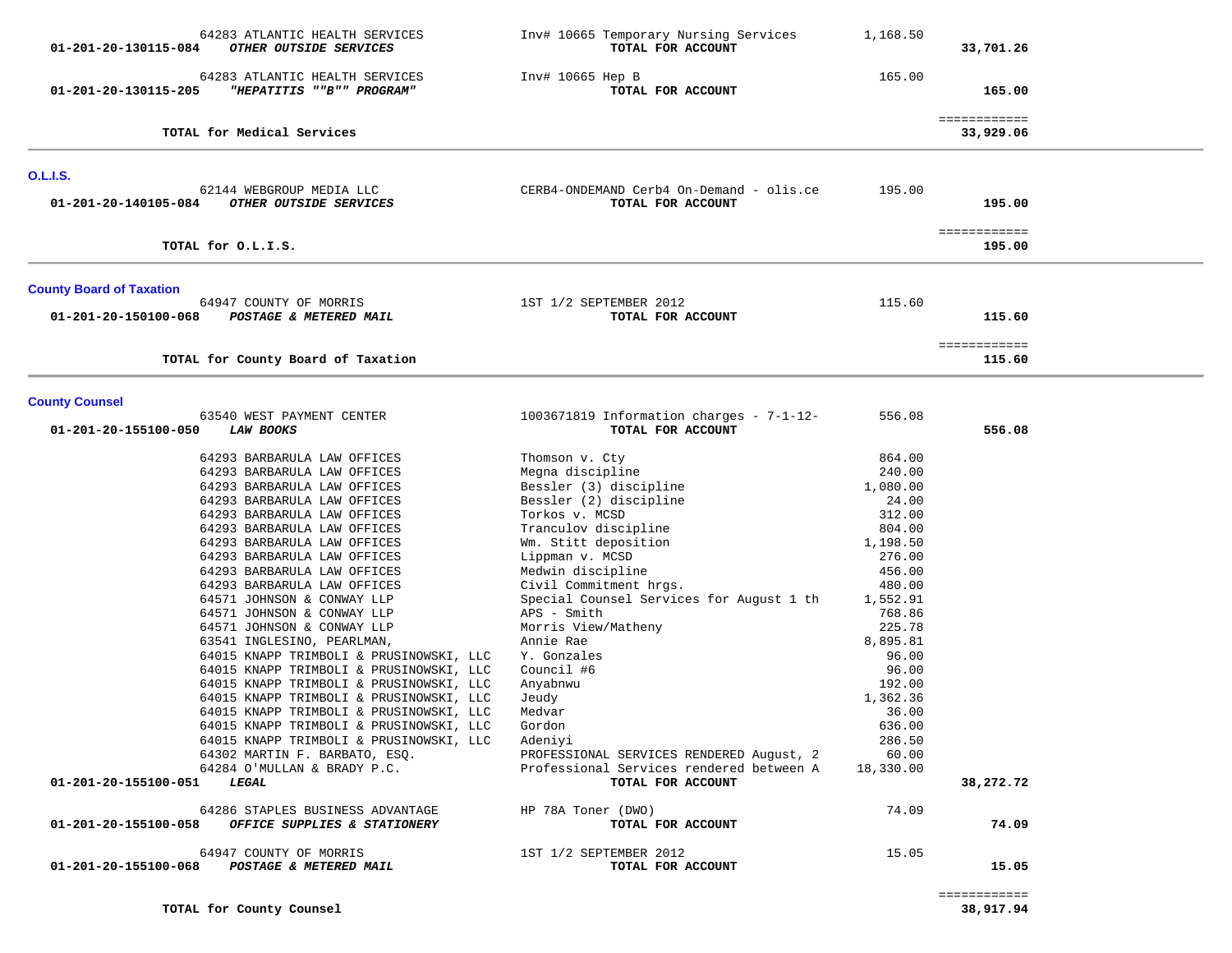| Account | Vendor | Description | Amount | Total |
|---|---|---|---|---|
| | 64283 ATLANTIC HEALTH SERVICES | Inv# 10665 Temporary Nursing Services | 1,168.50 | |
| 01-201-20-130115-084 | *OTHER OUTSIDE SERVICES* | TOTAL FOR ACCOUNT | | 33,701.26 |
| | 64283 ATLANTIC HEALTH SERVICES | Inv# 10665 Hep B | 165.00 | |
| 01-201-20-130115-205 | *"HEPATITIS ""B"" PROGRAM"* | TOTAL FOR ACCOUNT | | 165.00 |
| | | | | ============ |
| | **TOTAL for Medical Services** | | | **33,929.06** |

## O.L.I.S.

| Account | Vendor | Description | Amount | Total |
|---|---|---|---|---|
| | 62144 WEBGROUP MEDIA LLC | CERB4-ONDEMAND Cerb4 On-Demand - olis.ce | 195.00 | |
| 01-201-20-140105-084 | *OTHER OUTSIDE SERVICES* | TOTAL FOR ACCOUNT | | 195.00 |
| | | | | ============ |
| | **TOTAL for O.L.I.S.** | | | **195.00** |

## County Board of Taxation

| Account | Vendor | Description | Amount | Total |
|---|---|---|---|---|
| | 64947 COUNTY OF MORRIS | 1ST 1/2 SEPTEMBER 2012 | 115.60 | |
| 01-201-20-150100-068 | *POSTAGE & METERED MAIL* | TOTAL FOR ACCOUNT | | 115.60 |
| | | | | ============ |
| | **TOTAL for County Board of Taxation** | | | **115.60** |

## County Counsel

| Account | Vendor | Description | Amount | Total |
|---|---|---|---|---|
| | 63540 WEST PAYMENT CENTER | 1003671819 Information charges - 7-1-12- | 556.08 | |
| 01-201-20-155100-050 | *LAW BOOKS* | TOTAL FOR ACCOUNT | | 556.08 |
| | 64293 BARBARULA LAW OFFICES | Thomson v. Cty | 864.00 | |
| | 64293 BARBARULA LAW OFFICES | Megna discipline | 240.00 | |
| | 64293 BARBARULA LAW OFFICES | Bessler (3) discipline | 1,080.00 | |
| | 64293 BARBARULA LAW OFFICES | Bessler (2) discipline | 24.00 | |
| | 64293 BARBARULA LAW OFFICES | Torkos v. MCSD | 312.00 | |
| | 64293 BARBARULA LAW OFFICES | Tranculov discipline | 804.00 | |
| | 64293 BARBARULA LAW OFFICES | Wm. Stitt deposition | 1,198.50 | |
| | 64293 BARBARULA LAW OFFICES | Lippman v. MCSD | 276.00 | |
| | 64293 BARBARULA LAW OFFICES | Medwin discipline | 456.00 | |
| | 64293 BARBARULA LAW OFFICES | Civil Commitment hrgs. | 480.00 | |
| | 64571 JOHNSON & CONWAY LLP | Special Counsel Services for August 1 th | 1,552.91 | |
| | 64571 JOHNSON & CONWAY LLP | APS - Smith | 768.86 | |
| | 64571 JOHNSON & CONWAY LLP | Morris View/Matheny | 225.78 | |
| | 63541 INGLESINO, PEARLMAN, | Annie Rae | 8,895.81 | |
| | 64015 KNAPP TRIMBOLI & PRUSINOWSKI, LLC | Y. Gonzales | 96.00 | |
| | 64015 KNAPP TRIMBOLI & PRUSINOWSKI, LLC | Council #6 | 96.00 | |
| | 64015 KNAPP TRIMBOLI & PRUSINOWSKI, LLC | Anyabnwu | 192.00 | |
| | 64015 KNAPP TRIMBOLI & PRUSINOWSKI, LLC | Jeudy | 1,362.36 | |
| | 64015 KNAPP TRIMBOLI & PRUSINOWSKI, LLC | Medvar | 36.00 | |
| | 64015 KNAPP TRIMBOLI & PRUSINOWSKI, LLC | Gordon | 636.00 | |
| | 64015 KNAPP TRIMBOLI & PRUSINOWSKI, LLC | Adeniyi | 286.50 | |
| | 64302 MARTIN F. BARBATO, ESQ. | PROFESSIONAL SERVICES RENDERED August, 2 | 60.00 | |
| | 64284 O'MULLAN & BRADY P.C. | Professional Services rendered between A | 18,330.00 | |
| 01-201-20-155100-051 | *LEGAL* | TOTAL FOR ACCOUNT | | 38,272.72 |
| | 64286 STAPLES BUSINESS ADVANTAGE | HP 78A Toner (DWO) | 74.09 | |
| 01-201-20-155100-058 | *OFFICE SUPPLIES & STATIONERY* | TOTAL FOR ACCOUNT | | 74.09 |
| | 64947 COUNTY OF MORRIS | 1ST 1/2 SEPTEMBER 2012 | 15.05 | |
| 01-201-20-155100-068 | *POSTAGE & METERED MAIL* | TOTAL FOR ACCOUNT | | 15.05 |
| | | | | ============ |
| | **TOTAL for County Counsel** | | | **38,917.94** |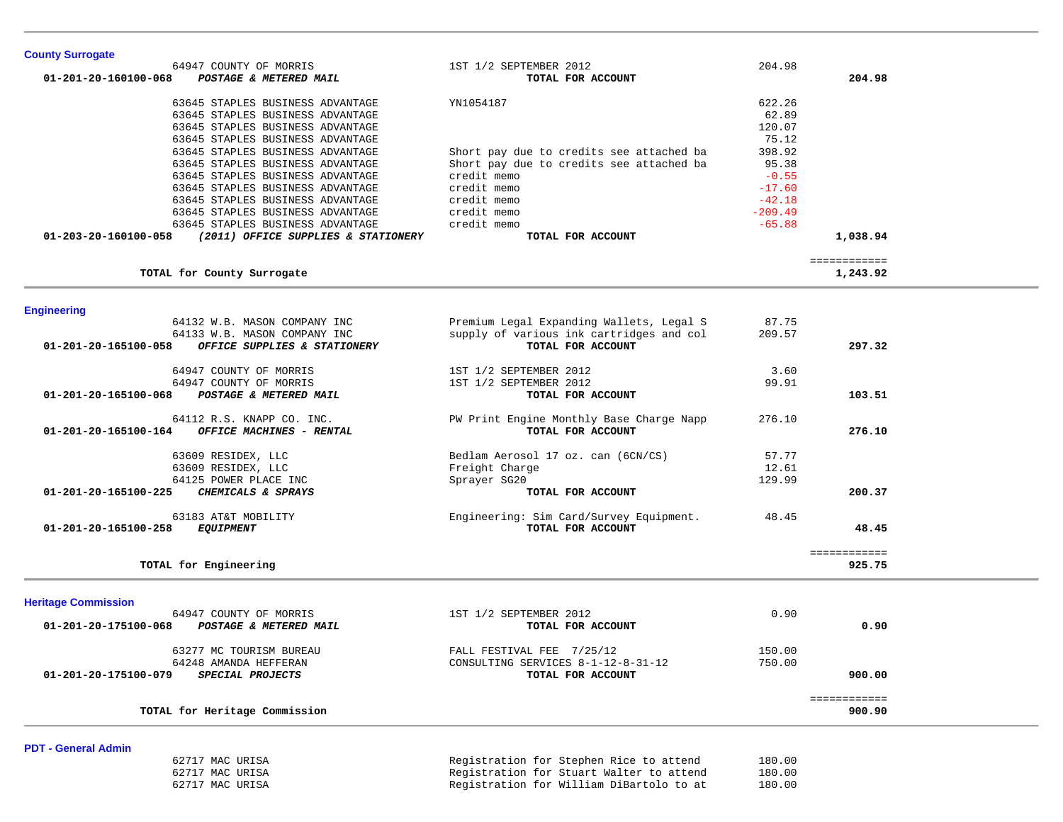## County Surrogate

| Account | Vendor | Description | Amount | Total |
|---|---|---|---|---|
| | 64947 COUNTY OF MORRIS | 1ST 1/2 SEPTEMBER 2012 | 204.98 | |
| **01-201-20-160100-068** | ***POSTAGE & METERED MAIL*** | **TOTAL FOR ACCOUNT** | | **204.98** |
| | 63645 STAPLES BUSINESS ADVANTAGE | YN1054187 | 622.26 | |
| | 63645 STAPLES BUSINESS ADVANTAGE | | 62.89 | |
| | 63645 STAPLES BUSINESS ADVANTAGE | | 120.07 | |
| | 63645 STAPLES BUSINESS ADVANTAGE | | 75.12 | |
| | 63645 STAPLES BUSINESS ADVANTAGE | Short pay due to credits see attached ba | 398.92 | |
| | 63645 STAPLES BUSINESS ADVANTAGE | Short pay due to credits see attached ba | 95.38 | |
| | 63645 STAPLES BUSINESS ADVANTAGE | credit memo | -0.55 | |
| | 63645 STAPLES BUSINESS ADVANTAGE | credit memo | -17.60 | |
| | 63645 STAPLES BUSINESS ADVANTAGE | credit memo | -42.18 | |
| | 63645 STAPLES BUSINESS ADVANTAGE | credit memo | -209.49 | |
| | 63645 STAPLES BUSINESS ADVANTAGE | credit memo | -65.88 | |
| **01-203-20-160100-058** | ***(2011) OFFICE SUPPLIES & STATIONERY*** | **TOTAL FOR ACCOUNT** | | **1,038.94** |
| | **TOTAL for County Surrogate** | | | **1,243.92** |

## Engineering

| Account | Vendor | Description | Amount | Total |
|---|---|---|---|---|
| | 64132 W.B. MASON COMPANY INC | Premium Legal Expanding Wallets, Legal S | 87.75 | |
| | 64133 W.B. MASON COMPANY INC | supply of various ink cartridges and col | 209.57 | |
| **01-201-20-165100-058** | ***OFFICE SUPPLIES & STATIONERY*** | **TOTAL FOR ACCOUNT** | | **297.32** |
| | 64947 COUNTY OF MORRIS | 1ST 1/2 SEPTEMBER 2012 | 3.60 | |
| | 64947 COUNTY OF MORRIS | 1ST 1/2 SEPTEMBER 2012 | 99.91 | |
| **01-201-20-165100-068** | ***POSTAGE & METERED MAIL*** | **TOTAL FOR ACCOUNT** | | **103.51** |
| | 64112 R.S. KNAPP CO. INC. | PW Print Engine Monthly Base Charge Napp | 276.10 | |
| **01-201-20-165100-164** | ***OFFICE MACHINES - RENTAL*** | **TOTAL FOR ACCOUNT** | | **276.10** |
| | 63609 RESIDEX, LLC | Bedlam Aerosol 17 oz. can (6CN/CS) | 57.77 | |
| | 63609 RESIDEX, LLC | Freight Charge | 12.61 | |
| | 64125 POWER PLACE INC | Sprayer SG20 | 129.99 | |
| **01-201-20-165100-225** | ***CHEMICALS & SPRAYS*** | **TOTAL FOR ACCOUNT** | | **200.37** |
| | 63183 AT&T MOBILITY | Engineering: Sim Card/Survey Equipment. | 48.45 | |
| **01-201-20-165100-258** | ***EQUIPMENT*** | **TOTAL FOR ACCOUNT** | | **48.45** |
| | **TOTAL for Engineering** | | | **925.75** |

## Heritage Commission

| Account | Vendor | Description | Amount | Total |
|---|---|---|---|---|
| | 64947 COUNTY OF MORRIS | 1ST 1/2 SEPTEMBER 2012 | 0.90 | |
| **01-201-20-175100-068** | ***POSTAGE & METERED MAIL*** | **TOTAL FOR ACCOUNT** | | **0.90** |
| | 63277 MC TOURISM BUREAU | FALL FESTIVAL FEE 7/25/12 | 150.00 | |
| | 64248 AMANDA HEFFERAN | CONSULTING SERVICES 8-1-12-8-31-12 | 750.00 | |
| **01-201-20-175100-079** | ***SPECIAL PROJECTS*** | **TOTAL FOR ACCOUNT** | | **900.00** |
| | **TOTAL for Heritage Commission** | | | **900.90** |

## PDT - General Admin

| Account | Vendor | Description | Amount | Total |
|---|---|---|---|---|
| | 62717 MAC URISA | Registration for Stephen Rice to attend | 180.00 | |
| | 62717 MAC URISA | Registration for Stuart Walter to attend | 180.00 | |
| | 62717 MAC URISA | Registration for William DiBartolo to at | 180.00 | |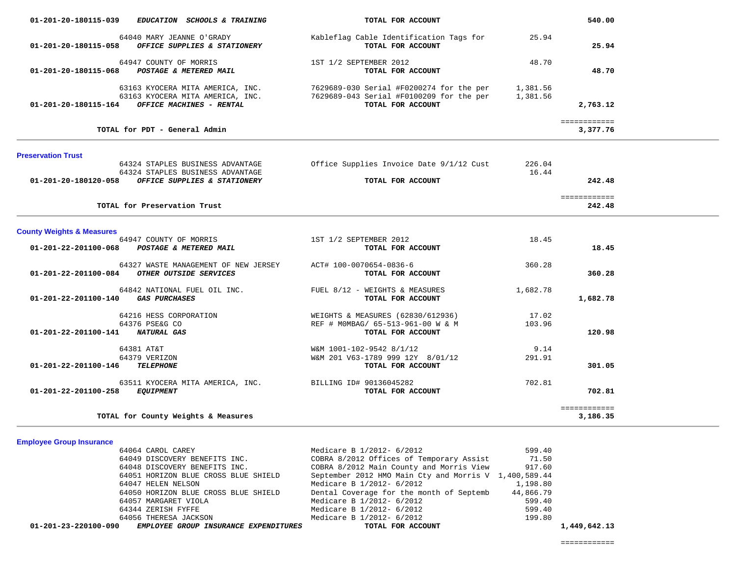| Account | Vendor / Description | Detail | Amount | Total |
|---|---|---|---|---|
| 01-201-20-180115-039 | ***EDUCATION SCHOOLS & TRAINING*** | **TOTAL FOR ACCOUNT** | | **540.00** |
| | 64040 MARY JEANNE O'GRADY | Kableflag Cable Identification Tags for | 25.94 | |
| 01-201-20-180115-058 | ***OFFICE SUPPLIES & STATIONERY*** | **TOTAL FOR ACCOUNT** | | **25.94** |
| | 64947 COUNTY OF MORRIS | 1ST 1/2 SEPTEMBER 2012 | 48.70 | |
| 01-201-20-180115-068 | ***POSTAGE & METERED MAIL*** | **TOTAL FOR ACCOUNT** | | **48.70** |
| | 63163 KYOCERA MITA AMERICA, INC. | 7629689-030 Serial #F0200274 for the per | 1,381.56 | |
| | 63163 KYOCERA MITA AMERICA, INC. | 7629689-043 Serial #F0100209 for the per | 1,381.56 | |
| 01-201-20-180115-164 | ***OFFICE MACHINES - RENTAL*** | **TOTAL FOR ACCOUNT** | | **2,763.12** |
| | | | | ============ |
| | **TOTAL for PDT - General Admin** | | | **3,377.76** |

## Preservation Trust

| Account | Vendor / Description | Detail | Amount | Total |
|---|---|---|---|---|
| | 64324 STAPLES BUSINESS ADVANTAGE | Office Supplies Invoice Date 9/1/12 Cust | 226.04 | |
| | 64324 STAPLES BUSINESS ADVANTAGE | | 16.44 | |
| 01-201-20-180120-058 | ***OFFICE SUPPLIES & STATIONERY*** | **TOTAL FOR ACCOUNT** | | **242.48** |
| | | | | ============ |
| | **TOTAL for Preservation Trust** | | | **242.48** |

## County Weights & Measures

| Account | Vendor / Description | Detail | Amount | Total |
|---|---|---|---|---|
| | 64947 COUNTY OF MORRIS | 1ST 1/2 SEPTEMBER 2012 | 18.45 | |
| 01-201-22-201100-068 | ***POSTAGE & METERED MAIL*** | **TOTAL FOR ACCOUNT** | | **18.45** |
| | 64327 WASTE MANAGEMENT OF NEW JERSEY | ACT# 100-0070654-0836-6 | 360.28 | |
| 01-201-22-201100-084 | ***OTHER OUTSIDE SERVICES*** | **TOTAL FOR ACCOUNT** | | **360.28** |
| | 64842 NATIONAL FUEL OIL INC. | FUEL 8/12 - WEIGHTS & MEASURES | 1,682.78 | |
| 01-201-22-201100-140 | ***GAS PURCHASES*** | **TOTAL FOR ACCOUNT** | | **1,682.78** |
| | 64216 HESS CORPORATION | WEIGHTS & MEASURES (62830/612936) | 17.02 | |
| | 64376 PSE&G CO | REF # MOMBAG/ 65-513-961-00 W & M | 103.96 | |
| 01-201-22-201100-141 | ***NATURAL GAS*** | **TOTAL FOR ACCOUNT** | | **120.98** |
| | 64381 AT&T | W&M 1001-102-9542 8/1/12 | 9.14 | |
| | 64379 VERIZON | W&M 201 V63-1789 999 12Y 8/01/12 | 291.91 | |
| 01-201-22-201100-146 | ***TELEPHONE*** | **TOTAL FOR ACCOUNT** | | **301.05** |
| | 63511 KYOCERA MITA AMERICA, INC. | BILLING ID# 90136045282 | 702.81 | |
| 01-201-22-201100-258 | ***EQUIPMENT*** | **TOTAL FOR ACCOUNT** | | **702.81** |
| | | | | ============ |
| | **TOTAL for County Weights & Measures** | | | **3,186.35** |

## Employee Group Insurance

| Account | Vendor / Description | Detail | Amount | Total |
|---|---|---|---|---|
| | 64064 CAROL CAREY | Medicare B 1/2012- 6/2012 | 599.40 | |
| | 64049 DISCOVERY BENEFITS INC. | COBRA 8/2012 Offices of Temporary Assist | 71.50 | |
| | 64048 DISCOVERY BENEFITS INC. | COBRA 8/2012 Main County and Morris View | 917.60 | |
| | 64051 HORIZON BLUE CROSS BLUE SHIELD | September 2012 HMO Main Cty and Morris V | 1,400,589.44 | |
| | 64047 HELEN NELSON | Medicare B 1/2012- 6/2012 | 1,198.80 | |
| | 64050 HORIZON BLUE CROSS BLUE SHIELD | Dental Coverage for the month of Septemb | 44,866.79 | |
| | 64057 MARGARET VIOLA | Medicare B 1/2012- 6/2012 | 599.40 | |
| | 64344 ZERISH FYFFE | Medicare B 1/2012- 6/2012 | 599.40 | |
| | 64056 THERESA JACKSON | Medicare B 1/2012- 6/2012 | 199.80 | |
| 01-201-23-220100-090 | ***EMPLOYEE GROUP INSURANCE EXPENDITURES*** | **TOTAL FOR ACCOUNT** | | **1,449,642.13** |
| | | | | ============ |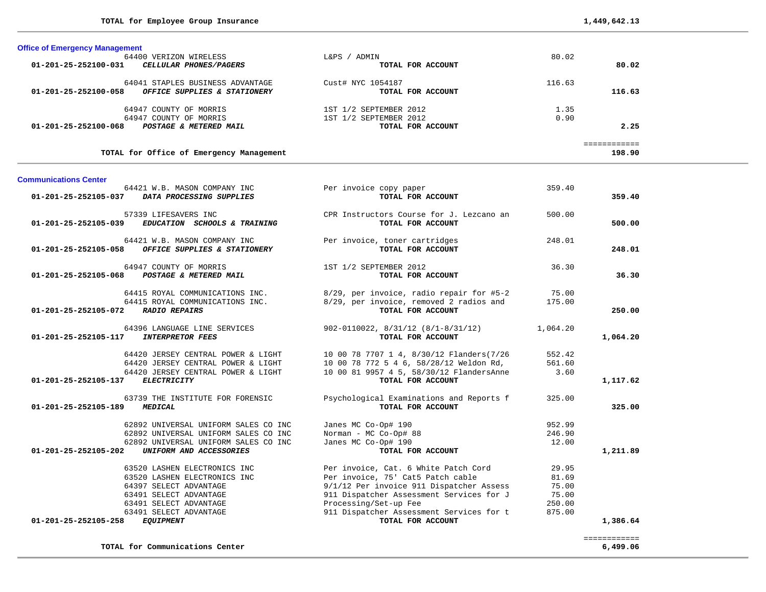**TOTAL for Employee Group Insurance** **1,449,642.13**

---

### Office of Emergency Management

| Account | Vendor / Description | Detail | Amount | Total |
|---|---|---|---|---|
| | 64400 VERIZON WIRELESS | L&PS / ADMIN | 80.02 | |
| 01-201-25-252100-031 | ***CELLULAR PHONES/PAGERS*** | **TOTAL FOR ACCOUNT** | | **80.02** |
| | 64041 STAPLES BUSINESS ADVANTAGE | Cust# NYC 1054187 | 116.63 | |
| 01-201-25-252100-058 | ***OFFICE SUPPLIES & STATIONERY*** | **TOTAL FOR ACCOUNT** | | **116.63** |
| | 64947 COUNTY OF MORRIS | 1ST 1/2 SEPTEMBER 2012 | 1.35 | |
| | 64947 COUNTY OF MORRIS | 1ST 1/2 SEPTEMBER 2012 | 0.90 | |
| 01-201-25-252100-068 | ***POSTAGE & METERED MAIL*** | **TOTAL FOR ACCOUNT** | | **2.25** |

**TOTAL for Office of Emergency Management** **198.90**

---

### Communications Center

| Account | Vendor / Description | Detail | Amount | Total |
|---|---|---|---|---|
| | 64421 W.B. MASON COMPANY INC | Per invoice copy paper | 359.40 | |
| 01-201-25-252105-037 | ***DATA PROCESSING SUPPLIES*** | **TOTAL FOR ACCOUNT** | | **359.40** |
| | 57339 LIFESAVERS INC | CPR Instructors Course for J. Lezcano an | 500.00 | |
| 01-201-25-252105-039 | ***EDUCATION SCHOOLS & TRAINING*** | **TOTAL FOR ACCOUNT** | | **500.00** |
| | 64421 W.B. MASON COMPANY INC | Per invoice, toner cartridges | 248.01 | |
| 01-201-25-252105-058 | ***OFFICE SUPPLIES & STATIONERY*** | **TOTAL FOR ACCOUNT** | | **248.01** |
| | 64947 COUNTY OF MORRIS | 1ST 1/2 SEPTEMBER 2012 | 36.30 | |
| 01-201-25-252105-068 | ***POSTAGE & METERED MAIL*** | **TOTAL FOR ACCOUNT** | | **36.30** |
| | 64415 ROYAL COMMUNICATIONS INC. | 8/29, per invoice, radio repair for #5-2 | 75.00 | |
| | 64415 ROYAL COMMUNICATIONS INC. | 8/29, per invoice, removed 2 radios and | 175.00 | |
| 01-201-25-252105-072 | ***RADIO REPAIRS*** | **TOTAL FOR ACCOUNT** | | **250.00** |
| | 64396 LANGUAGE LINE SERVICES | 902-0110022, 8/31/12 (8/1-8/31/12) | 1,064.20 | |
| 01-201-25-252105-117 | ***INTERPRETOR FEES*** | **TOTAL FOR ACCOUNT** | | **1,064.20** |
| | 64420 JERSEY CENTRAL POWER & LIGHT | 10 00 78 7707 1 4, 8/30/12 Flanders(7/26 | 552.42 | |
| | 64420 JERSEY CENTRAL POWER & LIGHT | 10 00 78 772 5 4 6, 58/28/12 Weldon Rd, | 561.60 | |
| | 64420 JERSEY CENTRAL POWER & LIGHT | 10 00 81 9957 4 5, 58/30/12 FlandersAnne | 3.60 | |
| 01-201-25-252105-137 | ***ELECTRICITY*** | **TOTAL FOR ACCOUNT** | | **1,117.62** |
| | 63739 THE INSTITUTE FOR FORENSIC | Psychological Examinations and Reports f | 325.00 | |
| 01-201-25-252105-189 | ***MEDICAL*** | **TOTAL FOR ACCOUNT** | | **325.00** |
| | 62892 UNIVERSAL UNIFORM SALES CO INC | Janes MC Co-Op# 190 | 952.99 | |
| | 62892 UNIVERSAL UNIFORM SALES CO INC | Norman - MC Co-Op# 88 | 246.90 | |
| | 62892 UNIVERSAL UNIFORM SALES CO INC | Janes MC Co-Op# 190 | 12.00 | |
| 01-201-25-252105-202 | ***UNIFORM AND ACCESSORIES*** | **TOTAL FOR ACCOUNT** | | **1,211.89** |
| | 63520 LASHEN ELECTRONICS INC | Per invoice, Cat. 6 White Patch Cord | 29.95 | |
| | 63520 LASHEN ELECTRONICS INC | Per invoice, 75' Cat5 Patch cable | 81.69 | |
| | 64397 SELECT ADVANTAGE | 9/1/12 Per invoice 911 Dispatcher Assess | 75.00 | |
| | 63491 SELECT ADVANTAGE | 911 Dispatcher Assessment Services for J | 75.00 | |
| | 63491 SELECT ADVANTAGE | Processing/Set-up Fee | 250.00 | |
| | 63491 SELECT ADVANTAGE | 911 Dispatcher Assessment Services for t | 875.00 | |
| 01-201-25-252105-258 | ***EQUIPMENT*** | **TOTAL FOR ACCOUNT** | | **1,386.64** |

**TOTAL for Communications Center** **6,499.06**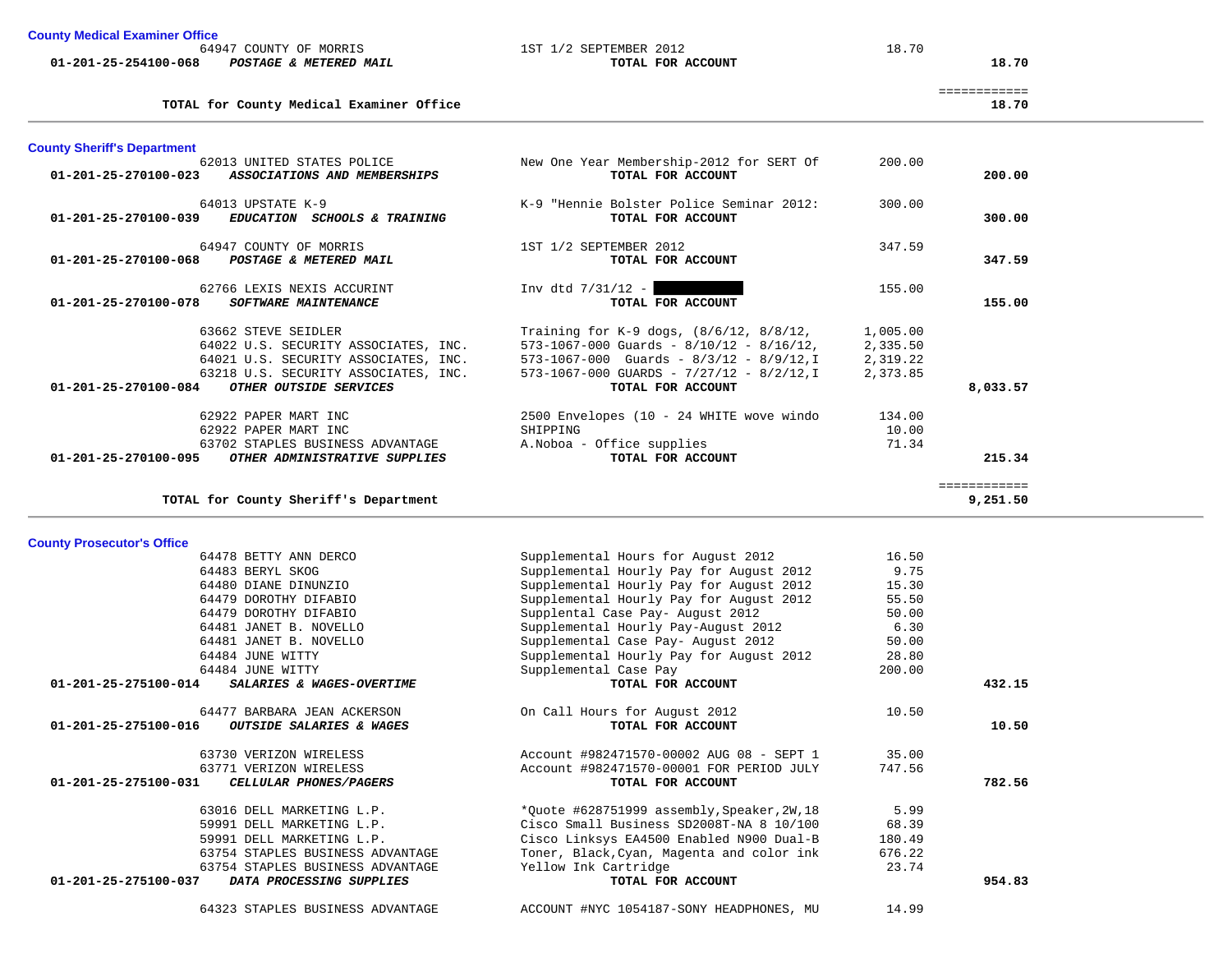### County Medical Examiner Office

| Account | Vendor / Description | Detail | Amount | Total |
|---|---|---|---|---|
| | 64947 COUNTY OF MORRIS | 1ST 1/2 SEPTEMBER 2012 | 18.70 | |
| 01-201-25-254100-068 | ***POSTAGE & METERED MAIL*** | **TOTAL FOR ACCOUNT** | | **18.70** |
| | | | | ============ |
| | **TOTAL for County Medical Examiner Office** | | | **18.70** |

### County Sheriff's Department

| Account | Vendor / Description | Detail | Amount | Total |
|---|---|---|---|---|
| | 62013 UNITED STATES POLICE | New One Year Membership-2012 for SERT Of | 200.00 | |
| 01-201-25-270100-023 | ***ASSOCIATIONS AND MEMBERSHIPS*** | **TOTAL FOR ACCOUNT** | | **200.00** |
| | 64013 UPSTATE K-9 | K-9 "Hennie Bolster Police Seminar 2012: | 300.00 | |
| 01-201-25-270100-039 | ***EDUCATION SCHOOLS & TRAINING*** | **TOTAL FOR ACCOUNT** | | **300.00** |
| | 64947 COUNTY OF MORRIS | 1ST 1/2 SEPTEMBER 2012 | 347.59 | |
| 01-201-25-270100-068 | ***POSTAGE & METERED MAIL*** | **TOTAL FOR ACCOUNT** | | **347.59** |
| | 62766 LEXIS NEXIS ACCURINT | Inv dtd 7/31/12 - [REDACTED] | 155.00 | |
| 01-201-25-270100-078 | ***SOFTWARE MAINTENANCE*** | **TOTAL FOR ACCOUNT** | | **155.00** |
| | 63662 STEVE SEIDLER | Training for K-9 dogs, (8/6/12, 8/8/12, | 1,005.00 | |
| | 64022 U.S. SECURITY ASSOCIATES, INC. | 573-1067-000 Guards - 8/10/12 - 8/16/12, | 2,335.50 | |
| | 64021 U.S. SECURITY ASSOCIATES, INC. | 573-1067-000 Guards - 8/3/12 - 8/9/12,I | 2,319.22 | |
| | 63218 U.S. SECURITY ASSOCIATES, INC. | 573-1067-000 GUARDS - 7/27/12 - 8/2/12,I | 2,373.85 | |
| 01-201-25-270100-084 | ***OTHER OUTSIDE SERVICES*** | **TOTAL FOR ACCOUNT** | | **8,033.57** |
| | 62922 PAPER MART INC | 2500 Envelopes (10 - 24 WHITE wove windo | 134.00 | |
| | 62922 PAPER MART INC | SHIPPING | 10.00 | |
| | 63702 STAPLES BUSINESS ADVANTAGE | A.Noboa - Office supplies | 71.34 | |
| 01-201-25-270100-095 | ***OTHER ADMINISTRATIVE SUPPLIES*** | **TOTAL FOR ACCOUNT** | | **215.34** |
| | | | | ============ |
| | **TOTAL for County Sheriff's Department** | | | **9,251.50** |

### County Prosecutor's Office

| Account | Vendor / Description | Detail | Amount | Total |
|---|---|---|---|---|
| | 64478 BETTY ANN DERCO | Supplemental Hours for August 2012 | 16.50 | |
| | 64483 BERYL SKOG | Supplemental Hourly Pay for August 2012 | 9.75 | |
| | 64480 DIANE DINUNZIO | Supplemental Hourly Pay for August 2012 | 15.30 | |
| | 64479 DOROTHY DIFABIO | Supplemental Hourly Pay for August 2012 | 55.50 | |
| | 64479 DOROTHY DIFABIO | Supplental Case Pay- August 2012 | 50.00 | |
| | 64481 JANET B. NOVELLO | Supplemental Hourly Pay-August 2012 | 6.30 | |
| | 64481 JANET B. NOVELLO | Supplemental Case Pay- August 2012 | 50.00 | |
| | 64484 JUNE WITTY | Supplemental Hourly Pay for August 2012 | 28.80 | |
| | 64484 JUNE WITTY | Supplemental Case Pay | 200.00 | |
| 01-201-25-275100-014 | ***SALARIES & WAGES-OVERTIME*** | **TOTAL FOR ACCOUNT** | | **432.15** |
| | 64477 BARBARA JEAN ACKERSON | On Call Hours for August 2012 | 10.50 | |
| 01-201-25-275100-016 | ***OUTSIDE SALARIES & WAGES*** | **TOTAL FOR ACCOUNT** | | **10.50** |
| | 63730 VERIZON WIRELESS | Account #982471570-00002 AUG 08 - SEPT 1 | 35.00 | |
| | 63771 VERIZON WIRELESS | Account #982471570-00001 FOR PERIOD JULY | 747.56 | |
| 01-201-25-275100-031 | ***CELLULAR PHONES/PAGERS*** | **TOTAL FOR ACCOUNT** | | **782.56** |
| | 63016 DELL MARKETING L.P. | *Quote #628751999 assembly,Speaker,2W,18 | 5.99 | |
| | 59991 DELL MARKETING L.P. | Cisco Small Business SD2008T-NA 8 10/100 | 68.39 | |
| | 59991 DELL MARKETING L.P. | Cisco Linksys EA4500 Enabled N900 Dual-B | 180.49 | |
| | 63754 STAPLES BUSINESS ADVANTAGE | Toner, Black,Cyan, Magenta and color ink | 676.22 | |
| | 63754 STAPLES BUSINESS ADVANTAGE | Yellow Ink Cartridge | 23.74 | |
| 01-201-25-275100-037 | ***DATA PROCESSING SUPPLIES*** | **TOTAL FOR ACCOUNT** | | **954.83** |
| | 64323 STAPLES BUSINESS ADVANTAGE | ACCOUNT #NYC 1054187-SONY HEADPHONES, MU | 14.99 | |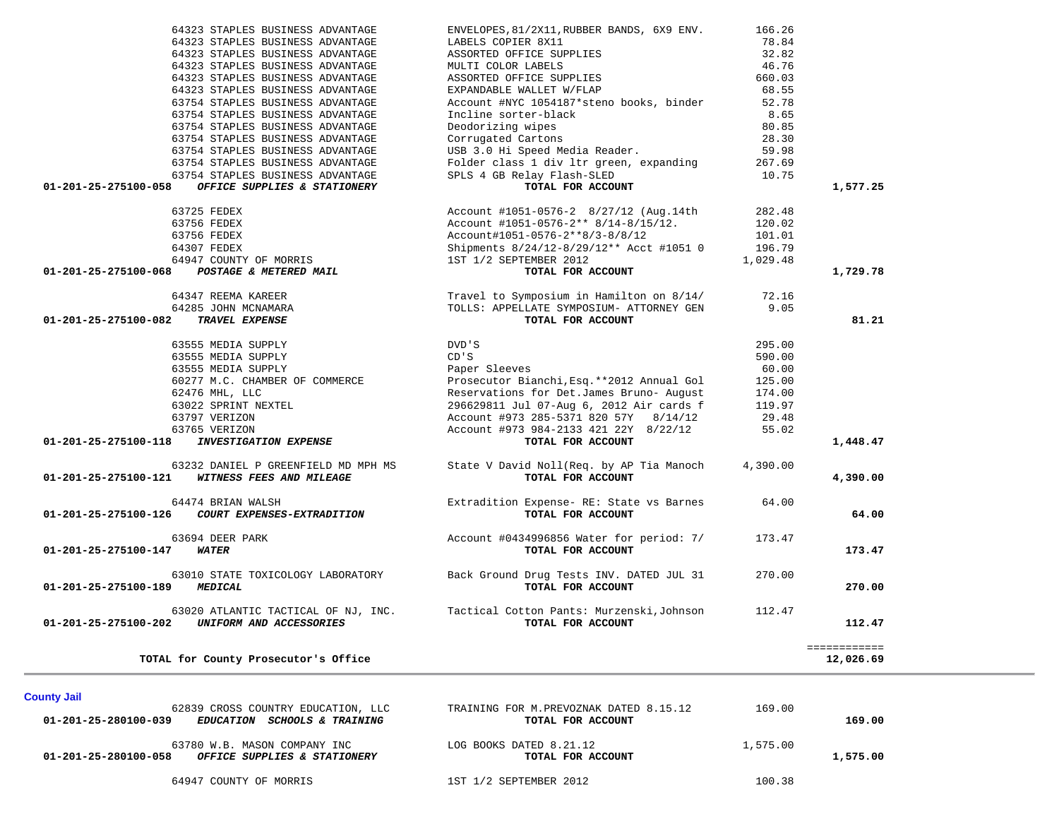| Account | Vendor | Description | Amount | Total |
|---|---|---|---|---|
| | 64323 STAPLES BUSINESS ADVANTAGE | ENVELOPES,81/2X11,RUBBER BANDS, 6X9 ENV. | 166.26 | |
| | 64323 STAPLES BUSINESS ADVANTAGE | LABELS COPIER 8X11 | 78.84 | |
| | 64323 STAPLES BUSINESS ADVANTAGE | ASSORTED OFFICE SUPPLIES | 32.82 | |
| | 64323 STAPLES BUSINESS ADVANTAGE | MULTI COLOR LABELS | 46.76 | |
| | 64323 STAPLES BUSINESS ADVANTAGE | ASSORTED OFFICE SUPPLIES | 660.03 | |
| | 64323 STAPLES BUSINESS ADVANTAGE | EXPANDABLE WALLET W/FLAP | 68.55 | |
| | 63754 STAPLES BUSINESS ADVANTAGE | Account #NYC 1054187*steno books, binder | 52.78 | |
| | 63754 STAPLES BUSINESS ADVANTAGE | Incline sorter-black | 8.65 | |
| | 63754 STAPLES BUSINESS ADVANTAGE | Deodorizing wipes | 80.85 | |
| | 63754 STAPLES BUSINESS ADVANTAGE | Corrugated Cartons | 28.30 | |
| | 63754 STAPLES BUSINESS ADVANTAGE | USB 3.0 Hi Speed Media Reader. | 59.98 | |
| | 63754 STAPLES BUSINESS ADVANTAGE | Folder class 1 div ltr green, expanding | 267.69 | |
| | 63754 STAPLES BUSINESS ADVANTAGE | SPLS 4 GB Relay Flash-SLED | 10.75 | |
| **01-201-25-275100-058** | ***OFFICE SUPPLIES & STATIONERY*** | **TOTAL FOR ACCOUNT** | | **1,577.25** |
| | 63725 FEDEX | Account #1051-0576-2 8/27/12 (Aug.14th | 282.48 | |
| | 63756 FEDEX | Account #1051-0576-2** 8/14-8/15/12. | 120.02 | |
| | 63756 FEDEX | Account#1051-0576-2**8/3-8/8/12 | 101.01 | |
| | 64307 FEDEX | Shipments 8/24/12-8/29/12** Acct #1051 0 | 196.79 | |
| | 64947 COUNTY OF MORRIS | 1ST 1/2 SEPTEMBER 2012 | 1,029.48 | |
| **01-201-25-275100-068** | ***POSTAGE & METERED MAIL*** | **TOTAL FOR ACCOUNT** | | **1,729.78** |
| | 64347 REEMA KAREER | Travel to Symposium in Hamilton on 8/14/ | 72.16 | |
| | 64285 JOHN MCNAMARA | TOLLS: APPELLATE SYMPOSIUM- ATTORNEY GEN | 9.05 | |
| **01-201-25-275100-082** | ***TRAVEL EXPENSE*** | **TOTAL FOR ACCOUNT** | | **81.21** |
| | 63555 MEDIA SUPPLY | DVD'S | 295.00 | |
| | 63555 MEDIA SUPPLY | CD'S | 590.00 | |
| | 63555 MEDIA SUPPLY | Paper Sleeves | 60.00 | |
| | 60277 M.C. CHAMBER OF COMMERCE | Prosecutor Bianchi,Esq.**2012 Annual Gol | 125.00 | |
| | 62476 MHL, LLC | Reservations for Det.James Bruno- August | 174.00 | |
| | 63022 SPRINT NEXTEL | 296629811 Jul 07-Aug 6, 2012 Air cards f | 119.97 | |
| | 63797 VERIZON | Account #973 285-5371 820 57Y 8/14/12 | 29.48 | |
| | 63765 VERIZON | Account #973 984-2133 421 22Y 8/22/12 | 55.02 | |
| **01-201-25-275100-118** | ***INVESTIGATION EXPENSE*** | **TOTAL FOR ACCOUNT** | | **1,448.47** |
| | 63232 DANIEL P GREENFIELD MD MPH MS | State V David Noll(Req. by AP Tia Manoch | 4,390.00 | |
| **01-201-25-275100-121** | ***WITNESS FEES AND MILEAGE*** | **TOTAL FOR ACCOUNT** | | **4,390.00** |
| | 64474 BRIAN WALSH | Extradition Expense- RE: State vs Barnes | 64.00 | |
| **01-201-25-275100-126** | ***COURT EXPENSES-EXTRADITION*** | **TOTAL FOR ACCOUNT** | | **64.00** |
| | 63694 DEER PARK | Account #0434996856 Water for period: 7/ | 173.47 | |
| **01-201-25-275100-147** | ***WATER*** | **TOTAL FOR ACCOUNT** | | **173.47** |
| | 63010 STATE TOXICOLOGY LABORATORY | Back Ground Drug Tests INV. DATED JUL 31 | 270.00 | |
| **01-201-25-275100-189** | ***MEDICAL*** | **TOTAL FOR ACCOUNT** | | **270.00** |
| | 63020 ATLANTIC TACTICAL OF NJ, INC. | Tactical Cotton Pants: Murzenski,Johnson | 112.47 | |
| **01-201-25-275100-202** | ***UNIFORM AND ACCESSORIES*** | **TOTAL FOR ACCOUNT** | | **112.47** |
| | | | | ============ |
| **TOTAL for County Prosecutor's Office** | | | | **12,026.69** |

**County Jail**

| Account | Vendor | Description | Amount | Total |
|---|---|---|---|---|
| | 62839 CROSS COUNTRY EDUCATION, LLC | TRAINING FOR M.PREVOZNAK DATED 8.15.12 | 169.00 | |
| **01-201-25-280100-039** | ***EDUCATION SCHOOLS & TRAINING*** | **TOTAL FOR ACCOUNT** | | **169.00** |
| | 63780 W.B. MASON COMPANY INC | LOG BOOKS DATED 8.21.12 | 1,575.00 | |
| **01-201-25-280100-058** | ***OFFICE SUPPLIES & STATIONERY*** | **TOTAL FOR ACCOUNT** | | **1,575.00** |
| | 64947 COUNTY OF MORRIS | 1ST 1/2 SEPTEMBER 2012 | 100.38 | |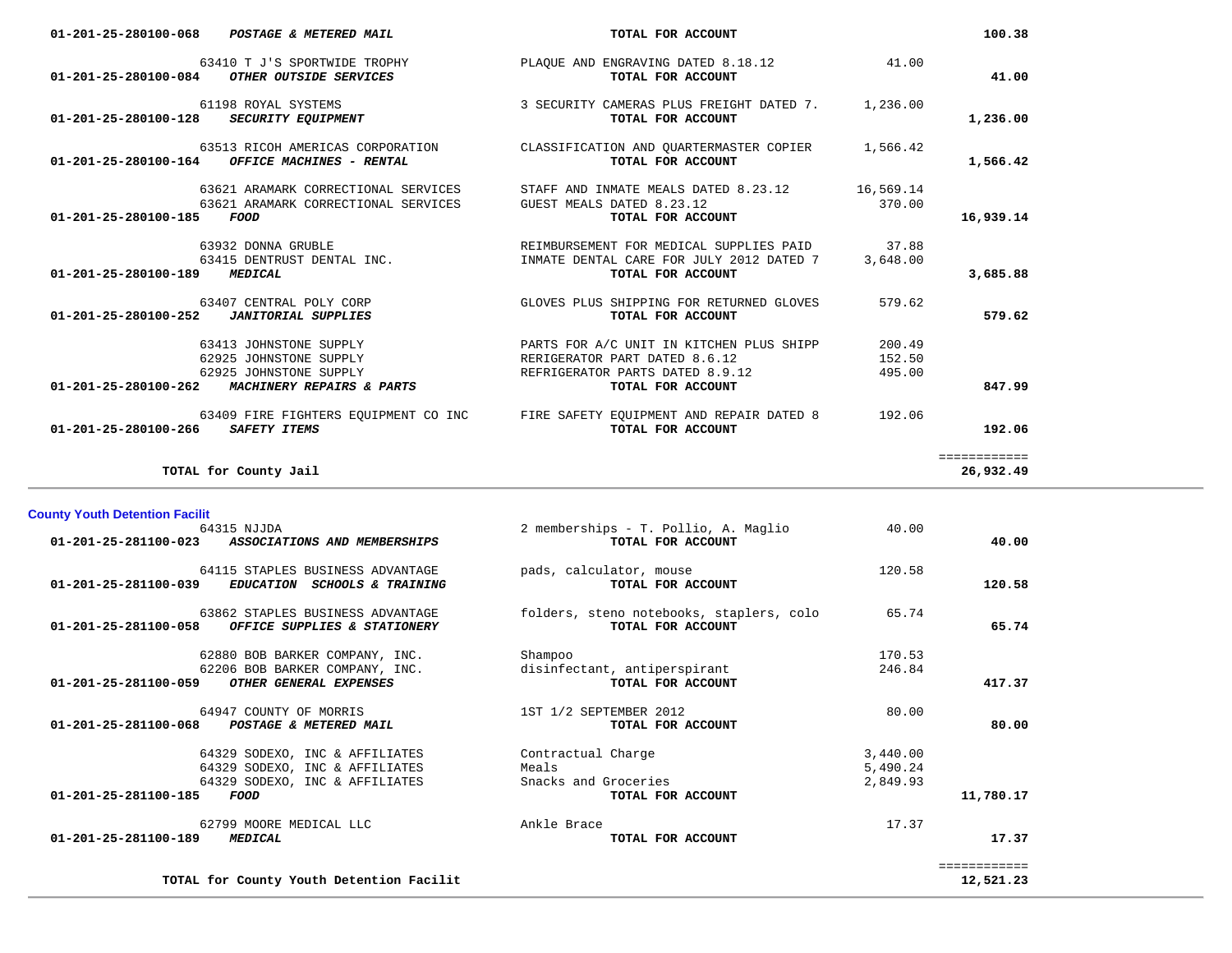| Account | Description | Vendor | Item Description | Amount | Total |
|---|---|---|---|---|---|
| 01-201-25-280100-068 | ***POSTAGE & METERED MAIL*** | | **TOTAL FOR ACCOUNT** | | **100.38** |
| | | 63410 T J'S SPORTWIDE TROPHY | PLAQUE AND ENGRAVING DATED 8.18.12 | 41.00 | |
| 01-201-25-280100-084 | ***OTHER OUTSIDE SERVICES*** | | **TOTAL FOR ACCOUNT** | | **41.00** |
| | | 61198 ROYAL SYSTEMS | 3 SECURITY CAMERAS PLUS FREIGHT DATED 7. | 1,236.00 | |
| 01-201-25-280100-128 | ***SECURITY EQUIPMENT*** | | **TOTAL FOR ACCOUNT** | | **1,236.00** |
| | | 63513 RICOH AMERICAS CORPORATION | CLASSIFICATION AND QUARTERMASTER COPIER | 1,566.42 | |
| 01-201-25-280100-164 | ***OFFICE MACHINES - RENTAL*** | | **TOTAL FOR ACCOUNT** | | **1,566.42** |
| | | 63621 ARAMARK CORRECTIONAL SERVICES | STAFF AND INMATE MEALS DATED 8.23.12 | 16,569.14 | |
| | | 63621 ARAMARK CORRECTIONAL SERVICES | GUEST MEALS DATED 8.23.12 | 370.00 | |
| 01-201-25-280100-185 | ***FOOD*** | | **TOTAL FOR ACCOUNT** | | **16,939.14** |
| | | 63932 DONNA GRUBLE | REIMBURSEMENT FOR MEDICAL SUPPLIES PAID | 37.88 | |
| | | 63415 DENTRUST DENTAL INC. | INMATE DENTAL CARE FOR JULY 2012 DATED 7 | 3,648.00 | |
| 01-201-25-280100-189 | ***MEDICAL*** | | **TOTAL FOR ACCOUNT** | | **3,685.88** |
| | | 63407 CENTRAL POLY CORP | GLOVES PLUS SHIPPING FOR RETURNED GLOVES | 579.62 | |
| 01-201-25-280100-252 | ***JANITORIAL SUPPLIES*** | | **TOTAL FOR ACCOUNT** | | **579.62** |
| | | 63413 JOHNSTONE SUPPLY | PARTS FOR A/C UNIT IN KITCHEN PLUS SHIPP | 200.49 | |
| | | 62925 JOHNSTONE SUPPLY | RERIGERATOR PART DATED 8.6.12 | 152.50 | |
| | | 62925 JOHNSTONE SUPPLY | REFRIGERATOR PARTS DATED 8.9.12 | 495.00 | |
| 01-201-25-280100-262 | ***MACHINERY REPAIRS & PARTS*** | | **TOTAL FOR ACCOUNT** | | **847.99** |
| | | 63409 FIRE FIGHTERS EQUIPMENT CO INC | FIRE SAFETY EQUIPMENT AND REPAIR DATED 8 | 192.06 | |
| 01-201-25-280100-266 | ***SAFETY ITEMS*** | | **TOTAL FOR ACCOUNT** | | **192.06** |
| | | | | | ============ |
| | **TOTAL for County Jail** | | | | **26,932.49** |

**County Youth Detention Facilit**

| Account | Description | Vendor | Item Description | Amount | Total |
|---|---|---|---|---|---|
| | | 64315 NJJDA | 2 memberships - T. Pollio, A. Maglio | 40.00 | |
| 01-201-25-281100-023 | ***ASSOCIATIONS AND MEMBERSHIPS*** | | **TOTAL FOR ACCOUNT** | | **40.00** |
| | | 64115 STAPLES BUSINESS ADVANTAGE | pads, calculator, mouse | 120.58 | |
| 01-201-25-281100-039 | ***EDUCATION SCHOOLS & TRAINING*** | | **TOTAL FOR ACCOUNT** | | **120.58** |
| | | 63862 STAPLES BUSINESS ADVANTAGE | folders, steno notebooks, staplers, colo | 65.74 | |
| 01-201-25-281100-058 | ***OFFICE SUPPLIES & STATIONERY*** | | **TOTAL FOR ACCOUNT** | | **65.74** |
| | | 62880 BOB BARKER COMPANY, INC. | Shampoo | 170.53 | |
| | | 62206 BOB BARKER COMPANY, INC. | disinfectant, antiperspirant | 246.84 | |
| 01-201-25-281100-059 | ***OTHER GENERAL EXPENSES*** | | **TOTAL FOR ACCOUNT** | | **417.37** |
| | | 64947 COUNTY OF MORRIS | 1ST 1/2 SEPTEMBER 2012 | 80.00 | |
| 01-201-25-281100-068 | ***POSTAGE & METERED MAIL*** | | **TOTAL FOR ACCOUNT** | | **80.00** |
| | | 64329 SODEXO, INC & AFFILIATES | Contractual Charge | 3,440.00 | |
| | | 64329 SODEXO, INC & AFFILIATES | Meals | 5,490.24 | |
| | | 64329 SODEXO, INC & AFFILIATES | Snacks and Groceries | 2,849.93 | |
| 01-201-25-281100-185 | ***FOOD*** | | **TOTAL FOR ACCOUNT** | | **11,780.17** |
| | | 62799 MOORE MEDICAL LLC | Ankle Brace | 17.37 | |
| 01-201-25-281100-189 | ***MEDICAL*** | | **TOTAL FOR ACCOUNT** | | **17.37** |
| | | | | | ============ |
| | **TOTAL for County Youth Detention Facilit** | | | | **12,521.23** |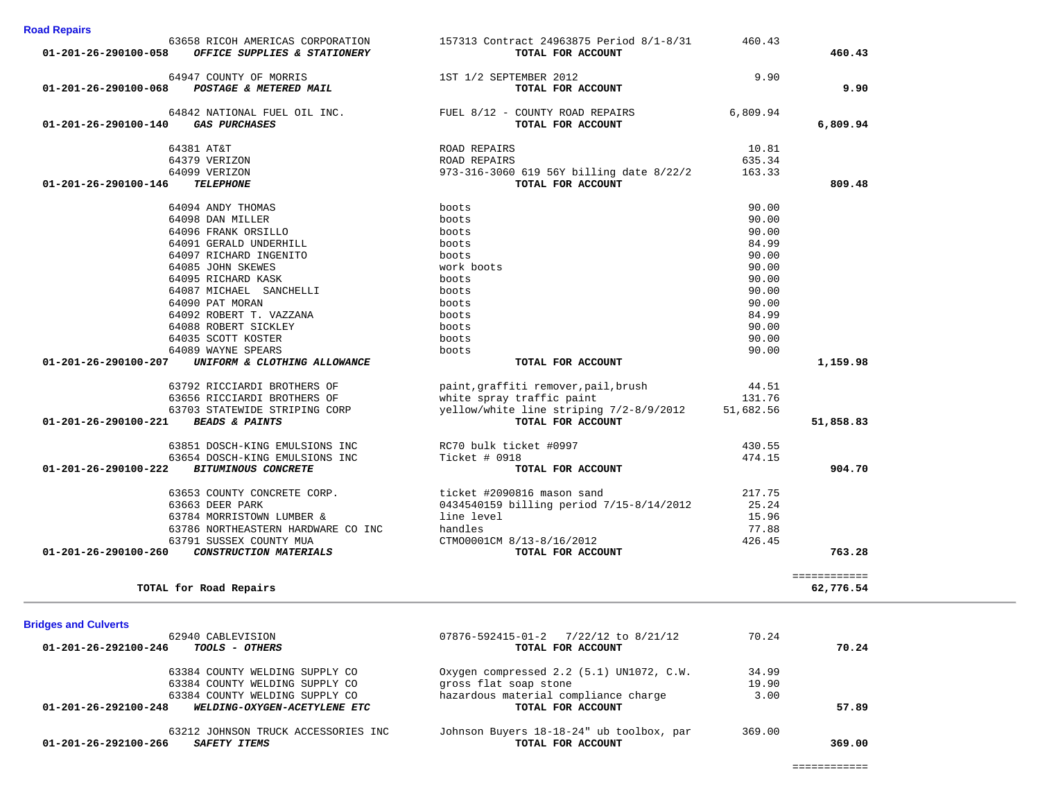## Road Repairs

| Account | Vendor | Description | Amount | Total |
|---|---|---|---|---|
| | 63658 RICOH AMERICAS CORPORATION | 157313 Contract 24963875 Period 8/1-8/31 | 460.43 | |
| 01-201-26-290100-058 | ***OFFICE SUPPLIES & STATIONERY*** | **TOTAL FOR ACCOUNT** | | **460.43** |
| | 64947 COUNTY OF MORRIS | 1ST 1/2 SEPTEMBER 2012 | 9.90 | |
| 01-201-26-290100-068 | ***POSTAGE & METERED MAIL*** | **TOTAL FOR ACCOUNT** | | **9.90** |
| | 64842 NATIONAL FUEL OIL INC. | FUEL 8/12 - COUNTY ROAD REPAIRS | 6,809.94 | |
| 01-201-26-290100-140 | ***GAS PURCHASES*** | **TOTAL FOR ACCOUNT** | | **6,809.94** |
| | 64381 AT&T | ROAD REPAIRS | 10.81 | |
| | 64379 VERIZON | ROAD REPAIRS | 635.34 | |
| | 64099 VERIZON | 973-316-3060 619 56Y billing date 8/22/2 | 163.33 | |
| 01-201-26-290100-146 | ***TELEPHONE*** | **TOTAL FOR ACCOUNT** | | **809.48** |
| | 64094 ANDY THOMAS | boots | 90.00 | |
| | 64098 DAN MILLER | boots | 90.00 | |
| | 64096 FRANK ORSILLO | boots | 90.00 | |
| | 64091 GERALD UNDERHILL | boots | 84.99 | |
| | 64097 RICHARD INGENITO | boots | 90.00 | |
| | 64085 JOHN SKEWES | work boots | 90.00 | |
| | 64095 RICHARD KASK | boots | 90.00 | |
| | 64087 MICHAEL SANCHELLI | boots | 90.00 | |
| | 64090 PAT MORAN | boots | 90.00 | |
| | 64092 ROBERT T. VAZZANA | boots | 84.99 | |
| | 64088 ROBERT SICKLEY | boots | 90.00 | |
| | 64035 SCOTT KOSTER | boots | 90.00 | |
| | 64089 WAYNE SPEARS | boots | 90.00 | |
| 01-201-26-290100-207 | ***UNIFORM & CLOTHING ALLOWANCE*** | **TOTAL FOR ACCOUNT** | | **1,159.98** |
| | 63792 RICCIARDI BROTHERS OF | paint,graffiti remover,pail,brush | 44.51 | |
| | 63656 RICCIARDI BROTHERS OF | white spray traffic paint | 131.76 | |
| | 63703 STATEWIDE STRIPING CORP | yellow/white line striping 7/2-8/9/2012 | 51,682.56 | |
| 01-201-26-290100-221 | ***BEADS & PAINTS*** | **TOTAL FOR ACCOUNT** | | **51,858.83** |
| | 63851 DOSCH-KING EMULSIONS INC | RC70 bulk ticket #0997 | 430.55 | |
| | 63654 DOSCH-KING EMULSIONS INC | Ticket # 0918 | 474.15 | |
| 01-201-26-290100-222 | ***BITUMINOUS CONCRETE*** | **TOTAL FOR ACCOUNT** | | **904.70** |
| | 63653 COUNTY CONCRETE CORP. | ticket #2090816 mason sand | 217.75 | |
| | 63663 DEER PARK | 0434540159 billing period 7/15-8/14/2012 | 25.24 | |
| | 63784 MORRISTOWN LUMBER & | line level | 15.96 | |
| | 63786 NORTHEASTERN HARDWARE CO INC | handles | 77.88 | |
| | 63791 SUSSEX COUNTY MUA | CTMO0001CM 8/13-8/16/2012 | 426.45 | |
| 01-201-26-290100-260 | ***CONSTRUCTION MATERIALS*** | **TOTAL FOR ACCOUNT** | | **763.28** |
| | **TOTAL for Road Repairs** | | | **62,776.54** |

## Bridges and Culverts

| Account | Vendor | Description | Amount | Total |
|---|---|---|---|---|
| | 62940 CABLEVISION | 07876-592415-01-2 7/22/12 to 8/21/12 | 70.24 | |
| 01-201-26-292100-246 | ***TOOLS - OTHERS*** | **TOTAL FOR ACCOUNT** | | **70.24** |
| | 63384 COUNTY WELDING SUPPLY CO | Oxygen compressed 2.2 (5.1) UN1072, C.W. | 34.99 | |
| | 63384 COUNTY WELDING SUPPLY CO | gross flat soap stone | 19.90 | |
| | 63384 COUNTY WELDING SUPPLY CO | hazardous material compliance charge | 3.00 | |
| 01-201-26-292100-248 | ***WELDING-OXYGEN-ACETYLENE ETC*** | **TOTAL FOR ACCOUNT** | | **57.89** |
| | 63212 JOHNSON TRUCK ACCESSORIES INC | Johnson Buyers 18-18-24" ub toolbox, par | 369.00 | |
| 01-201-26-292100-266 | ***SAFETY ITEMS*** | **TOTAL FOR ACCOUNT** | | **369.00** |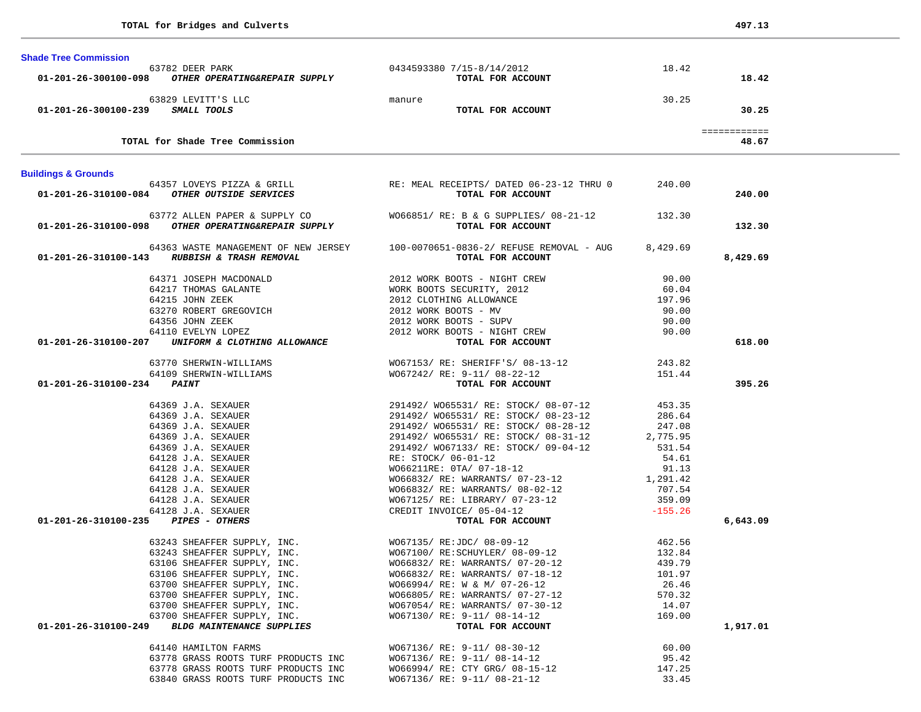| | | | |
|---|---|---|---|
| **TOTAL for Bridges and Culverts** | | | **497.13** |

### Shade Tree Commission

| Account / Vendor | Description | Amount | Total |
|---|---|---|---|
| 63782 DEER PARK | 0434593380 7/15-8/14/2012 | 18.42 | |
| **01-201-26-300100-098** ***OTHER OPERATING&REPAIR SUPPLY*** | **TOTAL FOR ACCOUNT** | | **18.42** |
| 63829 LEVITT'S LLC | manure | 30.25 | |
| **01-201-26-300100-239** ***SMALL TOOLS*** | **TOTAL FOR ACCOUNT** | | **30.25** |
| | | | ============ |
| **TOTAL for Shade Tree Commission** | | | **48.67** |

### Buildings & Grounds

| Account / Vendor | Description | Amount | Total |
|---|---|---|---|
| 64357 LOVEYS PIZZA & GRILL | RE: MEAL RECEIPTS/ DATED 06-23-12 THRU 0 | 240.00 | |
| **01-201-26-310100-084** ***OTHER OUTSIDE SERVICES*** | **TOTAL FOR ACCOUNT** | | **240.00** |
| 63772 ALLEN PAPER & SUPPLY CO | WO66851/ RE: B & G SUPPLIES/ 08-21-12 | 132.30 | |
| **01-201-26-310100-098** ***OTHER OPERATING&REPAIR SUPPLY*** | **TOTAL FOR ACCOUNT** | | **132.30** |
| 64363 WASTE MANAGEMENT OF NEW JERSEY | 100-0070651-0836-2/ REFUSE REMOVAL - AUG | 8,429.69 | |
| **01-201-26-310100-143** ***RUBBISH & TRASH REMOVAL*** | **TOTAL FOR ACCOUNT** | | **8,429.69** |
| 64371 JOSEPH MACDONALD | 2012 WORK BOOTS - NIGHT CREW | 90.00 | |
| 64217 THOMAS GALANTE | WORK BOOTS SECURITY, 2012 | 60.04 | |
| 64215 JOHN ZEEK | 2012 CLOTHING ALLOWANCE | 197.96 | |
| 63270 ROBERT GREGOVICH | 2012 WORK BOOTS - MV | 90.00 | |
| 64356 JOHN ZEEK | 2012 WORK BOOTS - SUPV | 90.00 | |
| 64110 EVELYN LOPEZ | 2012 WORK BOOTS - NIGHT CREW | 90.00 | |
| **01-201-26-310100-207** ***UNIFORM & CLOTHING ALLOWANCE*** | **TOTAL FOR ACCOUNT** | | **618.00** |
| 63770 SHERWIN-WILLIAMS | WO67153/ RE: SHERIFF'S/ 08-13-12 | 243.82 | |
| 64109 SHERWIN-WILLIAMS | WO67242/ RE: 9-11/ 08-22-12 | 151.44 | |
| **01-201-26-310100-234** ***PAINT*** | **TOTAL FOR ACCOUNT** | | **395.26** |
| 64369 J.A. SEXAUER | 291492/ WO65531/ RE: STOCK/ 08-07-12 | 453.35 | |
| 64369 J.A. SEXAUER | 291492/ WO65531/ RE: STOCK/ 08-23-12 | 286.64 | |
| 64369 J.A. SEXAUER | 291492/ WO65531/ RE: STOCK/ 08-28-12 | 247.08 | |
| 64369 J.A. SEXAUER | 291492/ WO65531/ RE: STOCK/ 08-31-12 | 2,775.95 | |
| 64369 J.A. SEXAUER | 291492/ WO67133/ RE: STOCK/ 09-04-12 | 531.54 | |
| 64128 J.A. SEXAUER | RE: STOCK/ 06-01-12 | 54.61 | |
| 64128 J.A. SEXAUER | WO66211RE: 0TA/ 07-18-12 | 91.13 | |
| 64128 J.A. SEXAUER | WO66832/ RE: WARRANTS/ 07-23-12 | 1,291.42 | |
| 64128 J.A. SEXAUER | WO66832/ RE: WARRANTS/ 08-02-12 | 707.54 | |
| 64128 J.A. SEXAUER | WO67125/ RE: LIBRARY/ 07-23-12 | 359.09 | |
| 64128 J.A. SEXAUER | CREDIT INVOICE/ 05-04-12 | -155.26 | |
| **01-201-26-310100-235** ***PIPES - OTHERS*** | **TOTAL FOR ACCOUNT** | | **6,643.09** |
| 63243 SHEAFFER SUPPLY, INC. | WO67135/ RE:JDC/ 08-09-12 | 462.56 | |
| 63243 SHEAFFER SUPPLY, INC. | WO67100/ RE:SCHUYLER/ 08-09-12 | 132.84 | |
| 63106 SHEAFFER SUPPLY, INC. | WO66832/ RE: WARRANTS/ 07-20-12 | 439.79 | |
| 63106 SHEAFFER SUPPLY, INC. | WO66832/ RE: WARRANTS/ 07-18-12 | 101.97 | |
| 63700 SHEAFFER SUPPLY, INC. | WO66994/ RE: W & M/ 07-26-12 | 26.46 | |
| 63700 SHEAFFER SUPPLY, INC. | WO66805/ RE: WARRANTS/ 07-27-12 | 570.32 | |
| 63700 SHEAFFER SUPPLY, INC. | WO67054/ RE: WARRANTS/ 07-30-12 | 14.07 | |
| 63700 SHEAFFER SUPPLY, INC. | WO67130/ RE: 9-11/ 08-14-12 | 169.00 | |
| **01-201-26-310100-249** ***BLDG MAINTENANCE SUPPLIES*** | **TOTAL FOR ACCOUNT** | | **1,917.01** |
| 64140 HAMILTON FARMS | WO67136/ RE: 9-11/ 08-30-12 | 60.00 | |
| 63778 GRASS ROOTS TURF PRODUCTS INC | WO67136/ RE: 9-11/ 08-14-12 | 95.42 | |
| 63778 GRASS ROOTS TURF PRODUCTS INC | WO66994/ RE: CTY GRG/ 08-15-12 | 147.25 | |
| 63840 GRASS ROOTS TURF PRODUCTS INC | WO67136/ RE: 9-11/ 08-21-12 | 33.45 | |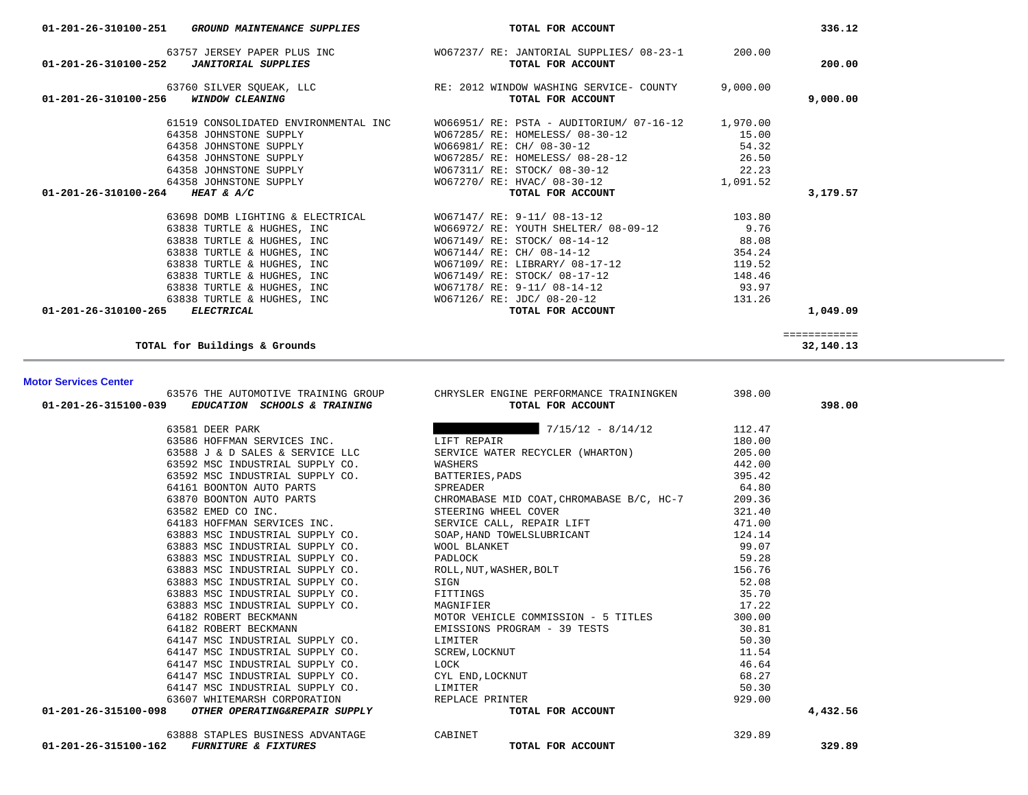| Account / Vendor | Description | Amount | Total |
|---|---|---|---|
| 01-201-26-310100-251 ***GROUND MAINTENANCE SUPPLIES*** | **TOTAL FOR ACCOUNT** | | **336.12** |
| 63757 JERSEY PAPER PLUS INC | WO67237/ RE: JANTORIAL SUPPLIES/ 08-23-1 | 200.00 | |
| 01-201-26-310100-252 ***JANITORIAL SUPPLIES*** | **TOTAL FOR ACCOUNT** | | **200.00** |
| 63760 SILVER SQUEAK, LLC | RE: 2012 WINDOW WASHING SERVICE- COUNTY | 9,000.00 | |
| 01-201-26-310100-256 ***WINDOW CLEANING*** | **TOTAL FOR ACCOUNT** | | **9,000.00** |
| 61519 CONSOLIDATED ENVIRONMENTAL INC | WO66951/ RE: PSTA - AUDITORIUM/ 07-16-12 | 1,970.00 | |
| 64358 JOHNSTONE SUPPLY | WO67285/ RE: HOMELESS/ 08-30-12 | 15.00 | |
| 64358 JOHNSTONE SUPPLY | WO66981/ RE: CH/ 08-30-12 | 54.32 | |
| 64358 JOHNSTONE SUPPLY | WO67285/ RE: HOMELESS/ 08-28-12 | 26.50 | |
| 64358 JOHNSTONE SUPPLY | WO67311/ RE: STOCK/ 08-30-12 | 22.23 | |
| 64358 JOHNSTONE SUPPLY | WO67270/ RE: HVAC/ 08-30-12 | 1,091.52 | |
| 01-201-26-310100-264 ***HEAT & A/C*** | **TOTAL FOR ACCOUNT** | | **3,179.57** |
| 63698 DOMB LIGHTING & ELECTRICAL | WO67147/ RE: 9-11/ 08-13-12 | 103.80 | |
| 63838 TURTLE & HUGHES, INC | WO66972/ RE: YOUTH SHELTER/ 08-09-12 | 9.76 | |
| 63838 TURTLE & HUGHES, INC | WO67149/ RE: STOCK/ 08-14-12 | 88.08 | |
| 63838 TURTLE & HUGHES, INC | WO67144/ RE: CH/ 08-14-12 | 354.24 | |
| 63838 TURTLE & HUGHES, INC | WO67109/ RE: LIBRARY/ 08-17-12 | 119.52 | |
| 63838 TURTLE & HUGHES, INC | WO67149/ RE: STOCK/ 08-17-12 | 148.46 | |
| 63838 TURTLE & HUGHES, INC | WO67178/ RE: 9-11/ 08-14-12 | 93.97 | |
| 63838 TURTLE & HUGHES, INC | WO67126/ RE: JDC/ 08-20-12 | 131.26 | |
| 01-201-26-310100-265 ***ELECTRICAL*** | **TOTAL FOR ACCOUNT** | | **1,049.09** |
| | | | ============ |
| **TOTAL for Buildings & Grounds** | | | **32,140.13** |

**Motor Services Center**

| Account / Vendor | Description | Amount | Total |
|---|---|---|---|
| 63576 THE AUTOMOTIVE TRAINING GROUP | CHRYSLER ENGINE PERFORMANCE TRAININGKEN | 398.00 | |
| 01-201-26-315100-039 ***EDUCATION SCHOOLS & TRAINING*** | **TOTAL FOR ACCOUNT** | | **398.00** |
| 63581 DEER PARK | [REDACTED] 7/15/12 - 8/14/12 | 112.47 | |
| 63586 HOFFMAN SERVICES INC. | LIFT REPAIR | 180.00 | |
| 63588 J & D SALES & SERVICE LLC | SERVICE WATER RECYCLER (WHARTON) | 205.00 | |
| 63592 MSC INDUSTRIAL SUPPLY CO. | WASHERS | 442.00 | |
| 63592 MSC INDUSTRIAL SUPPLY CO. | BATTERIES,PADS | 395.42 | |
| 64161 BOONTON AUTO PARTS | SPREADER | 64.80 | |
| 63870 BOONTON AUTO PARTS | CHROMABASE MID COAT,CHROMABASE B/C, HC-7 | 209.36 | |
| 63582 EMED CO INC. | STEERING WHEEL COVER | 321.40 | |
| 64183 HOFFMAN SERVICES INC. | SERVICE CALL, REPAIR LIFT | 471.00 | |
| 63883 MSC INDUSTRIAL SUPPLY CO. | SOAP,HAND TOWELSLUBRICANT | 124.14 | |
| 63883 MSC INDUSTRIAL SUPPLY CO. | WOOL BLANKET | 99.07 | |
| 63883 MSC INDUSTRIAL SUPPLY CO. | PADLOCK | 59.28 | |
| 63883 MSC INDUSTRIAL SUPPLY CO. | ROLL,NUT,WASHER,BOLT | 156.76 | |
| 63883 MSC INDUSTRIAL SUPPLY CO. | SIGN | 52.08 | |
| 63883 MSC INDUSTRIAL SUPPLY CO. | FITTINGS | 35.70 | |
| 63883 MSC INDUSTRIAL SUPPLY CO. | MAGNIFIER | 17.22 | |
| 64182 ROBERT BECKMANN | MOTOR VEHICLE COMMISSION - 5 TITLES | 300.00 | |
| 64182 ROBERT BECKMANN | EMISSIONS PROGRAM - 39 TESTS | 30.81 | |
| 64147 MSC INDUSTRIAL SUPPLY CO. | LIMITER | 50.30 | |
| 64147 MSC INDUSTRIAL SUPPLY CO. | SCREW,LOCKNUT | 11.54 | |
| 64147 MSC INDUSTRIAL SUPPLY CO. | LOCK | 46.64 | |
| 64147 MSC INDUSTRIAL SUPPLY CO. | CYL END,LOCKNUT | 68.27 | |
| 64147 MSC INDUSTRIAL SUPPLY CO. | LIMITER | 50.30 | |
| 63607 WHITEMARSH CORPORATION | REPLACE PRINTER | 929.00 | |
| 01-201-26-315100-098 ***OTHER OPERATING&REPAIR SUPPLY*** | **TOTAL FOR ACCOUNT** | | **4,432.56** |
| 63888 STAPLES BUSINESS ADVANTAGE | CABINET | 329.89 | |
| 01-201-26-315100-162 ***FURNITURE & FIXTURES*** | **TOTAL FOR ACCOUNT** | | **329.89** |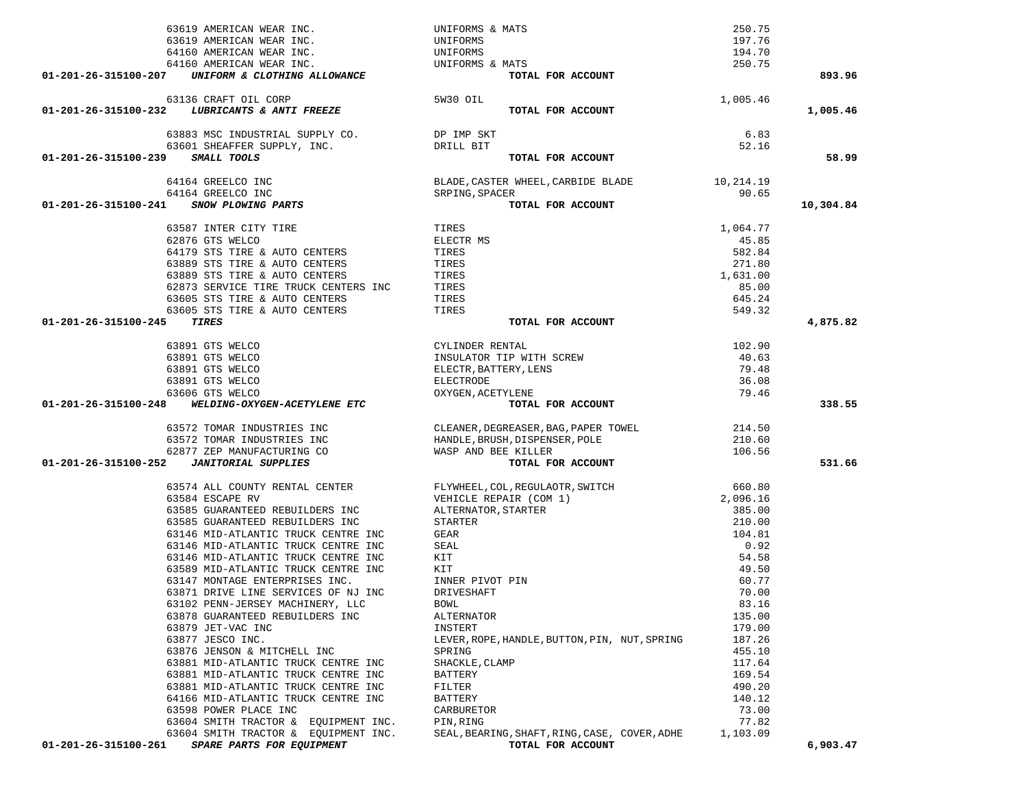| Account | Vendor | Description | Amount | Total |
|---|---|---|---|---|
| | 63619 AMERICAN WEAR INC. | UNIFORMS & MATS | 250.75 | |
| | 63619 AMERICAN WEAR INC. | UNIFORMS | 197.76 | |
| | 64160 AMERICAN WEAR INC. | UNIFORMS | 194.70 | |
| | 64160 AMERICAN WEAR INC. | UNIFORMS & MATS | 250.75 | |
| **01-201-26-315100-207** | ***UNIFORM & CLOTHING ALLOWANCE*** | **TOTAL FOR ACCOUNT** | | **893.96** |
| | 63136 CRAFT OIL CORP | 5W30 OIL | 1,005.46 | |
| **01-201-26-315100-232** | ***LUBRICANTS & ANTI FREEZE*** | **TOTAL FOR ACCOUNT** | | **1,005.46** |
| | 63883 MSC INDUSTRIAL SUPPLY CO. | DP IMP SKT | 6.83 | |
| | 63601 SHEAFFER SUPPLY, INC. | DRILL BIT | 52.16 | |
| **01-201-26-315100-239** | ***SMALL TOOLS*** | **TOTAL FOR ACCOUNT** | | **58.99** |
| | 64164 GREELCO INC | BLADE,CASTER WHEEL,CARBIDE BLADE | 10,214.19 | |
| | 64164 GREELCO INC | SRPING,SPACER | 90.65 | |
| **01-201-26-315100-241** | ***SNOW PLOWING PARTS*** | **TOTAL FOR ACCOUNT** | | **10,304.84** |
| | 63587 INTER CITY TIRE | TIRES | 1,064.77 | |
| | 62876 GTS WELCO | ELECTR MS | 45.85 | |
| | 64179 STS TIRE & AUTO CENTERS | TIRES | 582.84 | |
| | 63889 STS TIRE & AUTO CENTERS | TIRES | 271.80 | |
| | 63889 STS TIRE & AUTO CENTERS | TIRES | 1,631.00 | |
| | 62873 SERVICE TIRE TRUCK CENTERS INC | TIRES | 85.00 | |
| | 63605 STS TIRE & AUTO CENTERS | TIRES | 645.24 | |
| | 63605 STS TIRE & AUTO CENTERS | TIRES | 549.32 | |
| **01-201-26-315100-245** | ***TIRES*** | **TOTAL FOR ACCOUNT** | | **4,875.82** |
| | 63891 GTS WELCO | CYLINDER RENTAL | 102.90 | |
| | 63891 GTS WELCO | INSULATOR TIP WITH SCREW | 40.63 | |
| | 63891 GTS WELCO | ELECTR,BATTERY,LENS | 79.48 | |
| | 63891 GTS WELCO | ELECTRODE | 36.08 | |
| | 63606 GTS WELCO | OXYGEN,ACETYLENE | 79.46 | |
| **01-201-26-315100-248** | ***WELDING-OXYGEN-ACETYLENE ETC*** | **TOTAL FOR ACCOUNT** | | **338.55** |
| | 63572 TOMAR INDUSTRIES INC | CLEANER,DEGREASER,BAG,PAPER TOWEL | 214.50 | |
| | 63572 TOMAR INDUSTRIES INC | HANDLE,BRUSH,DISPENSER,POLE | 210.60 | |
| | 62877 ZEP MANUFACTURING CO | WASP AND BEE KILLER | 106.56 | |
| **01-201-26-315100-252** | ***JANITORIAL SUPPLIES*** | **TOTAL FOR ACCOUNT** | | **531.66** |
| | 63574 ALL COUNTY RENTAL CENTER | FLYWHEEL,COL,REGULAOTR,SWITCH | 660.80 | |
| | 63584 ESCAPE RV | VEHICLE REPAIR (COM 1) | 2,096.16 | |
| | 63585 GUARANTEED REBUILDERS INC | ALTERNATOR,STARTER | 385.00 | |
| | 63585 GUARANTEED REBUILDERS INC | STARTER | 210.00 | |
| | 63146 MID-ATLANTIC TRUCK CENTRE INC | GEAR | 104.81 | |
| | 63146 MID-ATLANTIC TRUCK CENTRE INC | SEAL | 0.92 | |
| | 63146 MID-ATLANTIC TRUCK CENTRE INC | KIT | 54.58 | |
| | 63589 MID-ATLANTIC TRUCK CENTRE INC | KIT | 49.50 | |
| | 63147 MONTAGE ENTERPRISES INC. | INNER PIVOT PIN | 60.77 | |
| | 63871 DRIVE LINE SERVICES OF NJ INC | DRIVESHAFT | 70.00 | |
| | 63102 PENN-JERSEY MACHINERY, LLC | BOWL | 83.16 | |
| | 63878 GUARANTEED REBUILDERS INC | ALTERNATOR | 135.00 | |
| | 63879 JET-VAC INC | INSTERT | 179.00 | |
| | 63877 JESCO INC. | LEVER,ROPE,HANDLE,BUTTON,PIN, NUT,SPRING | 187.26 | |
| | 63876 JENSON & MITCHELL INC | SPRING | 455.10 | |
| | 63881 MID-ATLANTIC TRUCK CENTRE INC | SHACKLE,CLAMP | 117.64 | |
| | 63881 MID-ATLANTIC TRUCK CENTRE INC | BATTERY | 169.54 | |
| | 63881 MID-ATLANTIC TRUCK CENTRE INC | FILTER | 490.20 | |
| | 64166 MID-ATLANTIC TRUCK CENTRE INC | BATTERY | 140.12 | |
| | 63598 POWER PLACE INC | CARBURETOR | 73.00 | |
| | 63604 SMITH TRACTOR & EQUIPMENT INC. | PIN,RING | 77.82 | |
| | 63604 SMITH TRACTOR & EQUIPMENT INC. | SEAL,BEARING,SHAFT,RING,CASE, COVER,ADHE | 1,103.09 | |
| **01-201-26-315100-261** | ***SPARE PARTS FOR EQUIPMENT*** | **TOTAL FOR ACCOUNT** | | **6,903.47** |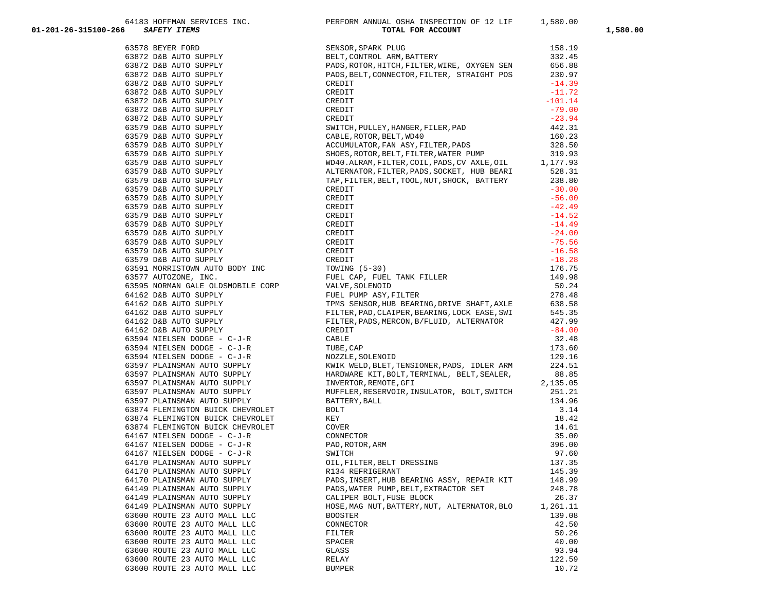| | | | | |
|---|---|---|---|---|
| | 64183 HOFFMAN SERVICES INC. | PERFORM ANNUAL OSHA INSPECTION OF 12 LIF | 1,580.00 | |
| 01-201-26-315100-266 | *SAFETY ITEMS* | **TOTAL FOR ACCOUNT** | | 1,580.00 |
| | 63578 BEYER FORD | SENSOR,SPARK PLUG | 158.19 | |
| | 63872 D&B AUTO SUPPLY | BELT,CONTROL ARM,BATTERY | 332.45 | |
| | 63872 D&B AUTO SUPPLY | PADS,ROTOR,HITCH,FILTER,WIRE, OXYGEN SEN | 656.88 | |
| | 63872 D&B AUTO SUPPLY | PADS,BELT,CONNECTOR,FILTER, STRAIGHT POS | 230.97 | |
| | 63872 D&B AUTO SUPPLY | CREDIT | -14.39 | |
| | 63872 D&B AUTO SUPPLY | CREDIT | -11.72 | |
| | 63872 D&B AUTO SUPPLY | CREDIT | -101.14 | |
| | 63872 D&B AUTO SUPPLY | CREDIT | -79.00 | |
| | 63872 D&B AUTO SUPPLY | CREDIT | -23.94 | |
| | 63579 D&B AUTO SUPPLY | SWITCH,PULLEY,HANGER,FILER,PAD | 442.31 | |
| | 63579 D&B AUTO SUPPLY | CABLE,ROTOR,BELT,WD40 | 160.23 | |
| | 63579 D&B AUTO SUPPLY | ACCUMULATOR,FAN ASY,FILTER,PADS | 328.50 | |
| | 63579 D&B AUTO SUPPLY | SHOES,ROTOR,BELT,FILTER,WATER PUMP | 319.93 | |
| | 63579 D&B AUTO SUPPLY | WD40.ALRAM,FILTER,COIL,PADS,CV AXLE,OIL | 1,177.93 | |
| | 63579 D&B AUTO SUPPLY | ALTERNATOR,FILTER,PADS,SOCKET, HUB BEARI | 528.31 | |
| | 63579 D&B AUTO SUPPLY | TAP,FILTER,BELT,TOOL,NUT,SHOCK, BATTERY | 238.80 | |
| | 63579 D&B AUTO SUPPLY | CREDIT | -30.00 | |
| | 63579 D&B AUTO SUPPLY | CREDIT | -56.00 | |
| | 63579 D&B AUTO SUPPLY | CREDIT | -42.49 | |
| | 63579 D&B AUTO SUPPLY | CREDIT | -14.52 | |
| | 63579 D&B AUTO SUPPLY | CREDIT | -14.49 | |
| | 63579 D&B AUTO SUPPLY | CREDIT | -24.00 | |
| | 63579 D&B AUTO SUPPLY | CREDIT | -75.56 | |
| | 63579 D&B AUTO SUPPLY | CREDIT | -16.58 | |
| | 63579 D&B AUTO SUPPLY | CREDIT | -18.28 | |
| | 63591 MORRISTOWN AUTO BODY INC | TOWING (5-30) | 176.75 | |
| | 63577 AUTOZONE, INC. | FUEL CAP, FUEL TANK FILLER | 149.98 | |
| | 63595 NORMAN GALE OLDSMOBILE CORP | VALVE,SOLENOID | 50.24 | |
| | 64162 D&B AUTO SUPPLY | FUEL PUMP ASY,FILTER | 278.48 | |
| | 64162 D&B AUTO SUPPLY | TPMS SENSOR,HUB BEARING,DRIVE SHAFT,AXLE | 638.58 | |
| | 64162 D&B AUTO SUPPLY | FILTER,PAD,CLAIPER,BEARING,LOCK EASE,SWI | 545.35 | |
| | 64162 D&B AUTO SUPPLY | FILTER,PADS,MERCON,B/FLUID, ALTERNATOR | 427.99 | |
| | 64162 D&B AUTO SUPPLY | CREDIT | -84.00 | |
| | 63594 NIELSEN DODGE - C-J-R | CABLE | 32.48 | |
| | 63594 NIELSEN DODGE - C-J-R | TUBE,CAP | 173.60 | |
| | 63594 NIELSEN DODGE - C-J-R | NOZZLE,SOLENOID | 129.16 | |
| | 63597 PLAINSMAN AUTO SUPPLY | KWIK WELD,BLET,TENSIONER,PADS, IDLER ARM | 224.51 | |
| | 63597 PLAINSMAN AUTO SUPPLY | HARDWARE KIT,BOLT,TERMINAL, BELT,SEALER, | 88.85 | |
| | 63597 PLAINSMAN AUTO SUPPLY | INVERTOR,REMOTE,GFI | 2,135.05 | |
| | 63597 PLAINSMAN AUTO SUPPLY | MUFFLER,RESERVOIR,INSULATOR, BOLT,SWITCH | 251.21 | |
| | 63597 PLAINSMAN AUTO SUPPLY | BATTERY,BALL | 134.96 | |
| | 63874 FLEMINGTON BUICK CHEVROLET | BOLT | 3.14 | |
| | 63874 FLEMINGTON BUICK CHEVROLET | KEY | 18.42 | |
| | 63874 FLEMINGTON BUICK CHEVROLET | COVER | 14.61 | |
| | 64167 NIELSEN DODGE - C-J-R | CONNECTOR | 35.00 | |
| | 64167 NIELSEN DODGE - C-J-R | PAD,ROTOR,ARM | 396.00 | |
| | 64167 NIELSEN DODGE - C-J-R | SWITCH | 97.60 | |
| | 64170 PLAINSMAN AUTO SUPPLY | OIL,FILTER,BELT DRESSING | 137.35 | |
| | 64170 PLAINSMAN AUTO SUPPLY | R134 REFRIGERANT | 145.39 | |
| | 64170 PLAINSMAN AUTO SUPPLY | PADS,INSERT,HUB BEARING ASSY, REPAIR KIT | 148.99 | |
| | 64149 PLAINSMAN AUTO SUPPLY | PADS,WATER PUMP,BELT,EXTRACTOR SET | 248.78 | |
| | 64149 PLAINSMAN AUTO SUPPLY | CALIPER BOLT,FUSE BLOCK | 26.37 | |
| | 64149 PLAINSMAN AUTO SUPPLY | HOSE,MAG NUT,BATTERY,NUT, ALTERNATOR,BLO | 1,261.11 | |
| | 63600 ROUTE 23 AUTO MALL LLC | BOOSTER | 139.08 | |
| | 63600 ROUTE 23 AUTO MALL LLC | CONNECTOR | 42.50 | |
| | 63600 ROUTE 23 AUTO MALL LLC | FILTER | 50.26 | |
| | 63600 ROUTE 23 AUTO MALL LLC | SPACER | 40.00 | |
| | 63600 ROUTE 23 AUTO MALL LLC | GLASS | 93.94 | |
| | 63600 ROUTE 23 AUTO MALL LLC | RELAY | 122.59 | |
| | 63600 ROUTE 23 AUTO MALL LLC | BUMPER | 10.72 | |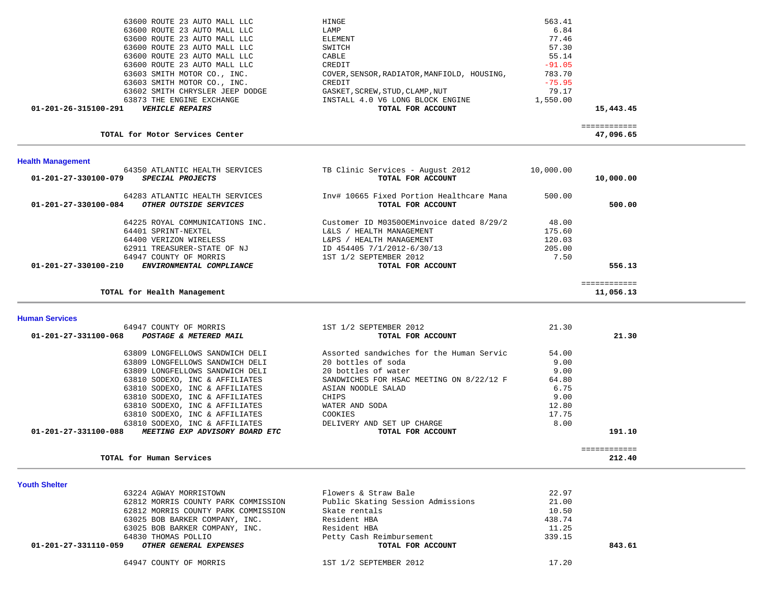| | | | |
|---|---|---|---|
| 63600 ROUTE 23 AUTO MALL LLC | HINGE | 563.41 | |
| 63600 ROUTE 23 AUTO MALL LLC | LAMP | 6.84 | |
| 63600 ROUTE 23 AUTO MALL LLC | ELEMENT | 77.46 | |
| 63600 ROUTE 23 AUTO MALL LLC | SWITCH | 57.30 | |
| 63600 ROUTE 23 AUTO MALL LLC | CABLE | 55.14 | |
| 63600 ROUTE 23 AUTO MALL LLC | CREDIT | -91.05 | |
| 63603 SMITH MOTOR CO., INC. | COVER,SENSOR,RADIATOR,MANFIOLD, HOUSING, | 783.70 | |
| 63603 SMITH MOTOR CO., INC. | CREDIT | -75.95 | |
| 63602 SMITH CHRYSLER JEEP DODGE | GASKET,SCREW,STUD,CLAMP,NUT | 79.17 | |
| 63873 THE ENGINE EXCHANGE | INSTALL 4.0 V6 LONG BLOCK ENGINE | 1,550.00 | |
| **01-201-26-315100-291** ***VEHICLE REPAIRS*** | **TOTAL FOR ACCOUNT** | | **15,443.45** |
| | | | ============ |
| **TOTAL for Motor Services Center** | | | **47,096.65** |

## Health Management

| | | | |
|---|---|---|---|
| 64350 ATLANTIC HEALTH SERVICES | TB Clinic Services - August 2012 | 10,000.00 | |
| **01-201-27-330100-079** ***SPECIAL PROJECTS*** | **TOTAL FOR ACCOUNT** | | **10,000.00** |
| 64283 ATLANTIC HEALTH SERVICES | Inv# 10665 Fixed Portion Healthcare Mana | 500.00 | |
| **01-201-27-330100-084** ***OTHER OUTSIDE SERVICES*** | **TOTAL FOR ACCOUNT** | | **500.00** |
| 64225 ROYAL COMMUNICATIONS INC. | Customer ID M0350OEMinvoice dated 8/29/2 | 48.00 | |
| 64401 SPRINT-NEXTEL | L&LS / HEALTH MANAGEMENT | 175.60 | |
| 64400 VERIZON WIRELESS | L&PS / HEALTH MANAGEMENT | 120.03 | |
| 62911 TREASURER-STATE OF NJ | ID 454405 7/1/2012-6/30/13 | 205.00 | |
| 64947 COUNTY OF MORRIS | 1ST 1/2 SEPTEMBER 2012 | 7.50 | |
| **01-201-27-330100-210** ***ENVIRONMENTAL COMPLIANCE*** | **TOTAL FOR ACCOUNT** | | **556.13** |
| | | | ============ |
| **TOTAL for Health Management** | | | **11,056.13** |

## Human Services

| | | | |
|---|---|---|---|
| 64947 COUNTY OF MORRIS | 1ST 1/2 SEPTEMBER 2012 | 21.30 | |
| **01-201-27-331100-068** ***POSTAGE & METERED MAIL*** | **TOTAL FOR ACCOUNT** | | **21.30** |
| 63809 LONGFELLOWS SANDWICH DELI | Assorted sandwiches for the Human Servic | 54.00 | |
| 63809 LONGFELLOWS SANDWICH DELI | 20 bottles of soda | 9.00 | |
| 63809 LONGFELLOWS SANDWICH DELI | 20 bottles of water | 9.00 | |
| 63810 SODEXO, INC & AFFILIATES | SANDWICHES FOR HSAC MEETING ON 8/22/12 F | 64.80 | |
| 63810 SODEXO, INC & AFFILIATES | ASIAN NOODLE SALAD | 6.75 | |
| 63810 SODEXO, INC & AFFILIATES | CHIPS | 9.00 | |
| 63810 SODEXO, INC & AFFILIATES | WATER AND SODA | 12.80 | |
| 63810 SODEXO, INC & AFFILIATES | COOKIES | 17.75 | |
| 63810 SODEXO, INC & AFFILIATES | DELIVERY AND SET UP CHARGE | 8.00 | |
| **01-201-27-331100-088** ***MEETING EXP ADVISORY BOARD ETC*** | **TOTAL FOR ACCOUNT** | | **191.10** |
| | | | ============ |
| **TOTAL for Human Services** | | | **212.40** |

## Youth Shelter

| | | | |
|---|---|---|---|
| 63224 AGWAY MORRISTOWN | Flowers & Straw Bale | 22.97 | |
| 62812 MORRIS COUNTY PARK COMMISSION | Public Skating Session Admissions | 21.00 | |
| 62812 MORRIS COUNTY PARK COMMISSION | Skate rentals | 10.50 | |
| 63025 BOB BARKER COMPANY, INC. | Resident HBA | 438.74 | |
| 63025 BOB BARKER COMPANY, INC. | Resident HBA | 11.25 | |
| 64830 THOMAS POLLIO | Petty Cash Reimbursement | 339.15 | |
| **01-201-27-331110-059** ***OTHER GENERAL EXPENSES*** | **TOTAL FOR ACCOUNT** | | **843.61** |
| 64947 COUNTY OF MORRIS | 1ST 1/2 SEPTEMBER 2012 | 17.20 | |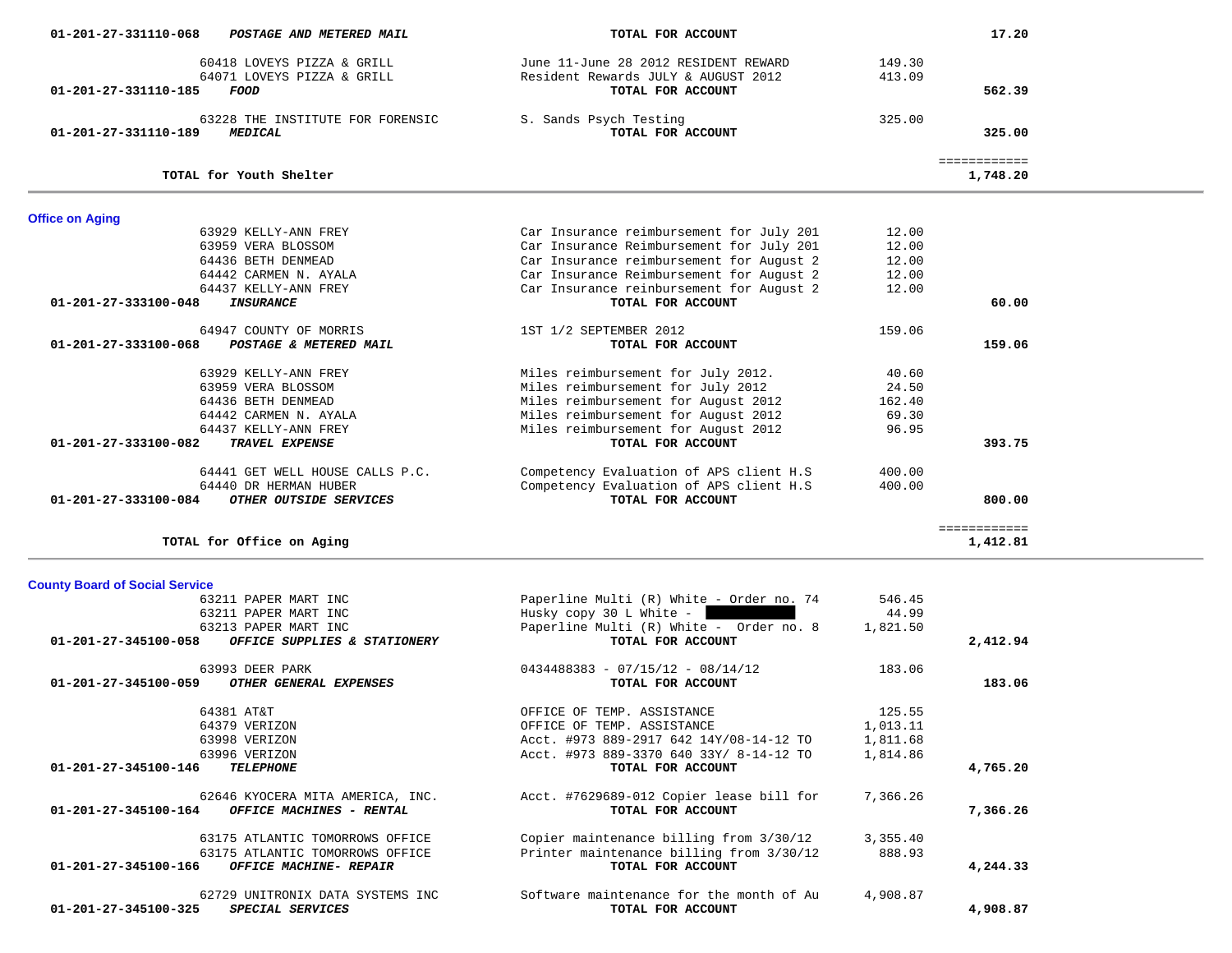| Account | Vendor / Name | Description | Amount | Total |
|---|---|---|---|---|
| 01-201-27-331110-068 | ***POSTAGE AND METERED MAIL*** | **TOTAL FOR ACCOUNT** | | **17.20** |
| | 60418 LOVEYS PIZZA & GRILL | June 11-June 28 2012 RESIDENT REWARD | 149.30 | |
| | 64071 LOVEYS PIZZA & GRILL | Resident Rewards JULY & AUGUST 2012 | 413.09 | |
| 01-201-27-331110-185 | ***FOOD*** | **TOTAL FOR ACCOUNT** | | **562.39** |
| | 63228 THE INSTITUTE FOR FORENSIC | S. Sands Psych Testing | 325.00 | |
| 01-201-27-331110-189 | ***MEDICAL*** | **TOTAL FOR ACCOUNT** | | **325.00** |
| | | | | ============ |
| | **TOTAL for Youth Shelter** | | | **1,748.20** |

## Office on Aging

| Account | Vendor / Name | Description | Amount | Total |
|---|---|---|---|---|
| | 63929 KELLY-ANN FREY | Car Insurance reimbursement for July 201 | 12.00 | |
| | 63959 VERA BLOSSOM | Car Insurance Reimbursement for July 201 | 12.00 | |
| | 64436 BETH DENMEAD | Car Insurance reimbursement for August 2 | 12.00 | |
| | 64442 CARMEN N. AYALA | Car Insurance Reimbursement for August 2 | 12.00 | |
| | 64437 KELLY-ANN FREY | Car Insurance reinbursement for August 2 | 12.00 | |
| 01-201-27-333100-048 | ***INSURANCE*** | **TOTAL FOR ACCOUNT** | | **60.00** |
| | 64947 COUNTY OF MORRIS | 1ST 1/2 SEPTEMBER 2012 | 159.06 | |
| 01-201-27-333100-068 | ***POSTAGE & METERED MAIL*** | **TOTAL FOR ACCOUNT** | | **159.06** |
| | 63929 KELLY-ANN FREY | Miles reimbursement for July 2012. | 40.60 | |
| | 63959 VERA BLOSSOM | Miles reimbursement for July 2012 | 24.50 | |
| | 64436 BETH DENMEAD | Miles reimbursement for August 2012 | 162.40 | |
| | 64442 CARMEN N. AYALA | Miles reimbursement for August 2012 | 69.30 | |
| | 64437 KELLY-ANN FREY | Miles reimbursement for August 2012 | 96.95 | |
| 01-201-27-333100-082 | ***TRAVEL EXPENSE*** | **TOTAL FOR ACCOUNT** | | **393.75** |
| | 64441 GET WELL HOUSE CALLS P.C. | Competency Evaluation of APS client H.S | 400.00 | |
| | 64440 DR HERMAN HUBER | Competency Evaluation of APS client H.S | 400.00 | |
| 01-201-27-333100-084 | ***OTHER OUTSIDE SERVICES*** | **TOTAL FOR ACCOUNT** | | **800.00** |
| | | | | ============ |
| | **TOTAL for Office on Aging** | | | **1,412.81** |

## County Board of Social Service

| Account | Vendor / Name | Description | Amount | Total |
|---|---|---|---|---|
| | 63211 PAPER MART INC | Paperline Multi (R) White - Order no. 74 | 546.45 | |
| | 63211 PAPER MART INC | Husky copy 30 L White - | 44.99 | |
| | 63213 PAPER MART INC | Paperline Multi (R) White - Order no. 8 | 1,821.50 | |
| 01-201-27-345100-058 | ***OFFICE SUPPLIES & STATIONERY*** | **TOTAL FOR ACCOUNT** | | **2,412.94** |
| | 63993 DEER PARK | 0434488383 - 07/15/12 - 08/14/12 | 183.06 | |
| 01-201-27-345100-059 | ***OTHER GENERAL EXPENSES*** | **TOTAL FOR ACCOUNT** | | **183.06** |
| | 64381 AT&T | OFFICE OF TEMP. ASSISTANCE | 125.55 | |
| | 64379 VERIZON | OFFICE OF TEMP. ASSISTANCE | 1,013.11 | |
| | 63998 VERIZON | Acct. #973 889-2917 642 14Y/08-14-12 TO | 1,811.68 | |
| | 63996 VERIZON | Acct. #973 889-3370 640 33Y/ 8-14-12 TO | 1,814.86 | |
| 01-201-27-345100-146 | ***TELEPHONE*** | **TOTAL FOR ACCOUNT** | | **4,765.20** |
| | 62646 KYOCERA MITA AMERICA, INC. | Acct. #7629689-012 Copier lease bill for | 7,366.26 | |
| 01-201-27-345100-164 | ***OFFICE MACHINES - RENTAL*** | **TOTAL FOR ACCOUNT** | | **7,366.26** |
| | 63175 ATLANTIC TOMORROWS OFFICE | Copier maintenance billing from 3/30/12 | 3,355.40 | |
| | 63175 ATLANTIC TOMORROWS OFFICE | Printer maintenance billing from 3/30/12 | 888.93 | |
| 01-201-27-345100-166 | ***OFFICE MACHINE- REPAIR*** | **TOTAL FOR ACCOUNT** | | **4,244.33** |
| | 62729 UNITRONIX DATA SYSTEMS INC | Software maintenance for the month of Au | 4,908.87 | |
| 01-201-27-345100-325 | ***SPECIAL SERVICES*** | **TOTAL FOR ACCOUNT** | | **4,908.87** |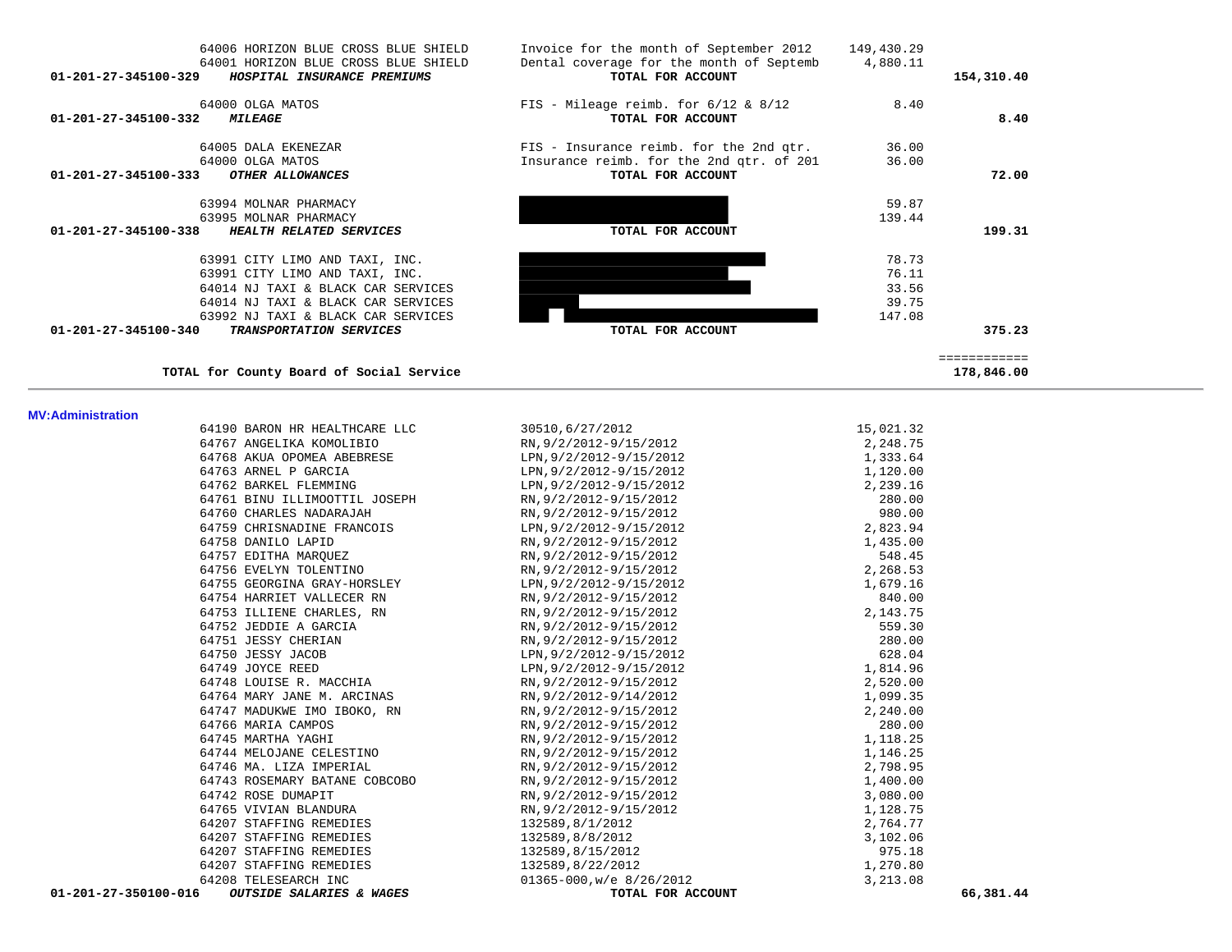| Account | Vendor | Description | Amount | Total |
|---|---|---|---|---|
| | 64006 HORIZON BLUE CROSS BLUE SHIELD | Invoice for the month of September 2012 | 149,430.29 | |
| | 64001 HORIZON BLUE CROSS BLUE SHIELD | Dental coverage for the month of Septemb | 4,880.11 | |
| 01-201-27-345100-329 | ***HOSPITAL INSURANCE PREMIUMS*** | **TOTAL FOR ACCOUNT** | | **154,310.40** |
| | 64000 OLGA MATOS | FIS - Mileage reimb. for 6/12 & 8/12 | 8.40 | |
| 01-201-27-345100-332 | ***MILEAGE*** | **TOTAL FOR ACCOUNT** | | **8.40** |
| | 64005 DALA EKENEZAR | FIS - Insurance reimb. for the 2nd qtr. | 36.00 | |
| | 64000 OLGA MATOS | Insurance reimb. for the 2nd qtr. of 201 | 36.00 | |
| 01-201-27-345100-333 | ***OTHER ALLOWANCES*** | **TOTAL FOR ACCOUNT** | | **72.00** |
| | 63994 MOLNAR PHARMACY | | 59.87 | |
| | 63995 MOLNAR PHARMACY | | 139.44 | |
| 01-201-27-345100-338 | ***HEALTH RELATED SERVICES*** | **TOTAL FOR ACCOUNT** | | **199.31** |
| | 63991 CITY LIMO AND TAXI, INC. | | 78.73 | |
| | 63991 CITY LIMO AND TAXI, INC. | | 76.11 | |
| | 64014 NJ TAXI & BLACK CAR SERVICES | | 33.56 | |
| | 64014 NJ TAXI & BLACK CAR SERVICES | | 39.75 | |
| | 63992 NJ TAXI & BLACK CAR SERVICES | | 147.08 | |
| 01-201-27-345100-340 | ***TRANSPORTATION SERVICES*** | **TOTAL FOR ACCOUNT** | | **375.23** |
| | **TOTAL for County Board of Social Service** | | | **178,846.00** |

**MV:Administration**

| Account | Vendor | Description | Amount | Total |
|---|---|---|---|---|
| | 64190 BARON HR HEALTHCARE LLC | 30510,6/27/2012 | 15,021.32 | |
| | 64767 ANGELIKA KOMOLIBIO | RN,9/2/2012-9/15/2012 | 2,248.75 | |
| | 64768 AKUA OPOMEA ABEBRESE | LPN,9/2/2012-9/15/2012 | 1,333.64 | |
| | 64763 ARNEL P GARCIA | LPN,9/2/2012-9/15/2012 | 1,120.00 | |
| | 64762 BARKEL FLEMMING | LPN,9/2/2012-9/15/2012 | 2,239.16 | |
| | 64761 BINU ILLIMOOTTIL JOSEPH | RN,9/2/2012-9/15/2012 | 280.00 | |
| | 64760 CHARLES NADARAJAH | RN,9/2/2012-9/15/2012 | 980.00 | |
| | 64759 CHRISNADINE FRANCOIS | LPN,9/2/2012-9/15/2012 | 2,823.94 | |
| | 64758 DANILO LAPID | RN,9/2/2012-9/15/2012 | 1,435.00 | |
| | 64757 EDITHA MARQUEZ | RN,9/2/2012-9/15/2012 | 548.45 | |
| | 64756 EVELYN TOLENTINO | RN,9/2/2012-9/15/2012 | 2,268.53 | |
| | 64755 GEORGINA GRAY-HORSLEY | LPN,9/2/2012-9/15/2012 | 1,679.16 | |
| | 64754 HARRIET VALLECER RN | RN,9/2/2012-9/15/2012 | 840.00 | |
| | 64753 ILLIENE CHARLES, RN | RN,9/2/2012-9/15/2012 | 2,143.75 | |
| | 64752 JEDDIE A GARCIA | RN,9/2/2012-9/15/2012 | 559.30 | |
| | 64751 JESSY CHERIAN | RN,9/2/2012-9/15/2012 | 280.00 | |
| | 64750 JESSY JACOB | LPN,9/2/2012-9/15/2012 | 628.04 | |
| | 64749 JOYCE REED | LPN,9/2/2012-9/15/2012 | 1,814.96 | |
| | 64748 LOUISE R. MACCHIA | RN,9/2/2012-9/15/2012 | 2,520.00 | |
| | 64764 MARY JANE M. ARCINAS | RN,9/2/2012-9/14/2012 | 1,099.35 | |
| | 64747 MADUKWE IMO IBOKO, RN | RN,9/2/2012-9/15/2012 | 2,240.00 | |
| | 64766 MARIA CAMPOS | RN,9/2/2012-9/15/2012 | 280.00 | |
| | 64745 MARTHA YAGHI | RN,9/2/2012-9/15/2012 | 1,118.25 | |
| | 64744 MELOJANE CELESTINO | RN,9/2/2012-9/15/2012 | 1,146.25 | |
| | 64746 MA. LIZA IMPERIAL | RN,9/2/2012-9/15/2012 | 2,798.95 | |
| | 64743 ROSEMARY BATANE COBCOBO | RN,9/2/2012-9/15/2012 | 1,400.00 | |
| | 64742 ROSE DUMAPIT | RN,9/2/2012-9/15/2012 | 3,080.00 | |
| | 64765 VIVIAN BLANDURA | RN,9/2/2012-9/15/2012 | 1,128.75 | |
| | 64207 STAFFING REMEDIES | 132589,8/1/2012 | 2,764.77 | |
| | 64207 STAFFING REMEDIES | 132589,8/8/2012 | 3,102.06 | |
| | 64207 STAFFING REMEDIES | 132589,8/15/2012 | 975.18 | |
| | 64207 STAFFING REMEDIES | 132589,8/22/2012 | 1,270.80 | |
| | 64208 TELESEARCH INC | 01365-000,w/e 8/26/2012 | 3,213.08 | |
| 01-201-27-350100-016 | ***OUTSIDE SALARIES & WAGES*** | **TOTAL FOR ACCOUNT** | | **66,381.44** |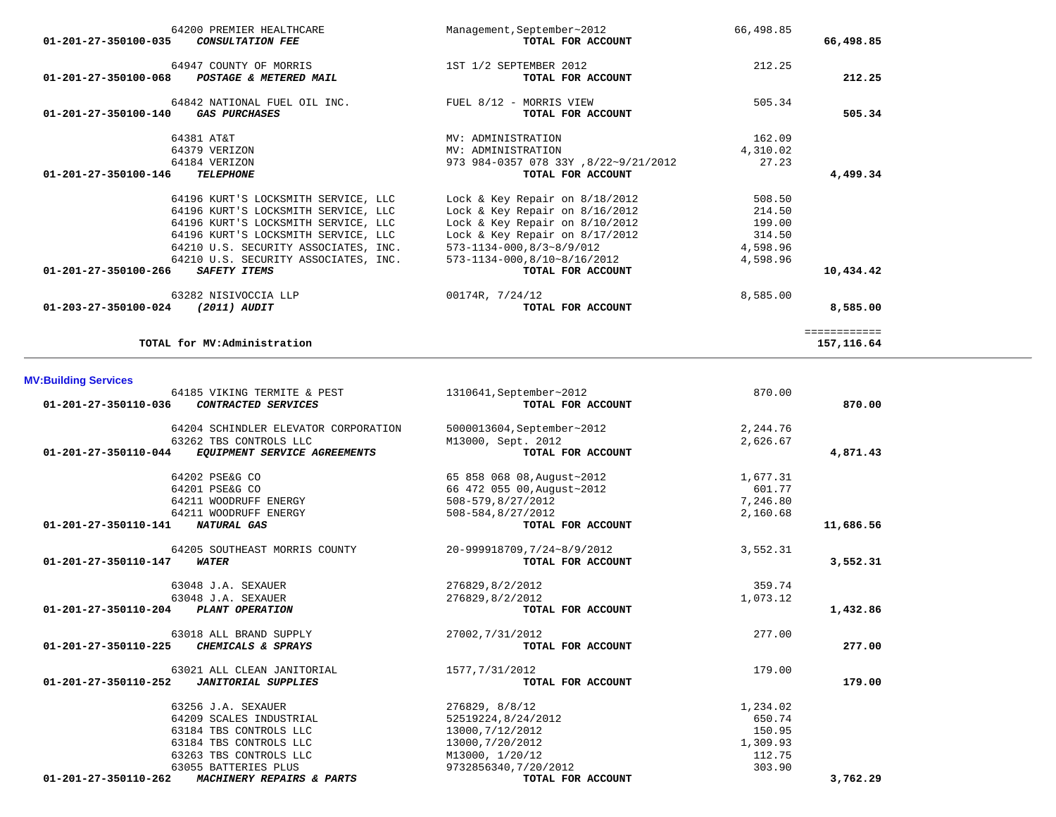| Account | Vendor / Description | Detail | Amount | Total |
|---|---|---|---|---|
| | 64200 PREMIER HEALTHCARE | Management,September~2012 | 66,498.85 | |
| 01-201-27-350100-035 | ***CONSULTATION FEE*** | **TOTAL FOR ACCOUNT** | | **66,498.85** |
| | 64947 COUNTY OF MORRIS | 1ST 1/2 SEPTEMBER 2012 | 212.25 | |
| 01-201-27-350100-068 | ***POSTAGE & METERED MAIL*** | **TOTAL FOR ACCOUNT** | | **212.25** |
| | 64842 NATIONAL FUEL OIL INC. | FUEL 8/12 - MORRIS VIEW | 505.34 | |
| 01-201-27-350100-140 | ***GAS PURCHASES*** | **TOTAL FOR ACCOUNT** | | **505.34** |
| | 64381 AT&T | MV: ADMINISTRATION | 162.09 | |
| | 64379 VERIZON | MV: ADMINISTRATION | 4,310.02 | |
| | 64184 VERIZON | 973 984-0357 078 33Y ,8/22~9/21/2012 | 27.23 | |
| 01-201-27-350100-146 | ***TELEPHONE*** | **TOTAL FOR ACCOUNT** | | **4,499.34** |
| | 64196 KURT'S LOCKSMITH SERVICE, LLC | Lock & Key Repair on 8/18/2012 | 508.50 | |
| | 64196 KURT'S LOCKSMITH SERVICE, LLC | Lock & Key Repair on 8/16/2012 | 214.50 | |
| | 64196 KURT'S LOCKSMITH SERVICE, LLC | Lock & Key Repair on 8/10/2012 | 199.00 | |
| | 64196 KURT'S LOCKSMITH SERVICE, LLC | Lock & Key Repair on 8/17/2012 | 314.50 | |
| | 64210 U.S. SECURITY ASSOCIATES, INC. | 573-1134-000,8/3~8/9/012 | 4,598.96 | |
| | 64210 U.S. SECURITY ASSOCIATES, INC. | 573-1134-000,8/10~8/16/2012 | 4,598.96 | |
| 01-201-27-350100-266 | ***SAFETY ITEMS*** | **TOTAL FOR ACCOUNT** | | **10,434.42** |
| | 63282 NISIVOCCIA LLP | 00174R, 7/24/12 | 8,585.00 | |
| 01-203-27-350100-024 | ***(2011) AUDIT*** | **TOTAL FOR ACCOUNT** | | **8,585.00** |
| | | | | ============ |
| | **TOTAL for MV:Administration** | | | **157,116.64** |

## MV:Building Services

| Account | Vendor / Description | Detail | Amount | Total |
|---|---|---|---|---|
| | 64185 VIKING TERMITE & PEST | 1310641,September~2012 | 870.00 | |
| 01-201-27-350110-036 | ***CONTRACTED SERVICES*** | **TOTAL FOR ACCOUNT** | | **870.00** |
| | 64204 SCHINDLER ELEVATOR CORPORATION | 5000013604,September~2012 | 2,244.76 | |
| | 63262 TBS CONTROLS LLC | M13000, Sept. 2012 | 2,626.67 | |
| 01-201-27-350110-044 | ***EQUIPMENT SERVICE AGREEMENTS*** | **TOTAL FOR ACCOUNT** | | **4,871.43** |
| | 64202 PSE&G CO | 65 858 068 08,August~2012 | 1,677.31 | |
| | 64201 PSE&G CO | 66 472 055 00,August~2012 | 601.77 | |
| | 64211 WOODRUFF ENERGY | 508-579,8/27/2012 | 7,246.80 | |
| | 64211 WOODRUFF ENERGY | 508-584,8/27/2012 | 2,160.68 | |
| 01-201-27-350110-141 | ***NATURAL GAS*** | **TOTAL FOR ACCOUNT** | | **11,686.56** |
| | 64205 SOUTHEAST MORRIS COUNTY | 20-999918709,7/24~8/9/2012 | 3,552.31 | |
| 01-201-27-350110-147 | ***WATER*** | **TOTAL FOR ACCOUNT** | | **3,552.31** |
| | 63048 J.A. SEXAUER | 276829,8/2/2012 | 359.74 | |
| | 63048 J.A. SEXAUER | 276829,8/2/2012 | 1,073.12 | |
| 01-201-27-350110-204 | ***PLANT OPERATION*** | **TOTAL FOR ACCOUNT** | | **1,432.86** |
| | 63018 ALL BRAND SUPPLY | 27002,7/31/2012 | 277.00 | |
| 01-201-27-350110-225 | ***CHEMICALS & SPRAYS*** | **TOTAL FOR ACCOUNT** | | **277.00** |
| | 63021 ALL CLEAN JANITORIAL | 1577,7/31/2012 | 179.00 | |
| 01-201-27-350110-252 | ***JANITORIAL SUPPLIES*** | **TOTAL FOR ACCOUNT** | | **179.00** |
| | 63256 J.A. SEXAUER | 276829, 8/8/12 | 1,234.02 | |
| | 64209 SCALES INDUSTRIAL | 52519224,8/24/2012 | 650.74 | |
| | 63184 TBS CONTROLS LLC | 13000,7/12/2012 | 150.95 | |
| | 63184 TBS CONTROLS LLC | 13000,7/20/2012 | 1,309.93 | |
| | 63263 TBS CONTROLS LLC | M13000, 1/20/12 | 112.75 | |
| | 63055 BATTERIES PLUS | 9732856340,7/20/2012 | 303.90 | |
| 01-201-27-350110-262 | ***MACHINERY REPAIRS & PARTS*** | **TOTAL FOR ACCOUNT** | | **3,762.29** |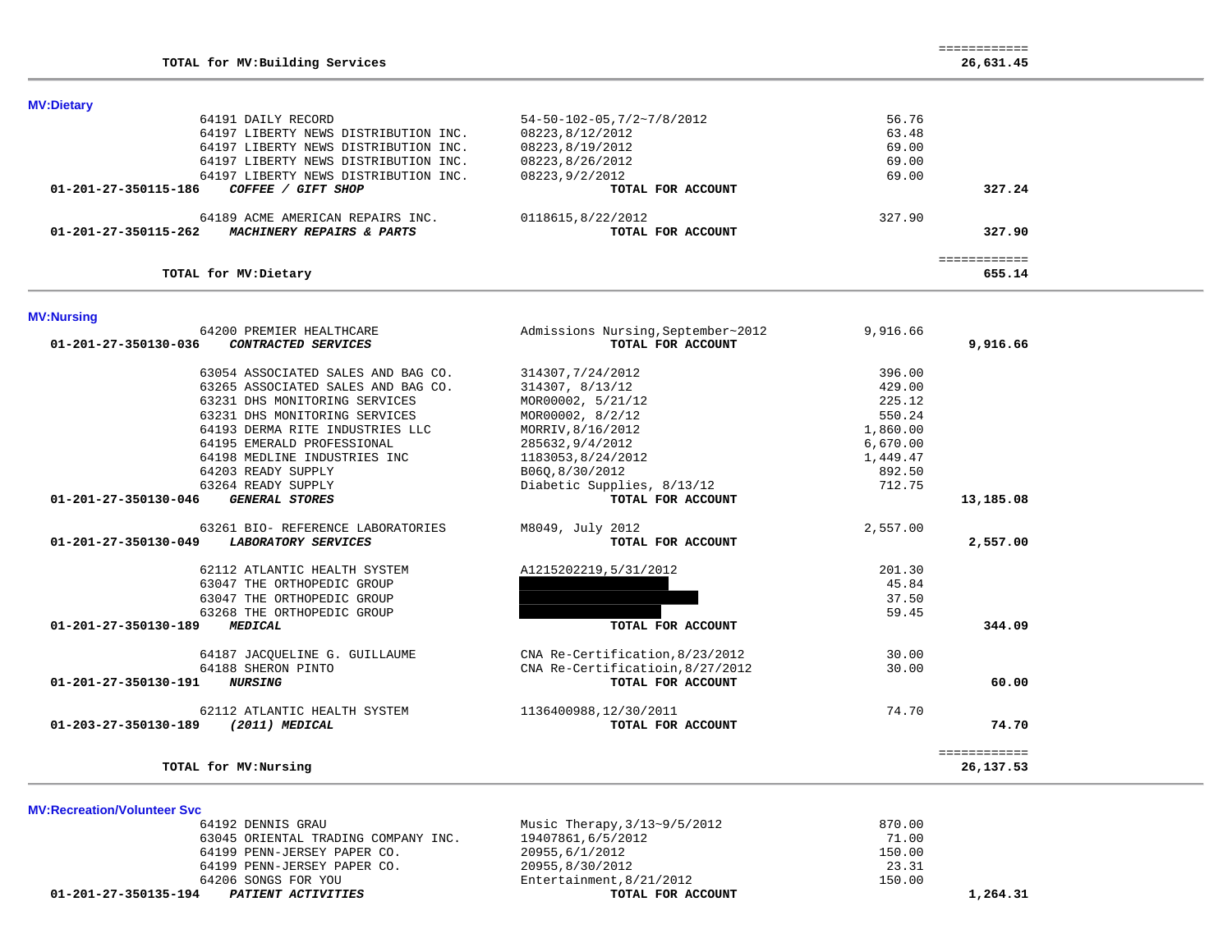| | | | | |
|---|---|---|---|---|
| **TOTAL for MV:Building Services** | | | | ============ **26,631.45** |

## MV:Dietary

| Account | Vendor | Description | Amount | Total |
|---|---|---|---|---|
| | 64191 DAILY RECORD | 54-50-102-05,7/2~7/8/2012 | 56.76 | |
| | 64197 LIBERTY NEWS DISTRIBUTION INC. | 08223,8/12/2012 | 63.48 | |
| | 64197 LIBERTY NEWS DISTRIBUTION INC. | 08223,8/19/2012 | 69.00 | |
| | 64197 LIBERTY NEWS DISTRIBUTION INC. | 08223,8/26/2012 | 69.00 | |
| | 64197 LIBERTY NEWS DISTRIBUTION INC. | 08223,9/2/2012 | 69.00 | |
| **01-201-27-350115-186** | ***COFFEE / GIFT SHOP*** | **TOTAL FOR ACCOUNT** | | **327.24** |
| | 64189 ACME AMERICAN REPAIRS INC. | 0118615,8/22/2012 | 327.90 | |
| **01-201-27-350115-262** | ***MACHINERY REPAIRS & PARTS*** | **TOTAL FOR ACCOUNT** | | **327.90** |
| **TOTAL for MV:Dietary** | | | | ============ **655.14** |

## MV:Nursing

| Account | Vendor | Description | Amount | Total |
|---|---|---|---|---|
| | 64200 PREMIER HEALTHCARE | Admissions Nursing,September~2012 | 9,916.66 | |
| **01-201-27-350130-036** | ***CONTRACTED SERVICES*** | **TOTAL FOR ACCOUNT** | | **9,916.66** |
| | 63054 ASSOCIATED SALES AND BAG CO. | 314307,7/24/2012 | 396.00 | |
| | 63265 ASSOCIATED SALES AND BAG CO. | 314307, 8/13/12 | 429.00 | |
| | 63231 DHS MONITORING SERVICES | MOR00002, 5/21/12 | 225.12 | |
| | 63231 DHS MONITORING SERVICES | MOR00002, 8/2/12 | 550.24 | |
| | 64193 DERMA RITE INDUSTRIES LLC | MORRIV,8/16/2012 | 1,860.00 | |
| | 64195 EMERALD PROFESSIONAL | 285632,9/4/2012 | 6,670.00 | |
| | 64198 MEDLINE INDUSTRIES INC | 1183053,8/24/2012 | 1,449.47 | |
| | 64203 READY SUPPLY | B06Q,8/30/2012 | 892.50 | |
| | 63264 READY SUPPLY | Diabetic Supplies, 8/13/12 | 712.75 | |
| **01-201-27-350130-046** | ***GENERAL STORES*** | **TOTAL FOR ACCOUNT** | | **13,185.08** |
| | 63261 BIO- REFERENCE LABORATORIES | M8049, July 2012 | 2,557.00 | |
| **01-201-27-350130-049** | ***LABORATORY SERVICES*** | **TOTAL FOR ACCOUNT** | | **2,557.00** |
| | 62112 ATLANTIC HEALTH SYSTEM | A1215202219,5/31/2012 | 201.30 | |
| | 63047 THE ORTHOPEDIC GROUP | [REDACTED] | 45.84 | |
| | 63047 THE ORTHOPEDIC GROUP | [REDACTED] | 37.50 | |
| | 63268 THE ORTHOPEDIC GROUP | [REDACTED] | 59.45 | |
| **01-201-27-350130-189** | ***MEDICAL*** | **TOTAL FOR ACCOUNT** | | **344.09** |
| | 64187 JACQUELINE G. GUILLAUME | CNA Re-Certification,8/23/2012 | 30.00 | |
| | 64188 SHERON PINTO | CNA Re-Certificatioin,8/27/2012 | 30.00 | |
| **01-201-27-350130-191** | ***NURSING*** | **TOTAL FOR ACCOUNT** | | **60.00** |
| | 62112 ATLANTIC HEALTH SYSTEM | 1136400988,12/30/2011 | 74.70 | |
| **01-203-27-350130-189** | ***(2011) MEDICAL*** | **TOTAL FOR ACCOUNT** | | **74.70** |
| **TOTAL for MV:Nursing** | | | | ============ **26,137.53** |

## MV:Recreation/Volunteer Svc

| Account | Vendor | Description | Amount | Total |
|---|---|---|---|---|
| | 64192 DENNIS GRAU | Music Therapy,3/13~9/5/2012 | 870.00 | |
| | 63045 ORIENTAL TRADING COMPANY INC. | 19407861,6/5/2012 | 71.00 | |
| | 64199 PENN-JERSEY PAPER CO. | 20955,6/1/2012 | 150.00 | |
| | 64199 PENN-JERSEY PAPER CO. | 20955,8/30/2012 | 23.31 | |
| | 64206 SONGS FOR YOU | Entertainment,8/21/2012 | 150.00 | |
| **01-201-27-350135-194** | ***PATIENT ACTIVITIES*** | **TOTAL FOR ACCOUNT** | | **1,264.31** |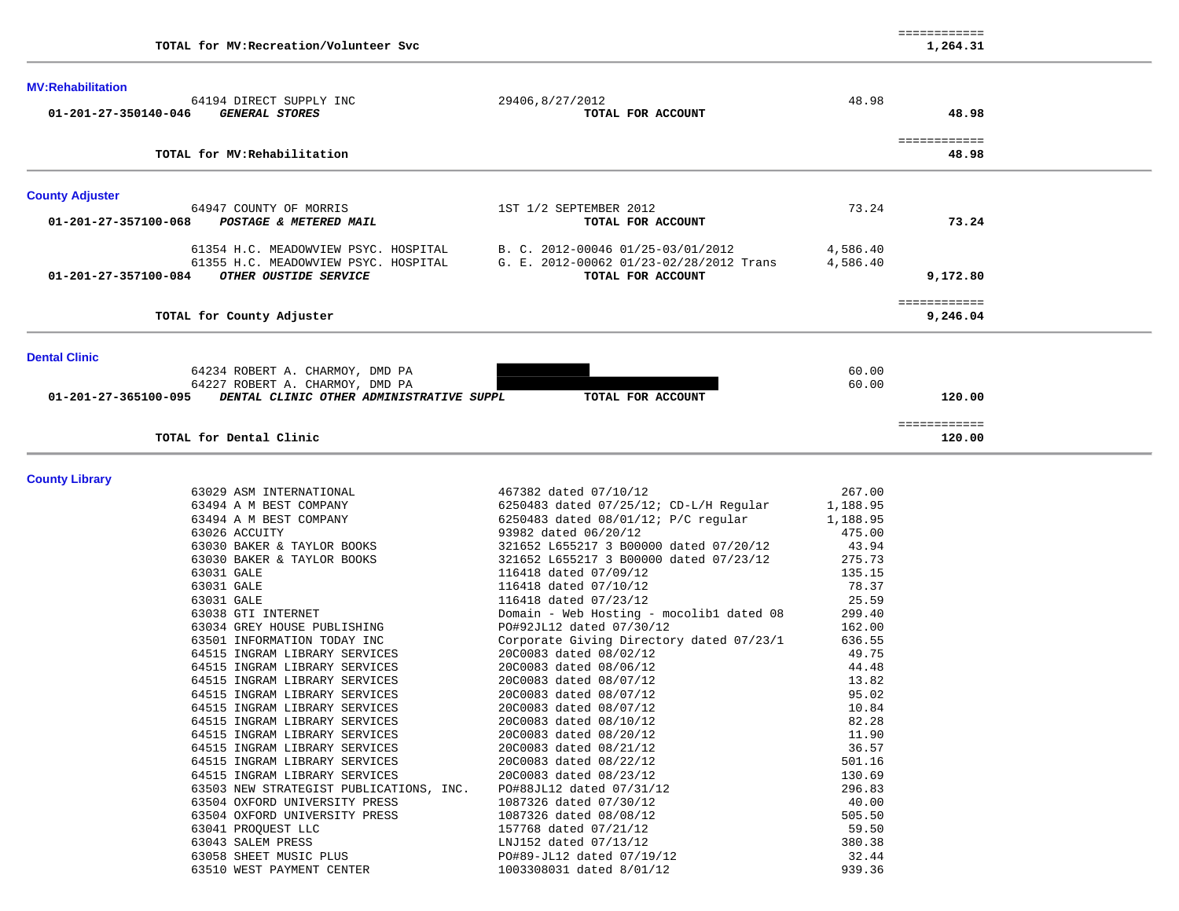| | | | | |
|---|---|---|---|---|
| | TOTAL for MV:Recreation/Volunteer Svc | | | ============<br>1,264.31 |

## MV:Rehabilitation

| Account | Vendor / Description | Reference | Amount | Total |
|---|---|---|---|---|
| | 64194 DIRECT SUPPLY INC | 29406,8/27/2012 | 48.98 | |
| 01-201-27-350140-046 | ***GENERAL STORES*** | TOTAL FOR ACCOUNT | | 48.98 |
| | TOTAL for MV:Rehabilitation | | | ============<br>48.98 |

## County Adjuster

| Account | Vendor / Description | Reference | Amount | Total |
|---|---|---|---|---|
| | 64947 COUNTY OF MORRIS | 1ST 1/2 SEPTEMBER 2012 | 73.24 | |
| 01-201-27-357100-068 | ***POSTAGE & METERED MAIL*** | TOTAL FOR ACCOUNT | | 73.24 |
| | 61354 H.C. MEADOWVIEW PSYC. HOSPITAL | B. C. 2012-00046 01/25-03/01/2012 | 4,586.40 | |
| | 61355 H.C. MEADOWVIEW PSYC. HOSPITAL | G. E. 2012-00062 01/23-02/28/2012 Trans | 4,586.40 | |
| 01-201-27-357100-084 | ***OTHER OUSTIDE SERVICE*** | TOTAL FOR ACCOUNT | | 9,172.80 |
| | TOTAL for County Adjuster | | | ============<br>9,246.04 |

## Dental Clinic

| Account | Vendor / Description | Reference | Amount | Total |
|---|---|---|---|---|
| | 64234 ROBERT A. CHARMOY, DMD PA | [REDACTED] | 60.00 | |
| | 64227 ROBERT A. CHARMOY, DMD PA | [REDACTED] | 60.00 | |
| 01-201-27-365100-095 | ***DENTAL CLINIC OTHER ADMINISTRATIVE SUPPL*** | TOTAL FOR ACCOUNT | | 120.00 |
| | TOTAL for Dental Clinic | | | ============<br>120.00 |

## County Library

| Account | Vendor / Description | Reference | Amount | Total |
|---|---|---|---|---|
| | 63029 ASM INTERNATIONAL | 467382 dated 07/10/12 | 267.00 | |
| | 63494 A M BEST COMPANY | 6250483 dated 07/25/12; CD-L/H Regular | 1,188.95 | |
| | 63494 A M BEST COMPANY | 6250483 dated 08/01/12; P/C regular | 1,188.95 | |
| | 63026 ACCUITY | 93982 dated 06/20/12 | 475.00 | |
| | 63030 BAKER & TAYLOR BOOKS | 321652 L655217 3 B00000 dated 07/20/12 | 43.94 | |
| | 63030 BAKER & TAYLOR BOOKS | 321652 L655217 3 B00000 dated 07/23/12 | 275.73 | |
| | 63031 GALE | 116418 dated 07/09/12 | 135.15 | |
| | 63031 GALE | 116418 dated 07/10/12 | 78.37 | |
| | 63031 GALE | 116418 dated 07/23/12 | 25.59 | |
| | 63038 GTI INTERNET | Domain - Web Hosting - mocolib1 dated 08 | 299.40 | |
| | 63034 GREY HOUSE PUBLISHING | PO#92JL12 dated 07/30/12 | 162.00 | |
| | 63501 INFORMATION TODAY INC | Corporate Giving Directory dated 07/23/1 | 636.55 | |
| | 64515 INGRAM LIBRARY SERVICES | 20C0083 dated 08/02/12 | 49.75 | |
| | 64515 INGRAM LIBRARY SERVICES | 20C0083 dated 08/06/12 | 44.48 | |
| | 64515 INGRAM LIBRARY SERVICES | 20C0083 dated 08/07/12 | 13.82 | |
| | 64515 INGRAM LIBRARY SERVICES | 20C0083 dated 08/07/12 | 95.02 | |
| | 64515 INGRAM LIBRARY SERVICES | 20C0083 dated 08/07/12 | 10.84 | |
| | 64515 INGRAM LIBRARY SERVICES | 20C0083 dated 08/10/12 | 82.28 | |
| | 64515 INGRAM LIBRARY SERVICES | 20C0083 dated 08/20/12 | 11.90 | |
| | 64515 INGRAM LIBRARY SERVICES | 20C0083 dated 08/21/12 | 36.57 | |
| | 64515 INGRAM LIBRARY SERVICES | 20C0083 dated 08/22/12 | 501.16 | |
| | 64515 INGRAM LIBRARY SERVICES | 20C0083 dated 08/23/12 | 130.69 | |
| | 63503 NEW STRATEGIST PUBLICATIONS, INC. | PO#88JL12 dated 07/31/12 | 296.83 | |
| | 63504 OXFORD UNIVERSITY PRESS | 1087326 dated 07/30/12 | 40.00 | |
| | 63504 OXFORD UNIVERSITY PRESS | 1087326 dated 08/08/12 | 505.50 | |
| | 63041 PROQUEST LLC | 157768 dated 07/21/12 | 59.50 | |
| | 63043 SALEM PRESS | LNJ152 dated 07/13/12 | 380.38 | |
| | 63058 SHEET MUSIC PLUS | PO#89-JL12 dated 07/19/12 | 32.44 | |
| | 63510 WEST PAYMENT CENTER | 1003308031 dated 8/01/12 | 939.36 | |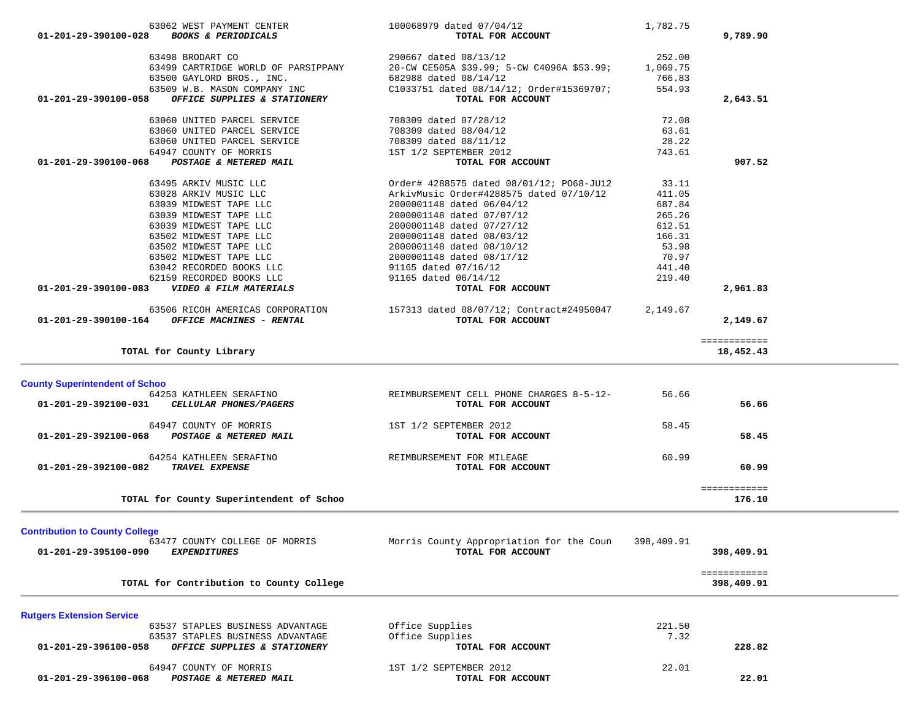| Account | Vendor / Description | Reference | Amount | Total |
|---|---|---|---|---|
| | 63062 WEST PAYMENT CENTER | 100068979 dated 07/04/12 | 1,782.75 | |
| 01-201-29-390100-028 | ***BOOKS & PERIODICALS*** | **TOTAL FOR ACCOUNT** | | **9,789.90** |
| | 63498 BRODART CO | 290667 dated 08/13/12 | 252.00 | |
| | 63499 CARTRIDGE WORLD OF PARSIPPANY | 20-CW CE505A $39.99; 5-CW C4096A $53.99; | 1,069.75 | |
| | 63500 GAYLORD BROS., INC. | 682988 dated 08/14/12 | 766.83 | |
| | 63509 W.B. MASON COMPANY INC | C1033751 dated 08/14/12; Order#15369707; | 554.93 | |
| 01-201-29-390100-058 | ***OFFICE SUPPLIES & STATIONERY*** | **TOTAL FOR ACCOUNT** | | **2,643.51** |
| | 63060 UNITED PARCEL SERVICE | 708309 dated 07/28/12 | 72.08 | |
| | 63060 UNITED PARCEL SERVICE | 708309 dated 08/04/12 | 63.61 | |
| | 63060 UNITED PARCEL SERVICE | 708309 dated 08/11/12 | 28.22 | |
| | 64947 COUNTY OF MORRIS | 1ST 1/2 SEPTEMBER 2012 | 743.61 | |
| 01-201-29-390100-068 | ***POSTAGE & METERED MAIL*** | **TOTAL FOR ACCOUNT** | | **907.52** |
| | 63495 ARKIV MUSIC LLC | Order# 4288575 dated 08/01/12; PO68-JU12 | 33.11 | |
| | 63028 ARKIV MUSIC LLC | ArkivMusic Order#4288575 dated 07/10/12 | 411.05 | |
| | 63039 MIDWEST TAPE LLC | 2000001148 dated 06/04/12 | 687.84 | |
| | 63039 MIDWEST TAPE LLC | 2000001148 dated 07/07/12 | 265.26 | |
| | 63039 MIDWEST TAPE LLC | 2000001148 dated 07/27/12 | 612.51 | |
| | 63502 MIDWEST TAPE LLC | 2000001148 dated 08/03/12 | 166.31 | |
| | 63502 MIDWEST TAPE LLC | 2000001148 dated 08/10/12 | 53.98 | |
| | 63502 MIDWEST TAPE LLC | 2000001148 dated 08/17/12 | 70.97 | |
| | 63042 RECORDED BOOKS LLC | 91165 dated 07/16/12 | 441.40 | |
| | 62159 RECORDED BOOKS LLC | 91165 dated 06/14/12 | 219.40 | |
| 01-201-29-390100-083 | ***VIDEO & FILM MATERIALS*** | **TOTAL FOR ACCOUNT** | | **2,961.83** |
| | 63506 RICOH AMERICAS CORPORATION | 157313 dated 08/07/12; Contract#24950047 | 2,149.67 | |
| 01-201-29-390100-164 | ***OFFICE MACHINES - RENTAL*** | **TOTAL FOR ACCOUNT** | | **2,149.67** |
| | **TOTAL for County Library** | | | **18,452.43** |

**County Superintendent of Schoo**

| Account | Vendor / Description | Reference | Amount | Total |
|---|---|---|---|---|
| | 64253 KATHLEEN SERAFINO | REIMBURSEMENT CELL PHONE CHARGES 8-5-12- | 56.66 | |
| 01-201-29-392100-031 | ***CELLULAR PHONES/PAGERS*** | **TOTAL FOR ACCOUNT** | | **56.66** |
| | 64947 COUNTY OF MORRIS | 1ST 1/2 SEPTEMBER 2012 | 58.45 | |
| 01-201-29-392100-068 | ***POSTAGE & METERED MAIL*** | **TOTAL FOR ACCOUNT** | | **58.45** |
| | 64254 KATHLEEN SERAFINO | REIMBURSEMENT FOR MILEAGE | 60.99 | |
| 01-201-29-392100-082 | ***TRAVEL EXPENSE*** | **TOTAL FOR ACCOUNT** | | **60.99** |
| | **TOTAL for County Superintendent of Schoo** | | | **176.10** |

**Contribution to County College**

| Account | Vendor / Description | Reference | Amount | Total |
|---|---|---|---|---|
| | 63477 COUNTY COLLEGE OF MORRIS | Morris County Appropriation for the Coun | 398,409.91 | |
| 01-201-29-395100-090 | ***EXPENDITURES*** | **TOTAL FOR ACCOUNT** | | **398,409.91** |
| | **TOTAL for Contribution to County College** | | | **398,409.91** |

**Rutgers Extension Service**

| Account | Vendor / Description | Reference | Amount | Total |
|---|---|---|---|---|
| | 63537 STAPLES BUSINESS ADVANTAGE | Office Supplies | 221.50 | |
| | 63537 STAPLES BUSINESS ADVANTAGE | Office Supplies | 7.32 | |
| 01-201-29-396100-058 | ***OFFICE SUPPLIES & STATIONERY*** | **TOTAL FOR ACCOUNT** | | **228.82** |
| | 64947 COUNTY OF MORRIS | 1ST 1/2 SEPTEMBER 2012 | 22.01 | |
| 01-201-29-396100-068 | ***POSTAGE & METERED MAIL*** | **TOTAL FOR ACCOUNT** | | **22.01** |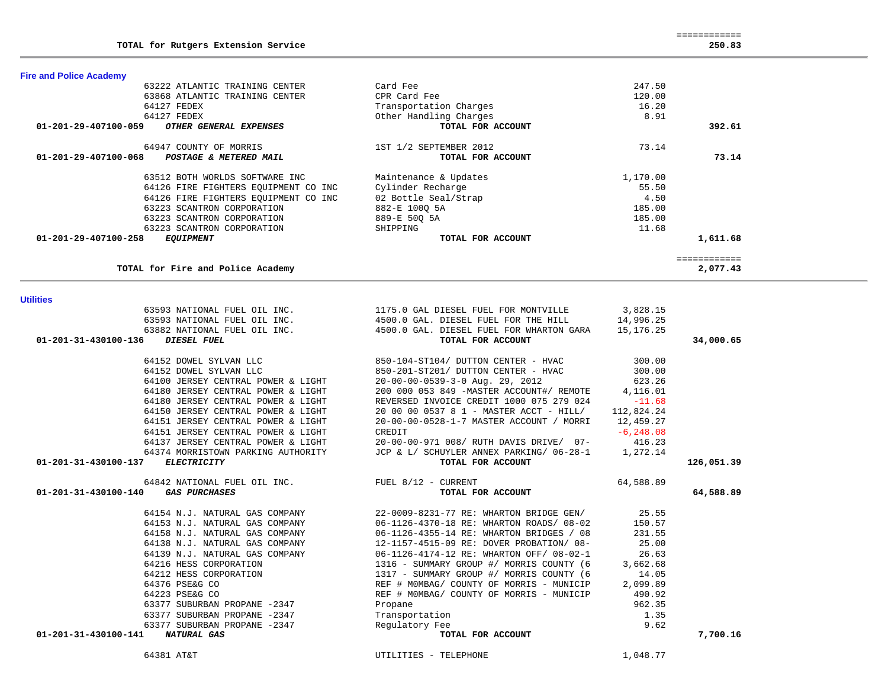| | | | | |
|---|---|---|---|---|
| **TOTAL for Rutgers Extension Service** | | | | ============ **250.83** |

## Fire and Police Academy

| Account | Vendor | Description | Amount | Total |
|---|---|---|---|---|
| | 63222 ATLANTIC TRAINING CENTER | Card Fee | 247.50 | |
| | 63868 ATLANTIC TRAINING CENTER | CPR Card Fee | 120.00 | |
| | 64127 FEDEX | Transportation Charges | 16.20 | |
| | 64127 FEDEX | Other Handling Charges | 8.91 | |
| **01-201-29-407100-059** | ***OTHER GENERAL EXPENSES*** | **TOTAL FOR ACCOUNT** | | **392.61** |
| | 64947 COUNTY OF MORRIS | 1ST 1/2 SEPTEMBER 2012 | 73.14 | |
| **01-201-29-407100-068** | ***POSTAGE & METERED MAIL*** | **TOTAL FOR ACCOUNT** | | **73.14** |
| | 63512 BOTH WORLDS SOFTWARE INC | Maintenance & Updates | 1,170.00 | |
| | 64126 FIRE FIGHTERS EQUIPMENT CO INC | Cylinder Recharge | 55.50 | |
| | 64126 FIRE FIGHTERS EQUIPMENT CO INC | 02 Bottle Seal/Strap | 4.50 | |
| | 63223 SCANTRON CORPORATION | 882-E 100Q 5A | 185.00 | |
| | 63223 SCANTRON CORPORATION | 889-E 50Q 5A | 185.00 | |
| | 63223 SCANTRON CORPORATION | SHIPPING | 11.68 | |
| **01-201-29-407100-258** | ***EQUIPMENT*** | **TOTAL FOR ACCOUNT** | | **1,611.68** |
| | **TOTAL for Fire and Police Academy** | | | ============ **2,077.43** |

## Utilities

| Account | Vendor | Description | Amount | Total |
|---|---|---|---|---|
| | 63593 NATIONAL FUEL OIL INC. | 1175.0 GAL DIESEL FUEL FOR MONTVILLE | 3,828.15 | |
| | 63593 NATIONAL FUEL OIL INC. | 4500.0 GAL. DIESEL FUEL FOR THE HILL | 14,996.25 | |
| | 63882 NATIONAL FUEL OIL INC. | 4500.0 GAL. DIESEL FUEL FOR WHARTON GARA | 15,176.25 | |
| **01-201-31-430100-136** | ***DIESEL FUEL*** | **TOTAL FOR ACCOUNT** | | **34,000.65** |
| | 64152 DOWEL SYLVAN LLC | 850-104-ST104/ DUTTON CENTER - HVAC | 300.00 | |
| | 64152 DOWEL SYLVAN LLC | 850-201-ST201/ DUTTON CENTER - HVAC | 300.00 | |
| | 64100 JERSEY CENTRAL POWER & LIGHT | 20-00-00-0539-3-0 Aug. 29, 2012 | 623.26 | |
| | 64180 JERSEY CENTRAL POWER & LIGHT | 200 000 053 849 -MASTER ACCOUNT#/ REMOTE | 4,116.01 | |
| | 64180 JERSEY CENTRAL POWER & LIGHT | REVERSED INVOICE CREDIT 1000 075 279 024 | -11.68 | |
| | 64150 JERSEY CENTRAL POWER & LIGHT | 20 00 00 0537 8 1 - MASTER ACCT - HILL/ | 112,824.24 | |
| | 64151 JERSEY CENTRAL POWER & LIGHT | 20-00-00-0528-1-7 MASTER ACCOUNT / MORRI | 12,459.27 | |
| | 64151 JERSEY CENTRAL POWER & LIGHT | CREDIT | -6,248.08 | |
| | 64137 JERSEY CENTRAL POWER & LIGHT | 20-00-00-971 008/ RUTH DAVIS DRIVE/ 07- | 416.23 | |
| | 64374 MORRISTOWN PARKING AUTHORITY | JCP & L/ SCHUYLER ANNEX PARKING/ 06-28-1 | 1,272.14 | |
| **01-201-31-430100-137** | ***ELECTRICITY*** | **TOTAL FOR ACCOUNT** | | **126,051.39** |
| | 64842 NATIONAL FUEL OIL INC. | FUEL 8/12 - CURRENT | 64,588.89 | |
| **01-201-31-430100-140** | ***GAS PURCHASES*** | **TOTAL FOR ACCOUNT** | | **64,588.89** |
| | 64154 N.J. NATURAL GAS COMPANY | 22-0009-8231-77 RE: WHARTON BRIDGE GEN/ | 25.55 | |
| | 64153 N.J. NATURAL GAS COMPANY | 06-1126-4370-18 RE: WHARTON ROADS/ 08-02 | 150.57 | |
| | 64158 N.J. NATURAL GAS COMPANY | 06-1126-4355-14 RE: WHARTON BRIDGES / 08 | 231.55 | |
| | 64138 N.J. NATURAL GAS COMPANY | 12-1157-4515-09 RE: DOVER PROBATION/ 08- | 25.00 | |
| | 64139 N.J. NATURAL GAS COMPANY | 06-1126-4174-12 RE: WHARTON OFF/ 08-02-1 | 26.63 | |
| | 64216 HESS CORPORATION | 1316 - SUMMARY GROUP #/ MORRIS COUNTY (6 | 3,662.68 | |
| | 64212 HESS CORPORATION | 1317 - SUMMARY GROUP #/ MORRIS COUNTY (6 | 14.05 | |
| | 64376 PSE&G CO | REF # MOMBAG/ COUNTY OF MORRIS - MUNICIP | 2,099.89 | |
| | 64223 PSE&G CO | REF # MOMBAG/ COUNTY OF MORRIS - MUNICIP | 490.92 | |
| | 63377 SUBURBAN PROPANE -2347 | Propane | 962.35 | |
| | 63377 SUBURBAN PROPANE -2347 | Transportation | 1.35 | |
| | 63377 SUBURBAN PROPANE -2347 | Regulatory Fee | 9.62 | |
| **01-201-31-430100-141** | ***NATURAL GAS*** | **TOTAL FOR ACCOUNT** | | **7,700.16** |
| | 64381 AT&T | UTILITIES - TELEPHONE | 1,048.77 | |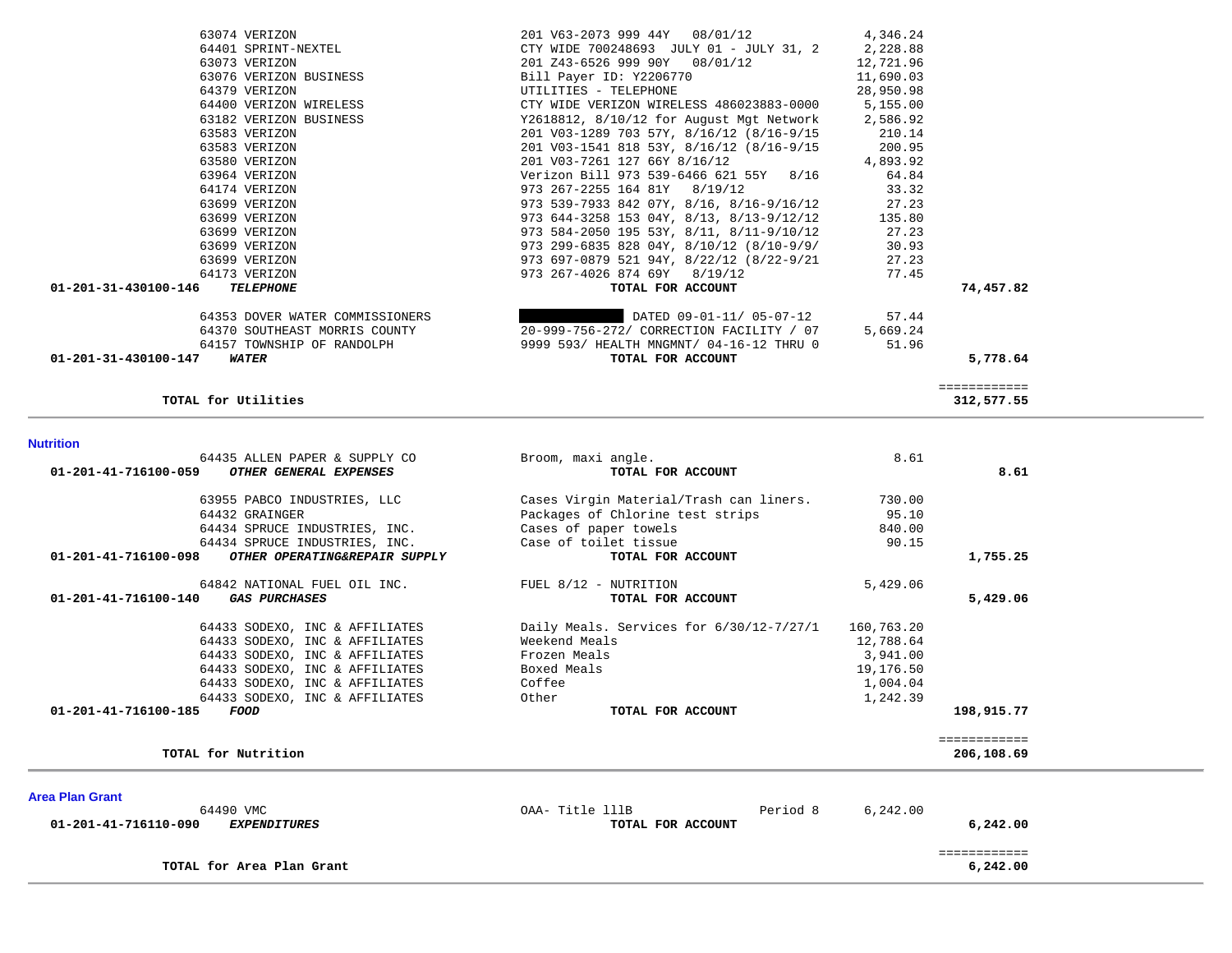| | Vendor | Description | Amount | Total |
|---|---|---|---|---|
| | 63074 VERIZON | 201 V63-2073 999 44Y 08/01/12 | 4,346.24 | |
| | 64401 SPRINT-NEXTEL | CTY WIDE 700248693 JULY 01 - JULY 31, 2 | 2,228.88 | |
| | 63073 VERIZON | 201 Z43-6526 999 90Y 08/01/12 | 12,721.96 | |
| | 63076 VERIZON BUSINESS | Bill Payer ID: Y2206770 | 11,690.03 | |
| | 64379 VERIZON | UTILITIES - TELEPHONE | 28,950.98 | |
| | 64400 VERIZON WIRELESS | CTY WIDE VERIZON WIRELESS 486023883-0000 | 5,155.00 | |
| | 63182 VERIZON BUSINESS | Y2618812, 8/10/12 for August Mgt Network | 2,586.92 | |
| | 63583 VERIZON | 201 V03-1289 703 57Y, 8/16/12 (8/16-9/15 | 210.14 | |
| | 63583 VERIZON | 201 V03-1541 818 53Y, 8/16/12 (8/16-9/15 | 200.95 | |
| | 63580 VERIZON | 201 V03-7261 127 66Y 8/16/12 | 4,893.92 | |
| | 63964 VERIZON | Verizon Bill 973 539-6466 621 55Y 8/16 | 64.84 | |
| | 64174 VERIZON | 973 267-2255 164 81Y 8/19/12 | 33.32 | |
| | 63699 VERIZON | 973 539-7933 842 07Y, 8/16, 8/16-9/16/12 | 27.23 | |
| | 63699 VERIZON | 973 644-3258 153 04Y, 8/13, 8/13-9/12/12 | 135.80 | |
| | 63699 VERIZON | 973 584-2050 195 53Y, 8/11, 8/11-9/10/12 | 27.23 | |
| | 63699 VERIZON | 973 299-6835 828 04Y, 8/10/12 (8/10-9/9/ | 30.93 | |
| | 63699 VERIZON | 973 697-0879 521 94Y, 8/22/12 (8/22-9/21 | 27.23 | |
| | 64173 VERIZON | 973 267-4026 874 69Y 8/19/12 | 77.45 | |
| **01-201-31-430100-146** | ***TELEPHONE*** | **TOTAL FOR ACCOUNT** | | **74,457.82** |
| | 64353 DOVER WATER COMMISSIONERS | [REDACTED] DATED 09-01-11/ 05-07-12 | 57.44 | |
| | 64370 SOUTHEAST MORRIS COUNTY | 20-999-756-272/ CORRECTION FACILITY / 07 | 5,669.24 | |
| | 64157 TOWNSHIP OF RANDOLPH | 9999 593/ HEALTH MNGMNT/ 04-16-12 THRU 0 | 51.96 | |
| **01-201-31-430100-147** | ***WATER*** | **TOTAL FOR ACCOUNT** | | **5,778.64** |
| | **TOTAL for Utilities** | | | ============ **312,577.55** |

## Nutrition

| | Vendor | Description | Amount | Total |
|---|---|---|---|---|
| | 64435 ALLEN PAPER & SUPPLY CO | Broom, maxi angle. | 8.61 | |
| **01-201-41-716100-059** | ***OTHER GENERAL EXPENSES*** | **TOTAL FOR ACCOUNT** | | **8.61** |
| | 63955 PABCO INDUSTRIES, LLC | Cases Virgin Material/Trash can liners. | 730.00 | |
| | 64432 GRAINGER | Packages of Chlorine test strips | 95.10 | |
| | 64434 SPRUCE INDUSTRIES, INC. | Cases of paper towels | 840.00 | |
| | 64434 SPRUCE INDUSTRIES, INC. | Case of toilet tissue | 90.15 | |
| **01-201-41-716100-098** | ***OTHER OPERATING&REPAIR SUPPLY*** | **TOTAL FOR ACCOUNT** | | **1,755.25** |
| | 64842 NATIONAL FUEL OIL INC. | FUEL 8/12 - NUTRITION | 5,429.06 | |
| **01-201-41-716100-140** | ***GAS PURCHASES*** | **TOTAL FOR ACCOUNT** | | **5,429.06** |
| | 64433 SODEXO, INC & AFFILIATES | Daily Meals. Services for 6/30/12-7/27/1 | 160,763.20 | |
| | 64433 SODEXO, INC & AFFILIATES | Weekend Meals | 12,788.64 | |
| | 64433 SODEXO, INC & AFFILIATES | Frozen Meals | 3,941.00 | |
| | 64433 SODEXO, INC & AFFILIATES | Boxed Meals | 19,176.50 | |
| | 64433 SODEXO, INC & AFFILIATES | Coffee | 1,004.04 | |
| | 64433 SODEXO, INC & AFFILIATES | Other | 1,242.39 | |
| **01-201-41-716100-185** | ***FOOD*** | **TOTAL FOR ACCOUNT** | | **198,915.77** |
| | **TOTAL for Nutrition** | | | ============ **206,108.69** |

## Area Plan Grant

| | Vendor | Description | Amount | Total |
|---|---|---|---|---|
| | 64490 VMC | OAA- Title lllB Period 8 | 6,242.00 | |
| **01-201-41-716110-090** | ***EXPENDITURES*** | **TOTAL FOR ACCOUNT** | | **6,242.00** |
| | **TOTAL for Area Plan Grant** | | | ============ **6,242.00** |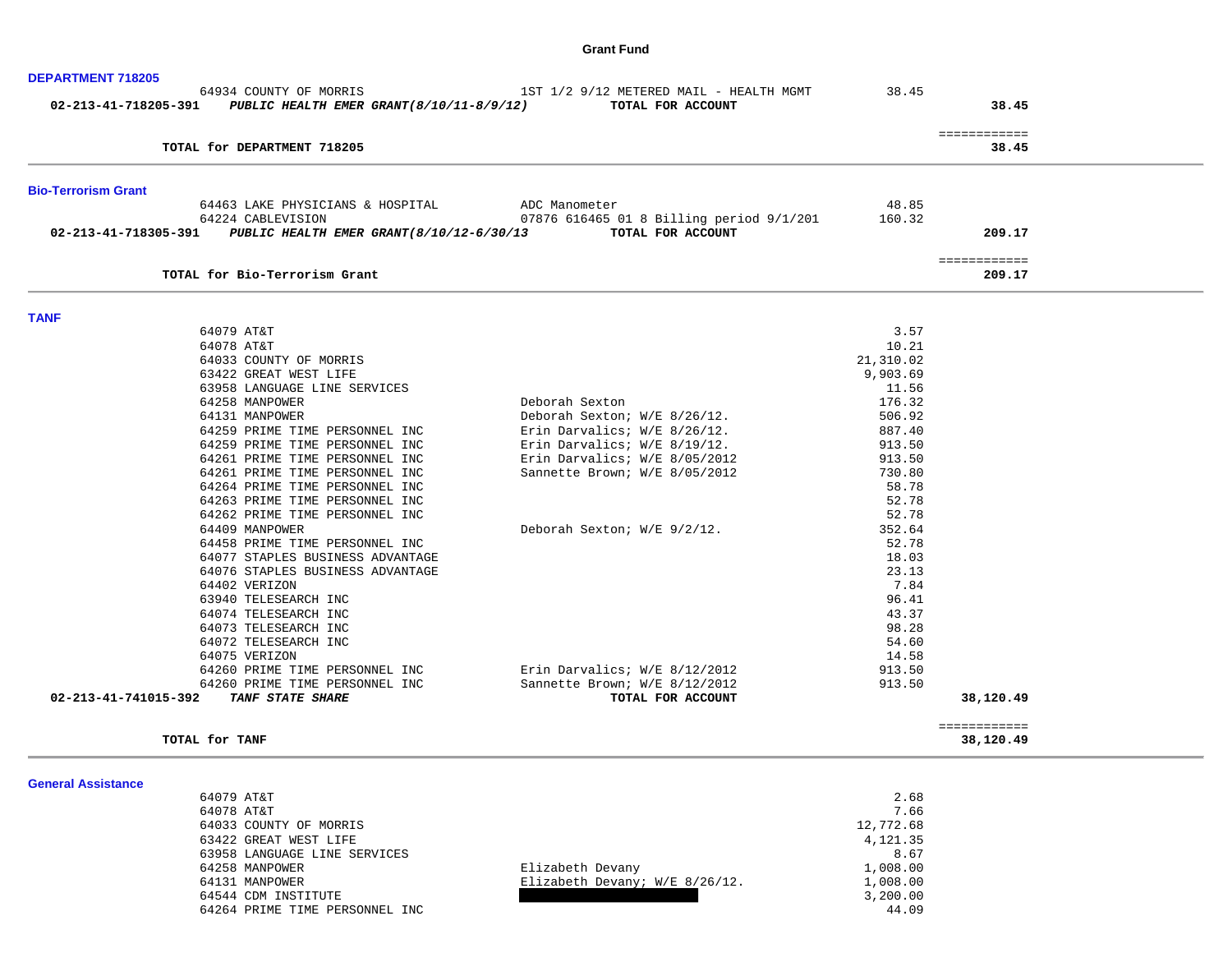# Grant Fund

## DEPARTMENT 718205

| | Vendor | Description | Amount | Total |
|---|---|---|---|---|
| | 64934 COUNTY OF MORRIS | 1ST 1/2 9/12 METERED MAIL - HEALTH MGMT | 38.45 | |
| 02-213-41-718205-391 | *PUBLIC HEALTH EMER GRANT(8/10/11-8/9/12)* | TOTAL FOR ACCOUNT | | 38.45 |

============

**TOTAL for DEPARTMENT 718205** 38.45

## Bio-Terrorism Grant

| | Vendor | Description | Amount | Total |
|---|---|---|---|---|
| | 64463 LAKE PHYSICIANS & HOSPITAL | ADC Manometer | 48.85 | |
| | 64224 CABLEVISION | 07876 616465 01 8 Billing period 9/1/201 | 160.32 | |
| 02-213-41-718305-391 | *PUBLIC HEALTH EMER GRANT(8/10/12-6/30/13* | TOTAL FOR ACCOUNT | | 209.17 |

============

**TOTAL for Bio-Terrorism Grant** 209.17

## TANF

| | Vendor | Description | Amount | Total |
|---|---|---|---|---|
| | 64079 AT&T | | 3.57 | |
| | 64078 AT&T | | 10.21 | |
| | 64033 COUNTY OF MORRIS | | 21,310.02 | |
| | 63422 GREAT WEST LIFE | | 9,903.69 | |
| | 63958 LANGUAGE LINE SERVICES | | 11.56 | |
| | 64258 MANPOWER | Deborah Sexton | 176.32 | |
| | 64131 MANPOWER | Deborah Sexton; W/E 8/26/12. | 506.92 | |
| | 64259 PRIME TIME PERSONNEL INC | Erin Darvalics; W/E 8/26/12. | 887.40 | |
| | 64259 PRIME TIME PERSONNEL INC | Erin Darvalics; W/E 8/19/12. | 913.50 | |
| | 64261 PRIME TIME PERSONNEL INC | Erin Darvalics; W/E 8/05/2012 | 913.50 | |
| | 64261 PRIME TIME PERSONNEL INC | Sannette Brown; W/E 8/05/2012 | 730.80 | |
| | 64264 PRIME TIME PERSONNEL INC | | 58.78 | |
| | 64263 PRIME TIME PERSONNEL INC | | 52.78 | |
| | 64262 PRIME TIME PERSONNEL INC | | 52.78 | |
| | 64409 MANPOWER | Deborah Sexton; W/E 9/2/12. | 352.64 | |
| | 64458 PRIME TIME PERSONNEL INC | | 52.78 | |
| | 64077 STAPLES BUSINESS ADVANTAGE | | 18.03 | |
| | 64076 STAPLES BUSINESS ADVANTAGE | | 23.13 | |
| | 64402 VERIZON | | 7.84 | |
| | 63940 TELESEARCH INC | | 96.41 | |
| | 64074 TELESEARCH INC | | 43.37 | |
| | 64073 TELESEARCH INC | | 98.28 | |
| | 64072 TELESEARCH INC | | 54.60 | |
| | 64075 VERIZON | | 14.58 | |
| | 64260 PRIME TIME PERSONNEL INC | Erin Darvalics; W/E 8/12/2012 | 913.50 | |
| | 64260 PRIME TIME PERSONNEL INC | Sannette Brown; W/E 8/12/2012 | 913.50 | |
| 02-213-41-741015-392 | *TANF STATE SHARE* | TOTAL FOR ACCOUNT | | 38,120.49 |

============

**TOTAL for TANF** 38,120.49

## General Assistance

| | Vendor | Description | Amount | Total |
|---|---|---|---|---|
| | 64079 AT&T | | 2.68 | |
| | 64078 AT&T | | 7.66 | |
| | 64033 COUNTY OF MORRIS | | 12,772.68 | |
| | 63422 GREAT WEST LIFE | | 4,121.35 | |
| | 63958 LANGUAGE LINE SERVICES | | 8.67 | |
| | 64258 MANPOWER | Elizabeth Devany | 1,008.00 | |
| | 64131 MANPOWER | Elizabeth Devany; W/E 8/26/12. | 1,008.00 | |
| | 64544 CDM INSTITUTE | | 3,200.00 | |
| | 64264 PRIME TIME PERSONNEL INC | | 44.09 | |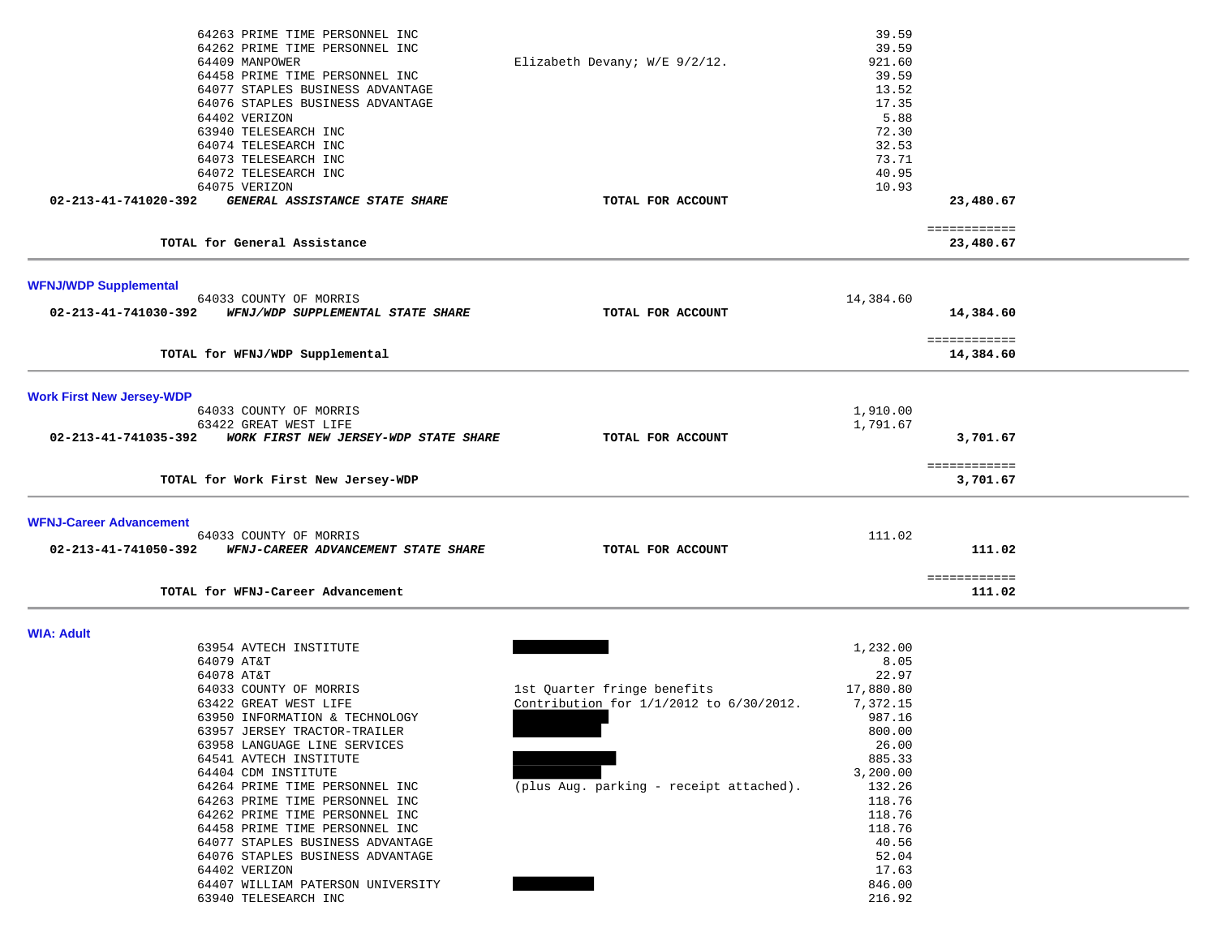| | | | |
|---|---|---|---|
| 64263 PRIME TIME PERSONNEL INC | | 39.59 | |
| 64262 PRIME TIME PERSONNEL INC | | 39.59 | |
| 64409 MANPOWER | Elizabeth Devany; W/E 9/2/12. | 921.60 | |
| 64458 PRIME TIME PERSONNEL INC | | 39.59 | |
| 64077 STAPLES BUSINESS ADVANTAGE | | 13.52 | |
| 64076 STAPLES BUSINESS ADVANTAGE | | 17.35 | |
| 64402 VERIZON | | 5.88 | |
| 63940 TELESEARCH INC | | 72.30 | |
| 64074 TELESEARCH INC | | 32.53 | |
| 64073 TELESEARCH INC | | 73.71 | |
| 64072 TELESEARCH INC | | 40.95 | |
| 64075 VERIZON | | 10.93 | |
| **02-213-41-741020-392** ***GENERAL ASSISTANCE STATE SHARE*** | **TOTAL FOR ACCOUNT** | | **23,480.67** |

**TOTAL for General Assistance** ============ **23,480.67**

---

## WFNJ/WDP Supplemental

| | | | |
|---|---|---|---|
| 64033 COUNTY OF MORRIS | | 14,384.60 | |
| **02-213-41-741030-392** ***WFNJ/WDP SUPPLEMENTAL STATE SHARE*** | **TOTAL FOR ACCOUNT** | | **14,384.60** |

**TOTAL for WFNJ/WDP Supplemental** ============ **14,384.60**

---

## Work First New Jersey-WDP

| | | | |
|---|---|---|---|
| 64033 COUNTY OF MORRIS | | 1,910.00 | |
| 63422 GREAT WEST LIFE | | 1,791.67 | |
| **02-213-41-741035-392** ***WORK FIRST NEW JERSEY-WDP STATE SHARE*** | **TOTAL FOR ACCOUNT** | | **3,701.67** |

**TOTAL for Work First New Jersey-WDP** ============ **3,701.67**

---

## WFNJ-Career Advancement

| | | | |
|---|---|---|---|
| 64033 COUNTY OF MORRIS | | 111.02 | |
| **02-213-41-741050-392** ***WFNJ-CAREER ADVANCEMENT STATE SHARE*** | **TOTAL FOR ACCOUNT** | | **111.02** |

**TOTAL for WFNJ-Career Advancement** ============ **111.02**

---

## WIA: Adult

| | | |
|---|---|---|
| 63954 AVTECH INSTITUTE | [REDACTED] | 1,232.00 |
| 64079 AT&T | | 8.05 |
| 64078 AT&T | | 22.97 |
| 64033 COUNTY OF MORRIS | 1st Quarter fringe benefits | 17,880.80 |
| 63422 GREAT WEST LIFE | Contribution for 1/1/2012 to 6/30/2012. | 7,372.15 |
| 63950 INFORMATION & TECHNOLOGY | [REDACTED] | 987.16 |
| 63957 JERSEY TRACTOR-TRAILER | [REDACTED] | 800.00 |
| 63958 LANGUAGE LINE SERVICES | | 26.00 |
| 64541 AVTECH INSTITUTE | [REDACTED] | 885.33 |
| 64404 CDM INSTITUTE | [REDACTED] | 3,200.00 |
| 64264 PRIME TIME PERSONNEL INC | (plus Aug. parking - receipt attached). | 132.26 |
| 64263 PRIME TIME PERSONNEL INC | | 118.76 |
| 64262 PRIME TIME PERSONNEL INC | | 118.76 |
| 64458 PRIME TIME PERSONNEL INC | | 118.76 |
| 64077 STAPLES BUSINESS ADVANTAGE | | 40.56 |
| 64076 STAPLES BUSINESS ADVANTAGE | | 52.04 |
| 64402 VERIZON | | 17.63 |
| 64407 WILLIAM PATERSON UNIVERSITY | [REDACTED] | 846.00 |
| 63940 TELESEARCH INC | | 216.92 |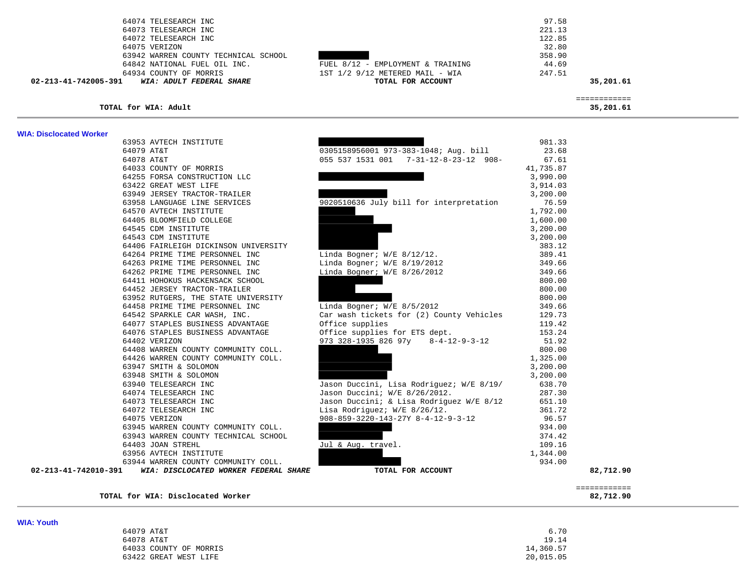| | Vendor | Description | Amount | Total |
|---|---|---|---|---|
| | 64074 TELESEARCH INC | | 97.58 | |
| | 64073 TELESEARCH INC | | 221.13 | |
| | 64072 TELESEARCH INC | | 122.85 | |
| | 64075 VERIZON | | 32.80 | |
| | 63942 WARREN COUNTY TECHNICAL SCHOOL | ████████ | 358.90 | |
| | 64842 NATIONAL FUEL OIL INC. | FUEL 8/12 - EMPLOYMENT & TRAINING | 44.69 | |
| | 64934 COUNTY OF MORRIS | 1ST 1/2 9/12 METERED MAIL - WIA | 247.51 | |
| **02-213-41-742005-391** | ***WIA: ADULT FEDERAL SHARE*** | **TOTAL FOR ACCOUNT** | | **35,201.61** |

============

**TOTAL for WIA: Adult** **35,201.61**

---

## WIA: Disclocated Worker

| | Vendor | Description | Amount | Total |
|---|---|---|---|---|
| | 63953 AVTECH INSTITUTE | ████████ | 981.33 | |
| | 64079 AT&T | 0305158956001 973-383-1048; Aug. bill | 23.68 | |
| | 64078 AT&T | 055 537 1531 001 7-31-12-8-23-12 908- | 67.61 | |
| | 64033 COUNTY OF MORRIS | | 41,735.87 | |
| | 64255 FORSA CONSTRUCTION LLC | ████████ | 3,990.00 | |
| | 63422 GREAT WEST LIFE | | 3,914.03 | |
| | 63949 JERSEY TRACTOR-TRAILER | ████████ | 3,200.00 | |
| | 63958 LANGUAGE LINE SERVICES | 9020510636 July bill for interpretation | 76.59 | |
| | 64570 AVTECH INSTITUTE | ████████ | 1,792.00 | |
| | 64405 BLOOMFIELD COLLEGE | ████████ | 1,600.00 | |
| | 64545 CDM INSTITUTE | ████████ | 3,200.00 | |
| | 64543 CDM INSTITUTE | ████████ | 3,200.00 | |
| | 64406 FAIRLEIGH DICKINSON UNIVERSITY | ████████ | 383.12 | |
| | 64264 PRIME TIME PERSONNEL INC | Linda Bogner; W/E 8/12/12. | 389.41 | |
| | 64263 PRIME TIME PERSONNEL INC | Linda Bogner; W/E 8/19/2012 | 349.66 | |
| | 64262 PRIME TIME PERSONNEL INC | Linda Bogner; W/E 8/26/2012 | 349.66 | |
| | 64411 HOHOKUS HACKENSACK SCHOOL | ████████ | 800.00 | |
| | 64452 JERSEY TRACTOR-TRAILER | ████████ | 800.00 | |
| | 63952 RUTGERS, THE STATE UNIVERSITY | ████████ | 800.00 | |
| | 64458 PRIME TIME PERSONNEL INC | Linda Bogner; W/E 8/5/2012 | 349.66 | |
| | 64542 SPARKLE CAR WASH, INC. | Car wash tickets for (2) County Vehicles | 129.73 | |
| | 64077 STAPLES BUSINESS ADVANTAGE | Office supplies | 119.42 | |
| | 64076 STAPLES BUSINESS ADVANTAGE | Office supplies for ETS dept. | 153.24 | |
| | 64402 VERIZON | 973 328-1935 826 97y 8-4-12-9-3-12 | 51.92 | |
| | 64408 WARREN COUNTY COMMUNITY COLL. | ████████ | 800.00 | |
| | 64426 WARREN COUNTY COMMUNITY COLL. | ████████ | 1,325.00 | |
| | 63947 SMITH & SOLOMON | ████████ | 3,200.00 | |
| | 63948 SMITH & SOLOMON | ████████ | 3,200.00 | |
| | 63940 TELESEARCH INC | Jason Duccini, Lisa Rodriguez; W/E 8/19/ | 638.70 | |
| | 64074 TELESEARCH INC | Jason Duccini; W/E 8/26/2012. | 287.30 | |
| | 64073 TELESEARCH INC | Jason Duccini; & Lisa Rodriguez W/E 8/12 | 651.10 | |
| | 64072 TELESEARCH INC | Lisa Rodriguez; W/E 8/26/12. | 361.72 | |
| | 64075 VERIZON | 908-859-3220-143-27Y 8-4-12-9-3-12 | 96.57 | |
| | 63945 WARREN COUNTY COMMUNITY COLL. | ████████ | 934.00 | |
| | 63943 WARREN COUNTY TECHNICAL SCHOOL | ████████ | 374.42 | |
| | 64403 JOAN STREHL | Jul & Aug. travel. | 109.16 | |
| | 63956 AVTECH INSTITUTE | ████████ | 1,344.00 | |
| | 63944 WARREN COUNTY COMMUNITY COLL. | ████████ | 934.00 | |
| **02-213-41-742010-391** | ***WIA: DISCLOCATED WORKER FEDERAL SHARE*** | **TOTAL FOR ACCOUNT** | | **82,712.90** |

============

**TOTAL for WIA: Disclocated Worker** **82,712.90**

---

## WIA: Youth

| | Vendor | Description | Amount | Total |
|---|---|---|---|---|
| | 64079 AT&T | | 6.70 | |
| | 64078 AT&T | | 19.14 | |
| | 64033 COUNTY OF MORRIS | | 14,360.57 | |
| | 63422 GREAT WEST LIFE | | 20,015.05 | |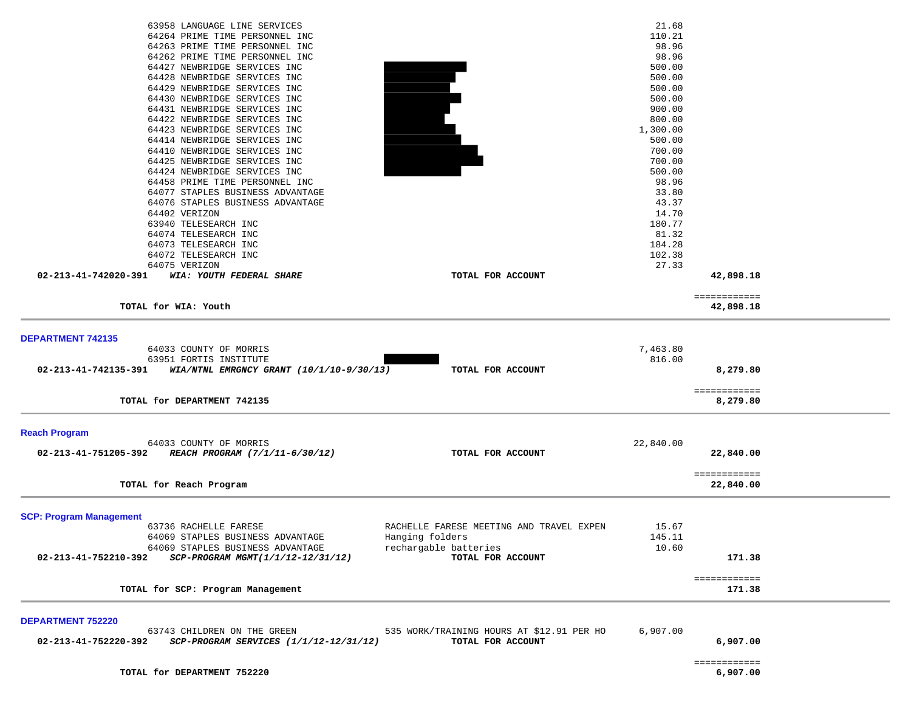| | | | |
|---|---|---|---|
| 63958 LANGUAGE LINE SERVICES | | 21.68 | |
| 64264 PRIME TIME PERSONNEL INC | | 110.21 | |
| 64263 PRIME TIME PERSONNEL INC | | 98.96 | |
| 64262 PRIME TIME PERSONNEL INC | | 98.96 | |
| 64427 NEWBRIDGE SERVICES INC | | 500.00 | |
| 64428 NEWBRIDGE SERVICES INC | | 500.00 | |
| 64429 NEWBRIDGE SERVICES INC | | 500.00 | |
| 64430 NEWBRIDGE SERVICES INC | | 500.00 | |
| 64431 NEWBRIDGE SERVICES INC | | 900.00 | |
| 64422 NEWBRIDGE SERVICES INC | | 800.00 | |
| 64423 NEWBRIDGE SERVICES INC | | 1,300.00 | |
| 64414 NEWBRIDGE SERVICES INC | | 500.00 | |
| 64410 NEWBRIDGE SERVICES INC | | 700.00 | |
| 64425 NEWBRIDGE SERVICES INC | | 700.00 | |
| 64424 NEWBRIDGE SERVICES INC | | 500.00 | |
| 64458 PRIME TIME PERSONNEL INC | | 98.96 | |
| 64077 STAPLES BUSINESS ADVANTAGE | | 33.80 | |
| 64076 STAPLES BUSINESS ADVANTAGE | | 43.37 | |
| 64402 VERIZON | | 14.70 | |
| 63940 TELESEARCH INC | | 180.77 | |
| 64074 TELESEARCH INC | | 81.32 | |
| 64073 TELESEARCH INC | | 184.28 | |
| 64072 TELESEARCH INC | | 102.38 | |
| 64075 VERIZON | | 27.33 | |
| **02-213-41-742020-391** ***WIA: YOUTH FEDERAL SHARE*** | **TOTAL FOR ACCOUNT** | | **42,898.18** |

============

**TOTAL for WIA: Youth** **42,898.18**

---

## DEPARTMENT 742135

| | | | |
|---|---|---|---|
| 64033 COUNTY OF MORRIS | | 7,463.80 | |
| 63951 FORTIS INSTITUTE | | 816.00 | |
| **02-213-41-742135-391** ***WIA/NTNL EMRGNCY GRANT (10/1/10-9/30/13)*** | **TOTAL FOR ACCOUNT** | | **8,279.80** |

============

**TOTAL for DEPARTMENT 742135** **8,279.80**

---

## Reach Program

| | | | |
|---|---|---|---|
| 64033 COUNTY OF MORRIS | | 22,840.00 | |
| **02-213-41-751205-392** ***REACH PROGRAM (7/1/11-6/30/12)*** | **TOTAL FOR ACCOUNT** | | **22,840.00** |

============

**TOTAL for Reach Program** **22,840.00**

---

## SCP: Program Management

| | | | |
|---|---|---|---|
| 63736 RACHELLE FARESE | RACHELLE FARESE MEETING AND TRAVEL EXPEN | 15.67 | |
| 64069 STAPLES BUSINESS ADVANTAGE | Hanging folders | 145.11 | |
| 64069 STAPLES BUSINESS ADVANTAGE | rechargable batteries | 10.60 | |
| **02-213-41-752210-392** ***SCP-PROGRAM MGMT(1/1/12-12/31/12)*** | **TOTAL FOR ACCOUNT** | | **171.38** |

============

**TOTAL for SCP: Program Management** **171.38**

---

## DEPARTMENT 752220

| | | | |
|---|---|---|---|
| 63743 CHILDREN ON THE GREEN | 535 WORK/TRAINING HOURS AT $12.91 PER HO | 6,907.00 | |
| **02-213-41-752220-392** ***SCP-PROGRAM SERVICES (1/1/12-12/31/12)*** | **TOTAL FOR ACCOUNT** | | **6,907.00** |

============

**TOTAL for DEPARTMENT 752220** **6,907.00**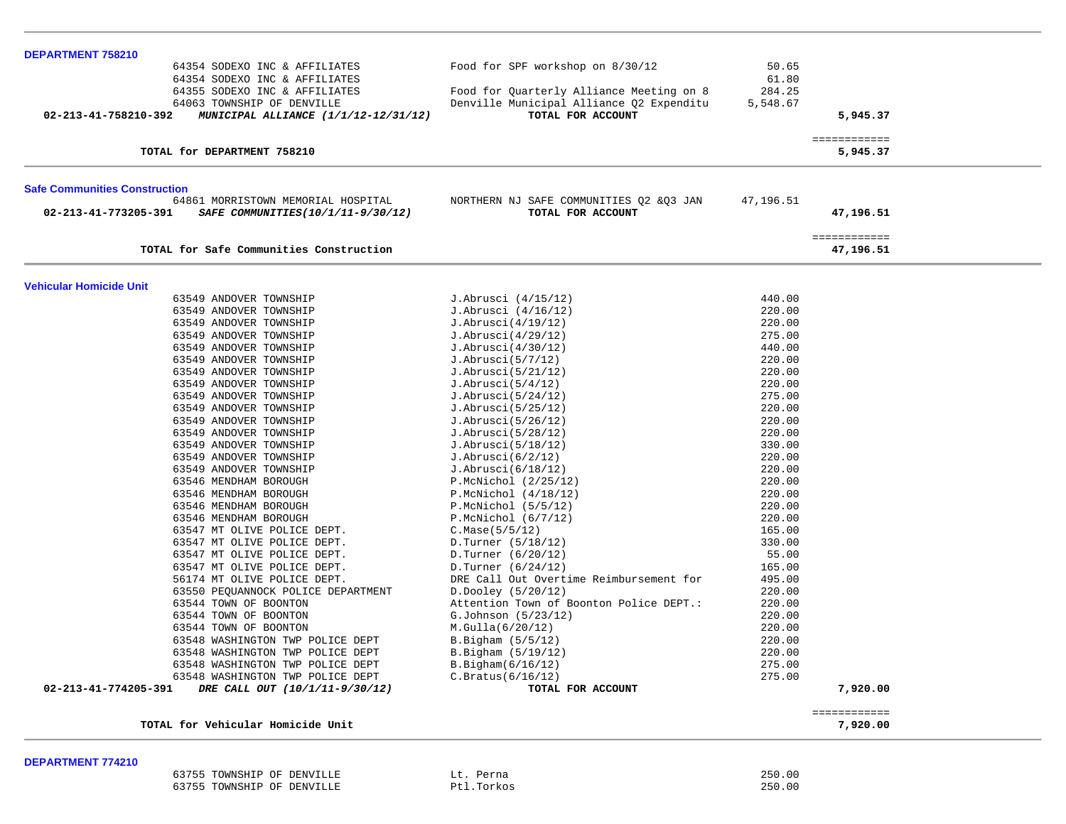**DEPARTMENT 758210**

| Account | Vendor | Description | Amount | Total |
|---|---|---|---|---|
| | 64354 SODEXO INC & AFFILIATES | Food for SPF workshop on 8/30/12 | 50.65 | |
| | 64354 SODEXO INC & AFFILIATES | | 61.80 | |
| | 64355 SODEXO INC & AFFILIATES | Food for Quarterly Alliance Meeting on 8 | 284.25 | |
| | 64063 TOWNSHIP OF DENVILLE | Denville Municipal Alliance Q2 Expenditu | 5,548.67 | |
| **02-213-41-758210-392** | ***MUNICIPAL ALLIANCE (1/1/12-12/31/12)*** | **TOTAL FOR ACCOUNT** | | **5,945.37** |
| | | | | ============ |
| | **TOTAL for DEPARTMENT 758210** | | | **5,945.37** |

**Safe Communities Construction**

| Account | Vendor | Description | Amount | Total |
|---|---|---|---|---|
| | 64861 MORRISTOWN MEMORIAL HOSPITAL | NORTHERN NJ SAFE COMMUNITIES Q2 &Q3 JAN | 47,196.51 | |
| **02-213-41-773205-391** | ***SAFE COMMUNITIES(10/1/11-9/30/12)*** | **TOTAL FOR ACCOUNT** | | **47,196.51** |
| | | | | ============ |
| | **TOTAL for Safe Communities Construction** | | | **47,196.51** |

**Vehicular Homicide Unit**

| Account | Vendor | Description | Amount | Total |
|---|---|---|---|---|
| | 63549 ANDOVER TOWNSHIP | J.Abrusci (4/15/12) | 440.00 | |
| | 63549 ANDOVER TOWNSHIP | J.Abrusci (4/16/12) | 220.00 | |
| | 63549 ANDOVER TOWNSHIP | J.Abrusci(4/19/12) | 220.00 | |
| | 63549 ANDOVER TOWNSHIP | J.Abrusci(4/29/12) | 275.00 | |
| | 63549 ANDOVER TOWNSHIP | J.Abrusci(4/30/12) | 440.00 | |
| | 63549 ANDOVER TOWNSHIP | J.Abrusci(5/7/12) | 220.00 | |
| | 63549 ANDOVER TOWNSHIP | J.Abrusci(5/21/12) | 220.00 | |
| | 63549 ANDOVER TOWNSHIP | J.Abrusci(5/4/12) | 220.00 | |
| | 63549 ANDOVER TOWNSHIP | J.Abrusci(5/24/12) | 275.00 | |
| | 63549 ANDOVER TOWNSHIP | J.Abrusci(5/25/12) | 220.00 | |
| | 63549 ANDOVER TOWNSHIP | J.Abrusci(5/26/12) | 220.00 | |
| | 63549 ANDOVER TOWNSHIP | J.Abrusci(5/28/12) | 220.00 | |
| | 63549 ANDOVER TOWNSHIP | J.Abrusci(5/18/12) | 330.00 | |
| | 63549 ANDOVER TOWNSHIP | J.Abrusci(6/2/12) | 220.00 | |
| | 63549 ANDOVER TOWNSHIP | J.Abrusci(6/18/12) | 220.00 | |
| | 63546 MENDHAM BOROUGH | P.McNichol (2/25/12) | 220.00 | |
| | 63546 MENDHAM BOROUGH | P.McNichol (4/18/12) | 220.00 | |
| | 63546 MENDHAM BOROUGH | P.McNichol (5/5/12) | 220.00 | |
| | 63546 MENDHAM BOROUGH | P.McNichol (6/7/12) | 220.00 | |
| | 63547 MT OLIVE POLICE DEPT. | C.Mase(5/5/12) | 165.00 | |
| | 63547 MT OLIVE POLICE DEPT. | D.Turner (5/18/12) | 330.00 | |
| | 63547 MT OLIVE POLICE DEPT. | D.Turner (6/20/12) | 55.00 | |
| | 63547 MT OLIVE POLICE DEPT. | D.Turner (6/24/12) | 165.00 | |
| | 56174 MT OLIVE POLICE DEPT. | DRE Call Out Overtime Reimbursement for | 495.00 | |
| | 63550 PEQUANNOCK POLICE DEPARTMENT | D.Dooley (5/20/12) | 220.00 | |
| | 63544 TOWN OF BOONTON | Attention Town of Boonton Police DEPT.: | 220.00 | |
| | 63544 TOWN OF BOONTON | G.Johnson (5/23/12) | 220.00 | |
| | 63544 TOWN OF BOONTON | M.Gulla(6/20/12) | 220.00 | |
| | 63548 WASHINGTON TWP POLICE DEPT | B.Bigham (5/5/12) | 220.00 | |
| | 63548 WASHINGTON TWP POLICE DEPT | B.Bigham (5/19/12) | 220.00 | |
| | 63548 WASHINGTON TWP POLICE DEPT | B.Bigham(6/16/12) | 275.00 | |
| | 63548 WASHINGTON TWP POLICE DEPT | C.Bratus(6/16/12) | 275.00 | |
| **02-213-41-774205-391** | ***DRE CALL OUT (10/1/11-9/30/12)*** | **TOTAL FOR ACCOUNT** | | **7,920.00** |
| | | | | ============ |
| | **TOTAL for Vehicular Homicide Unit** | | | **7,920.00** |

**DEPARTMENT 774210**

| Account | Vendor | Description | Amount | Total |
|---|---|---|---|---|
| | 63755 TOWNSHIP OF DENVILLE | Lt. Perna | 250.00 | |
| | 63755 TOWNSHIP OF DENVILLE | Ptl.Torkos | 250.00 | |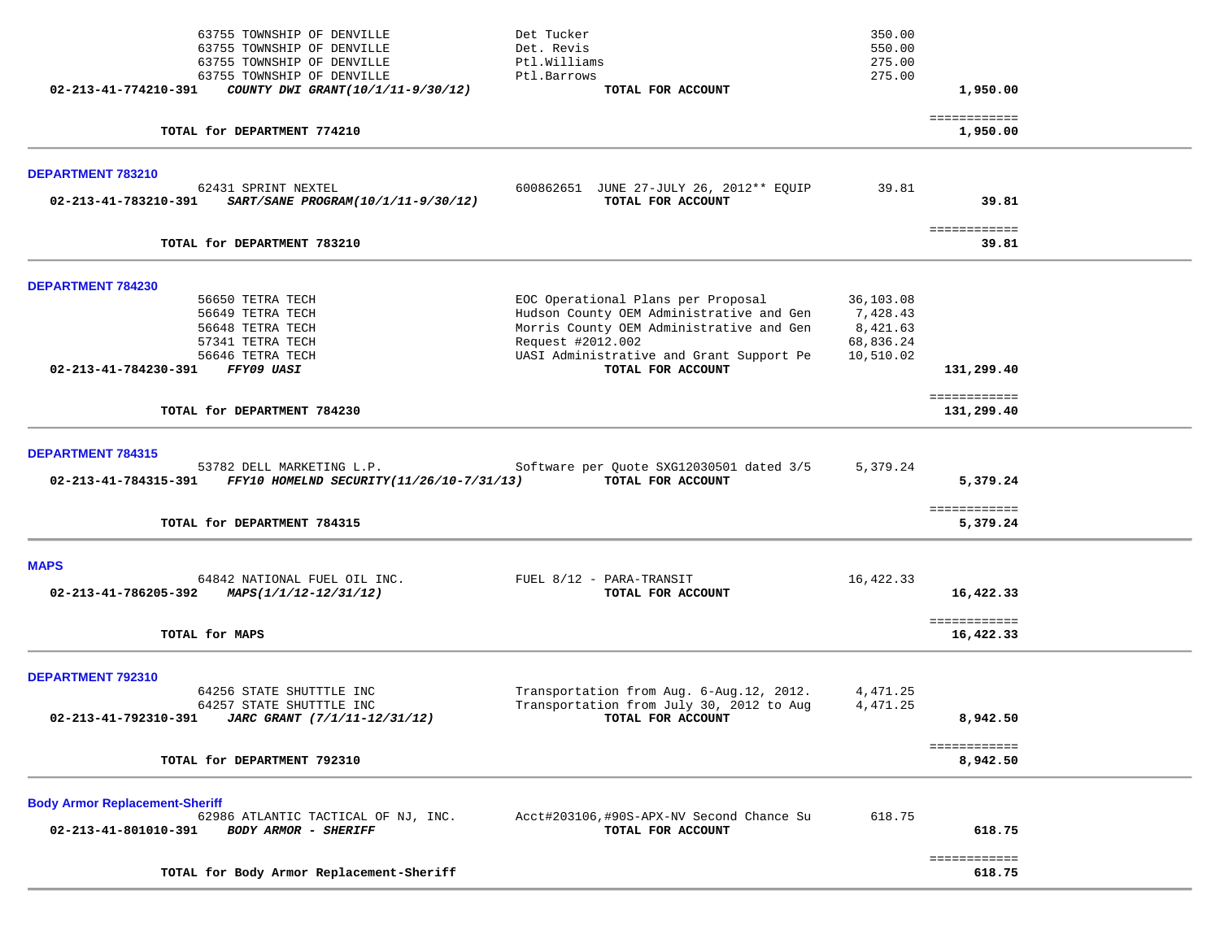| Account / Vendor | Description | Amount | Total |
|---|---|---|---|
| 63755 TOWNSHIP OF DENVILLE | Det Tucker | 350.00 | |
| 63755 TOWNSHIP OF DENVILLE | Det. Revis | 550.00 | |
| 63755 TOWNSHIP OF DENVILLE | Ptl.Williams | 275.00 | |
| 63755 TOWNSHIP OF DENVILLE | Ptl.Barrows | 275.00 | |
| **02-213-41-774210-391** ***COUNTY DWI GRANT(10/1/11-9/30/12)*** | **TOTAL FOR ACCOUNT** | | **1,950.00** |
| **TOTAL for DEPARTMENT 774210** | | | **1,950.00** |

## DEPARTMENT 783210

| Account / Vendor | Description | Amount | Total |
|---|---|---|---|
| 62431 SPRINT NEXTEL | 600862651 JUNE 27-JULY 26, 2012** EQUIP | 39.81 | |
| **02-213-41-783210-391** ***SART/SANE PROGRAM(10/1/11-9/30/12)*** | **TOTAL FOR ACCOUNT** | | **39.81** |
| **TOTAL for DEPARTMENT 783210** | | | **39.81** |

## DEPARTMENT 784230

| Account / Vendor | Description | Amount | Total |
|---|---|---|---|
| 56650 TETRA TECH | EOC Operational Plans per Proposal | 36,103.08 | |
| 56649 TETRA TECH | Hudson County OEM Administrative and Gen | 7,428.43 | |
| 56648 TETRA TECH | Morris County OEM Administrative and Gen | 8,421.63 | |
| 57341 TETRA TECH | Request #2012.002 | 68,836.24 | |
| 56646 TETRA TECH | UASI Administrative and Grant Support Pe | 10,510.02 | |
| **02-213-41-784230-391** ***FFY09 UASI*** | **TOTAL FOR ACCOUNT** | | **131,299.40** |
| **TOTAL for DEPARTMENT 784230** | | | **131,299.40** |

## DEPARTMENT 784315

| Account / Vendor | Description | Amount | Total |
|---|---|---|---|
| 53782 DELL MARKETING L.P. | Software per Quote SXG12030501 dated 3/5 | 5,379.24 | |
| **02-213-41-784315-391** ***FFY10 HOMELND SECURITY(11/26/10-7/31/13)*** | **TOTAL FOR ACCOUNT** | | **5,379.24** |
| **TOTAL for DEPARTMENT 784315** | | | **5,379.24** |

## MAPS

| Account / Vendor | Description | Amount | Total |
|---|---|---|---|
| 64842 NATIONAL FUEL OIL INC. | FUEL 8/12 - PARA-TRANSIT | 16,422.33 | |
| **02-213-41-786205-392** ***MAPS(1/1/12-12/31/12)*** | **TOTAL FOR ACCOUNT** | | **16,422.33** |
| **TOTAL for MAPS** | | | **16,422.33** |

## DEPARTMENT 792310

| Account / Vendor | Description | Amount | Total |
|---|---|---|---|
| 64256 STATE SHUTTTLE INC | Transportation from Aug. 6-Aug.12, 2012. | 4,471.25 | |
| 64257 STATE SHUTTTLE INC | Transportation from July 30, 2012 to Aug | 4,471.25 | |
| **02-213-41-792310-391** ***JARC GRANT (7/1/11-12/31/12)*** | **TOTAL FOR ACCOUNT** | | **8,942.50** |
| **TOTAL for DEPARTMENT 792310** | | | **8,942.50** |

## Body Armor Replacement-Sheriff

| Account / Vendor | Description | Amount | Total |
|---|---|---|---|
| 62986 ATLANTIC TACTICAL OF NJ, INC. | Acct#203106,#90S-APX-NV Second Chance Su | 618.75 | |
| **02-213-41-801010-391** ***BODY ARMOR - SHERIFF*** | **TOTAL FOR ACCOUNT** | | **618.75** |
| **TOTAL for Body Armor Replacement-Sheriff** | | | **618.75** |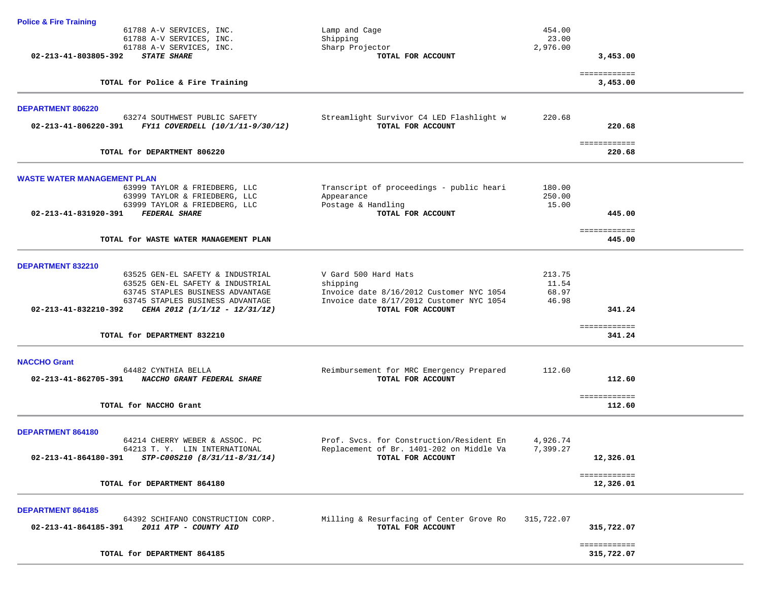### Police & Fire Training

| Account | Vendor | Description | Amount | Total |
|---|---|---|---|---|
| | 61788 A-V SERVICES, INC. | Lamp and Cage | 454.00 | |
| | 61788 A-V SERVICES, INC. | Shipping | 23.00 | |
| | 61788 A-V SERVICES, INC. | Sharp Projector | 2,976.00 | |
| **02-213-41-803805-392** | ***STATE SHARE*** | **TOTAL FOR ACCOUNT** | | **3,453.00** |
| | **TOTAL for Police & Fire Training** | | | **3,453.00** |

### DEPARTMENT 806220

| Account | Vendor | Description | Amount | Total |
|---|---|---|---|---|
| | 63274 SOUTHWEST PUBLIC SAFETY | Streamlight Survivor C4 LED Flashlight w | 220.68 | |
| **02-213-41-806220-391** | ***FY11 COVERDELL (10/1/11-9/30/12)*** | **TOTAL FOR ACCOUNT** | | **220.68** |
| | **TOTAL for DEPARTMENT 806220** | | | **220.68** |

### WASTE WATER MANAGEMENT PLAN

| Account | Vendor | Description | Amount | Total |
|---|---|---|---|---|
| | 63999 TAYLOR & FRIEDBERG, LLC | Transcript of proceedings - public heari | 180.00 | |
| | 63999 TAYLOR & FRIEDBERG, LLC | Appearance | 250.00 | |
| | 63999 TAYLOR & FRIEDBERG, LLC | Postage & Handling | 15.00 | |
| **02-213-41-831920-391** | ***FEDERAL SHARE*** | **TOTAL FOR ACCOUNT** | | **445.00** |
| | **TOTAL for WASTE WATER MANAGEMENT PLAN** | | | **445.00** |

### DEPARTMENT 832210

| Account | Vendor | Description | Amount | Total |
|---|---|---|---|---|
| | 63525 GEN-EL SAFETY & INDUSTRIAL | V Gard 500 Hard Hats | 213.75 | |
| | 63525 GEN-EL SAFETY & INDUSTRIAL | shipping | 11.54 | |
| | 63745 STAPLES BUSINESS ADVANTAGE | Invoice date 8/16/2012 Customer NYC 1054 | 68.97 | |
| | 63745 STAPLES BUSINESS ADVANTAGE | Invoice date 8/17/2012 Customer NYC 1054 | 46.98 | |
| **02-213-41-832210-392** | ***CEHA 2012 (1/1/12 - 12/31/12)*** | **TOTAL FOR ACCOUNT** | | **341.24** |
| | **TOTAL for DEPARTMENT 832210** | | | **341.24** |

### NACCHO Grant

| Account | Vendor | Description | Amount | Total |
|---|---|---|---|---|
| | 64482 CYNTHIA BELLA | Reimbursement for MRC Emergency Prepared | 112.60 | |
| **02-213-41-862705-391** | ***NACCHO GRANT FEDERAL SHARE*** | **TOTAL FOR ACCOUNT** | | **112.60** |
| | **TOTAL for NACCHO Grant** | | | **112.60** |

### DEPARTMENT 864180

| Account | Vendor | Description | Amount | Total |
|---|---|---|---|---|
| | 64214 CHERRY WEBER & ASSOC. PC | Prof. Svcs. for Construction/Resident En | 4,926.74 | |
| | 64213 T. Y. LIN INTERNATIONAL | Replacement of Br. 1401-202 on Middle Va | 7,399.27 | |
| **02-213-41-864180-391** | ***STP-C00S210 (8/31/11-8/31/14)*** | **TOTAL FOR ACCOUNT** | | **12,326.01** |
| | **TOTAL for DEPARTMENT 864180** | | | **12,326.01** |

### DEPARTMENT 864185

| Account | Vendor | Description | Amount | Total |
|---|---|---|---|---|
| | 64392 SCHIFANO CONSTRUCTION CORP. | Milling & Resurfacing of Center Grove Ro | 315,722.07 | |
| **02-213-41-864185-391** | ***2011 ATP - COUNTY AID*** | **TOTAL FOR ACCOUNT** | | **315,722.07** |
| | **TOTAL for DEPARTMENT 864185** | | | **315,722.07** |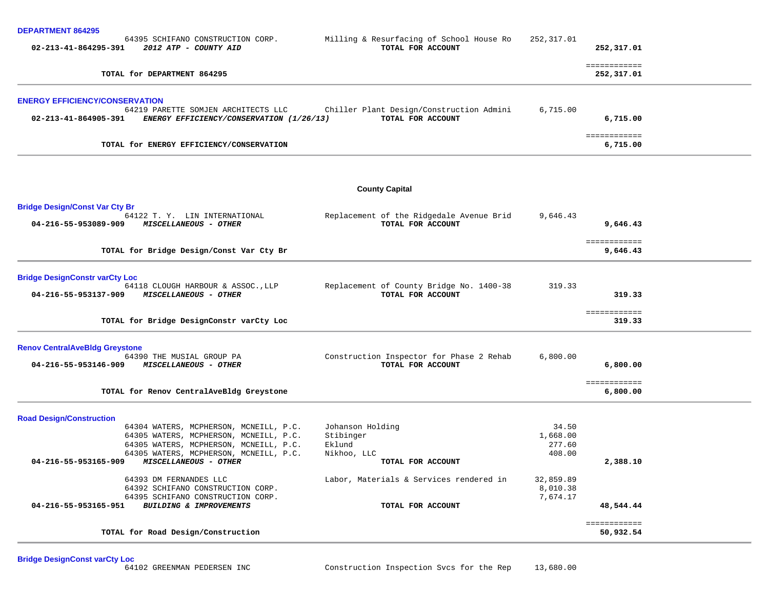### DEPARTMENT 864295

| Account | Vendor / Description | Detail | Amount | Total |
|---|---|---|---|---|
| | 64395 SCHIFANO CONSTRUCTION CORP. | Milling & Resurfacing of School House Ro | 252,317.01 | |
| 02-213-41-864295-391 | *2012 ATP - COUNTY AID* | TOTAL FOR ACCOUNT | | 252,317.01 |
| | | | | ============ |
| | **TOTAL for DEPARTMENT 864295** | | | **252,317.01** |

### ENERGY EFFICIENCY/CONSERVATION

| Account | Vendor / Description | Detail | Amount | Total |
|---|---|---|---|---|
| | 64219 PARETTE SOMJEN ARCHITECTS LLC | Chiller Plant Design/Construction Admini | 6,715.00 | |
| 02-213-41-864905-391 | *ENERGY EFFICIENCY/CONSERVATION (1/26/13)* | TOTAL FOR ACCOUNT | | 6,715.00 |
| | | | | ============ |
| | **TOTAL for ENERGY EFFICIENCY/CONSERVATION** | | | **6,715.00** |

## County Capital

### Bridge Design/Const Var Cty Br

| Account | Vendor / Description | Detail | Amount | Total |
|---|---|---|---|---|
| | 64122 T. Y. LIN INTERNATIONAL | Replacement of the Ridgedale Avenue Brid | 9,646.43 | |
| 04-216-55-953089-909 | *MISCELLANEOUS - OTHER* | TOTAL FOR ACCOUNT | | 9,646.43 |
| | | | | ============ |
| | **TOTAL for Bridge Design/Const Var Cty Br** | | | **9,646.43** |

### Bridge DesignConstr varCty Loc

| Account | Vendor / Description | Detail | Amount | Total |
|---|---|---|---|---|
| | 64118 CLOUGH HARBOUR & ASSOC.,LLP | Replacement of County Bridge No. 1400-38 | 319.33 | |
| 04-216-55-953137-909 | *MISCELLANEOUS - OTHER* | TOTAL FOR ACCOUNT | | 319.33 |
| | | | | ============ |
| | **TOTAL for Bridge DesignConstr varCty Loc** | | | **319.33** |

### Renov CentralAveBldg Greystone

| Account | Vendor / Description | Detail | Amount | Total |
|---|---|---|---|---|
| | 64390 THE MUSIAL GROUP PA | Construction Inspector for Phase 2 Rehab | 6,800.00 | |
| 04-216-55-953146-909 | *MISCELLANEOUS - OTHER* | TOTAL FOR ACCOUNT | | 6,800.00 |
| | | | | ============ |
| | **TOTAL for Renov CentralAveBldg Greystone** | | | **6,800.00** |

### Road Design/Construction

| Account | Vendor / Description | Detail | Amount | Total |
|---|---|---|---|---|
| | 64304 WATERS, MCPHERSON, MCNEILL, P.C. | Johanson Holding | 34.50 | |
| | 64305 WATERS, MCPHERSON, MCNEILL, P.C. | Stibinger | 1,668.00 | |
| | 64305 WATERS, MCPHERSON, MCNEILL, P.C. | Eklund | 277.60 | |
| | 64305 WATERS, MCPHERSON, MCNEILL, P.C. | Nikhoo, LLC | 408.00 | |
| 04-216-55-953165-909 | *MISCELLANEOUS - OTHER* | TOTAL FOR ACCOUNT | | 2,388.10 |
| | 64393 DM FERNANDES LLC | Labor, Materials & Services rendered in | 32,859.89 | |
| | 64392 SCHIFANO CONSTRUCTION CORP. | | 8,010.38 | |
| | 64395 SCHIFANO CONSTRUCTION CORP. | | 7,674.17 | |
| 04-216-55-953165-951 | *BUILDING & IMPROVEMENTS* | TOTAL FOR ACCOUNT | | 48,544.44 |
| | | | | ============ |
| | **TOTAL for Road Design/Construction** | | | **50,932.54** |

### Bridge DesignConst varCty Loc

| Account | Vendor / Description | Detail | Amount | Total |
|---|---|---|---|---|
| | 64102 GREENMAN PEDERSEN INC | Construction Inspection Svcs for the Rep | 13,680.00 | |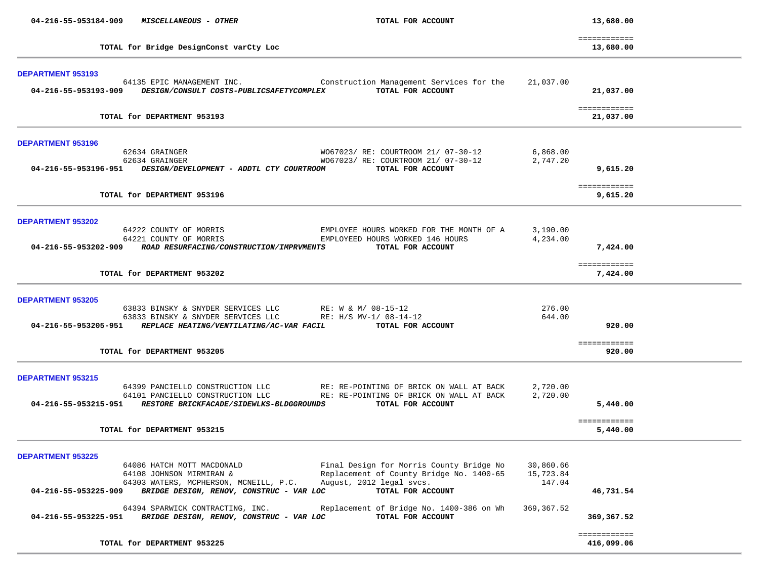| | | | | |
|---|---|---|---|---|
| **04-216-55-953184-909** | ***MISCELLANEOUS - OTHER*** | **TOTAL FOR ACCOUNT** | | **13,680.00** |
| | **TOTAL for Bridge DesignConst varCty Loc** | | | **13,680.00** |

**DEPARTMENT 953193**

| | | | | |
|---|---|---|---|---|
| | 64135 EPIC MANAGEMENT INC. | Construction Management Services for the | 21,037.00 | |
| **04-216-55-953193-909** | ***DESIGN/CONSULT COSTS-PUBLICSAFETYCOMPLEX*** | **TOTAL FOR ACCOUNT** | | **21,037.00** |
| | **TOTAL for DEPARTMENT 953193** | | | **21,037.00** |

**DEPARTMENT 953196**

| | | | | |
|---|---|---|---|---|
| | 62634 GRAINGER | WO67023/ RE: COURTROOM 21/ 07-30-12 | 6,868.00 | |
| | 62634 GRAINGER | WO67023/ RE: COURTROOM 21/ 07-30-12 | 2,747.20 | |
| **04-216-55-953196-951** | ***DESIGN/DEVELOPMENT - ADDTL CTY COURTROOM*** | **TOTAL FOR ACCOUNT** | | **9,615.20** |
| | **TOTAL for DEPARTMENT 953196** | | | **9,615.20** |

**DEPARTMENT 953202**

| | | | | |
|---|---|---|---|---|
| | 64222 COUNTY OF MORRIS | EMPLOYEE HOURS WORKED FOR THE MONTH OF A | 3,190.00 | |
| | 64221 COUNTY OF MORRIS | EMPLOYEED HOURS WORKED 146 HOURS | 4,234.00 | |
| **04-216-55-953202-909** | ***ROAD RESURFACING/CONSTRUCTION/IMPRVMENTS*** | **TOTAL FOR ACCOUNT** | | **7,424.00** |
| | **TOTAL for DEPARTMENT 953202** | | | **7,424.00** |

**DEPARTMENT 953205**

| | | | | |
|---|---|---|---|---|
| | 63833 BINSKY & SNYDER SERVICES LLC | RE: W & M/ 08-15-12 | 276.00 | |
| | 63833 BINSKY & SNYDER SERVICES LLC | RE: H/S MV-1/ 08-14-12 | 644.00 | |
| **04-216-55-953205-951** | ***REPLACE HEATING/VENTILATING/AC-VAR FACIL*** | **TOTAL FOR ACCOUNT** | | **920.00** |
| | **TOTAL for DEPARTMENT 953205** | | | **920.00** |

**DEPARTMENT 953215**

| | | | | |
|---|---|---|---|---|
| | 64399 PANCIELLO CONSTRUCTION LLC | RE: RE-POINTING OF BRICK ON WALL AT BACK | 2,720.00 | |
| | 64101 PANCIELLO CONSTRUCTION LLC | RE: RE-POINTING OF BRICK ON WALL AT BACK | 2,720.00 | |
| **04-216-55-953215-951** | ***RESTORE BRICKFACADE/SIDEWLKS-BLDGGROUNDS*** | **TOTAL FOR ACCOUNT** | | **5,440.00** |
| | **TOTAL for DEPARTMENT 953215** | | | **5,440.00** |

**DEPARTMENT 953225**

| | | | | |
|---|---|---|---|---|
| | 64086 HATCH MOTT MACDONALD | Final Design for Morris County Bridge No | 30,860.66 | |
| | 64108 JOHNSON MIRMIRAN & | Replacement of County Bridge No. 1400-65 | 15,723.84 | |
| | 64303 WATERS, MCPHERSON, MCNEILL, P.C. | August, 2012 legal svcs. | 147.04 | |
| **04-216-55-953225-909** | ***BRIDGE DESIGN, RENOV, CONSTRUC - VAR LOC*** | **TOTAL FOR ACCOUNT** | | **46,731.54** |
| | 64394 SPARWICK CONTRACTING, INC. | Replacement of Bridge No. 1400-386 on Wh | 369,367.52 | |
| **04-216-55-953225-951** | ***BRIDGE DESIGN, RENOV, CONSTRUC - VAR LOC*** | **TOTAL FOR ACCOUNT** | | **369,367.52** |
| | **TOTAL for DEPARTMENT 953225** | | | **416,099.06** |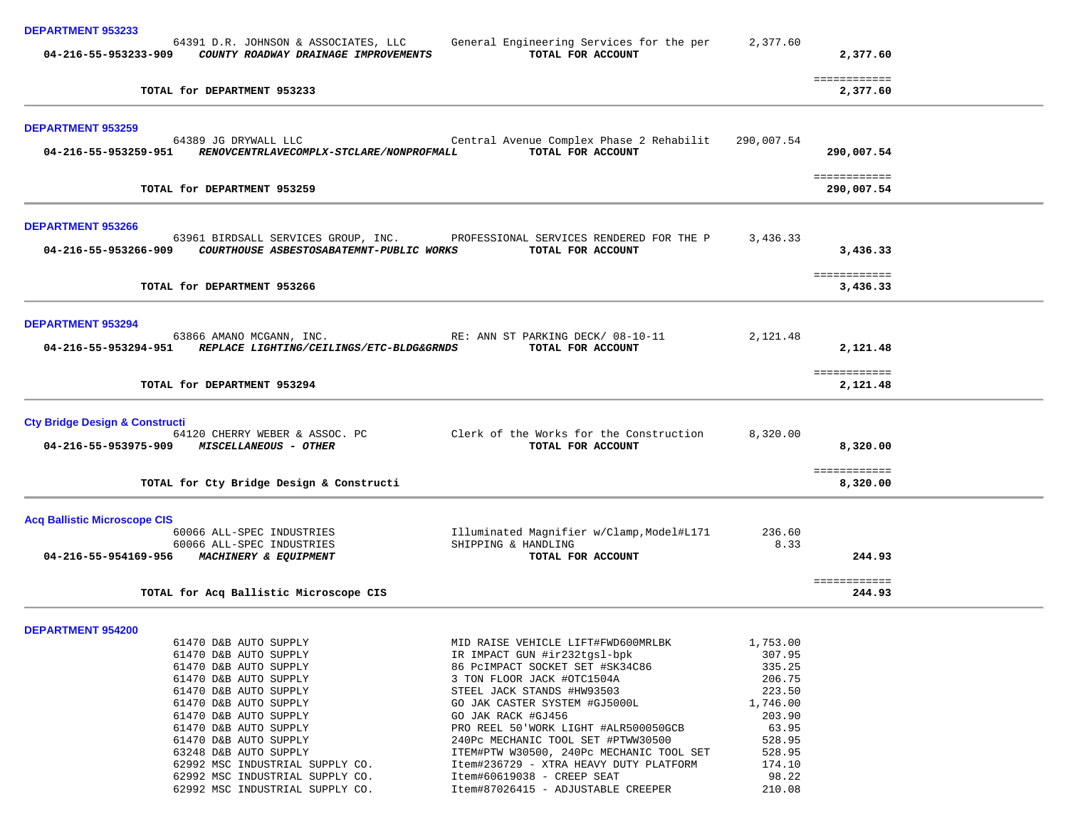**DEPARTMENT 953233**

| Account | Vendor / Description | Item Description | Amount | Total |
|---|---|---|---|---|
| | 64391 D.R. JOHNSON & ASSOCIATES, LLC | General Engineering Services for the per | 2,377.60 | |
| 04-216-55-953233-909 | *COUNTY ROADWAY DRAINAGE IMPROVEMENTS* | **TOTAL FOR ACCOUNT** | | **2,377.60** |

**TOTAL for DEPARTMENT 953233** — **2,377.60**

---

**DEPARTMENT 953259**

| Account | Vendor / Description | Item Description | Amount | Total |
|---|---|---|---|---|
| | 64389 JG DRYWALL LLC | Central Avenue Complex Phase 2 Rehabilit | 290,007.54 | |
| 04-216-55-953259-951 | *RENOVCENTRLAVECOMPLX-STCLARE/NONPROFMALL* | **TOTAL FOR ACCOUNT** | | **290,007.54** |

**TOTAL for DEPARTMENT 953259** — **290,007.54**

---

**DEPARTMENT 953266**

| Account | Vendor / Description | Item Description | Amount | Total |
|---|---|---|---|---|
| | 63961 BIRDSALL SERVICES GROUP, INC. | PROFESSIONAL SERVICES RENDERED FOR THE P | 3,436.33 | |
| 04-216-55-953266-909 | *COURTHOUSE ASBESTOSABATEMNT-PUBLIC WORKS* | **TOTAL FOR ACCOUNT** | | **3,436.33** |

**TOTAL for DEPARTMENT 953266** — **3,436.33**

---

**DEPARTMENT 953294**

| Account | Vendor / Description | Item Description | Amount | Total |
|---|---|---|---|---|
| | 63866 AMANO MCGANN, INC. | RE: ANN ST PARKING DECK/ 08-10-11 | 2,121.48 | |
| 04-216-55-953294-951 | *REPLACE LIGHTING/CEILINGS/ETC-BLDG&GRNDS* | **TOTAL FOR ACCOUNT** | | **2,121.48** |

**TOTAL for DEPARTMENT 953294** — **2,121.48**

---

**Cty Bridge Design & Constructi**

| Account | Vendor / Description | Item Description | Amount | Total |
|---|---|---|---|---|
| | 64120 CHERRY WEBER & ASSOC. PC | Clerk of the Works for the Construction | 8,320.00 | |
| 04-216-55-953975-909 | *MISCELLANEOUS - OTHER* | **TOTAL FOR ACCOUNT** | | **8,320.00** |

**TOTAL for Cty Bridge Design & Constructi** — **8,320.00**

---

**Acq Ballistic Microscope CIS**

| Account | Vendor / Description | Item Description | Amount | Total |
|---|---|---|---|---|
| | 60066 ALL-SPEC INDUSTRIES | Illuminated Magnifier w/Clamp,Model#L171 | 236.60 | |
| | 60066 ALL-SPEC INDUSTRIES | SHIPPING & HANDLING | 8.33 | |
| 04-216-55-954169-956 | *MACHINERY & EQUIPMENT* | **TOTAL FOR ACCOUNT** | | **244.93** |

**TOTAL for Acq Ballistic Microscope CIS** — **244.93**

---

**DEPARTMENT 954200**

| Account | Vendor / Description | Item Description | Amount | Total |
|---|---|---|---|---|
| | 61470 D&B AUTO SUPPLY | MID RAISE VEHICLE LIFT#FWD600MRLBK | 1,753.00 | |
| | 61470 D&B AUTO SUPPLY | IR IMPACT GUN #ir232tgsl-bpk | 307.95 | |
| | 61470 D&B AUTO SUPPLY | 86 PcIMPACT SOCKET SET #SK34C86 | 335.25 | |
| | 61470 D&B AUTO SUPPLY | 3 TON FLOOR JACK #OTC1504A | 206.75 | |
| | 61470 D&B AUTO SUPPLY | STEEL JACK STANDS #HW93503 | 223.50 | |
| | 61470 D&B AUTO SUPPLY | GO JAK CASTER SYSTEM #GJ5000L | 1,746.00 | |
| | 61470 D&B AUTO SUPPLY | GO JAK RACK #GJ456 | 203.90 | |
| | 61470 D&B AUTO SUPPLY | PRO REEL 50'WORK LIGHT #ALR500050GCB | 63.95 | |
| | 61470 D&B AUTO SUPPLY | 240Pc MECHANIC TOOL SET #PTWW30500 | 528.95 | |
| | 63248 D&B AUTO SUPPLY | ITEM#PTW W30500, 240Pc MECHANIC TOOL SET | 528.95 | |
| | 62992 MSC INDUSTRIAL SUPPLY CO. | Item#236729 - XTRA HEAVY DUTY PLATFORM | 174.10 | |
| | 62992 MSC INDUSTRIAL SUPPLY CO. | Item#60619038 - CREEP SEAT | 98.22 | |
| | 62992 MSC INDUSTRIAL SUPPLY CO. | Item#87026415 - ADJUSTABLE CREEPER | 210.08 | |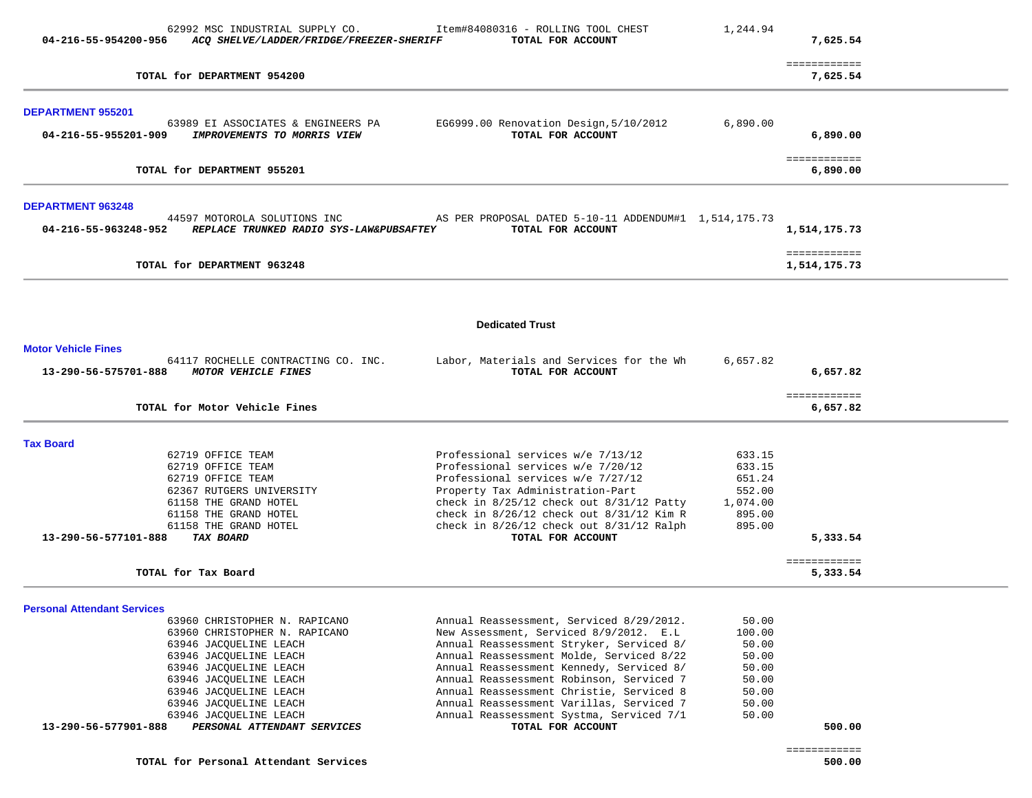| | | | | |
|---|---|---|---|---|
| | 62992 MSC INDUSTRIAL SUPPLY CO. | Item#84080316 - ROLLING TOOL CHEST | 1,244.94 | |
| 04-216-55-954200-956 | *ACQ SHELVE/LADDER/FRIDGE/FREEZER-SHERIFF* | **TOTAL FOR ACCOUNT** | | **7,625.54** |
| | | | | ============ |
| | **TOTAL for DEPARTMENT 954200** | | | **7,625.54** |

**DEPARTMENT 955201**

| | | | | |
|---|---|---|---|---|
| | 63989 EI ASSOCIATES & ENGINEERS PA | EG6999.00 Renovation Design,5/10/2012 | 6,890.00 | |
| 04-216-55-955201-909 | *IMPROVEMENTS TO MORRIS VIEW* | **TOTAL FOR ACCOUNT** | | **6,890.00** |
| | | | | ============ |
| | **TOTAL for DEPARTMENT 955201** | | | **6,890.00** |

**DEPARTMENT 963248**

| | | | | |
|---|---|---|---|---|
| | 44597 MOTOROLA SOLUTIONS INC | AS PER PROPOSAL DATED 5-10-11 ADDENDUM#1 | 1,514,175.73 | |
| 04-216-55-963248-952 | *REPLACE TRUNKED RADIO SYS-LAW&PUBSAFTEY* | **TOTAL FOR ACCOUNT** | | **1,514,175.73** |
| | | | | ============ |
| | **TOTAL for DEPARTMENT 963248** | | | **1,514,175.73** |

**Dedicated Trust**

**Motor Vehicle Fines**

| | | | | |
|---|---|---|---|---|
| | 64117 ROCHELLE CONTRACTING CO. INC. | Labor, Materials and Services for the Wh | 6,657.82 | |
| 13-290-56-575701-888 | *MOTOR VEHICLE FINES* | **TOTAL FOR ACCOUNT** | | **6,657.82** |
| | | | | ============ |
| | **TOTAL for Motor Vehicle Fines** | | | **6,657.82** |

**Tax Board**

| | | | | |
|---|---|---|---|---|
| | 62719 OFFICE TEAM | Professional services w/e 7/13/12 | 633.15 | |
| | 62719 OFFICE TEAM | Professional services w/e 7/20/12 | 633.15 | |
| | 62719 OFFICE TEAM | Professional services w/e 7/27/12 | 651.24 | |
| | 62367 RUTGERS UNIVERSITY | Property Tax Administration-Part | 552.00 | |
| | 61158 THE GRAND HOTEL | check in 8/25/12 check out 8/31/12 Patty | 1,074.00 | |
| | 61158 THE GRAND HOTEL | check in 8/26/12 check out 8/31/12 Kim R | 895.00 | |
| | 61158 THE GRAND HOTEL | check in 8/26/12 check out 8/31/12 Ralph | 895.00 | |
| 13-290-56-577101-888 | *TAX BOARD* | **TOTAL FOR ACCOUNT** | | **5,333.54** |
| | | | | ============ |
| | **TOTAL for Tax Board** | | | **5,333.54** |

**Personal Attendant Services**

| | | | | |
|---|---|---|---|---|
| | 63960 CHRISTOPHER N. RAPICANO | Annual Reassessment, Serviced 8/29/2012. | 50.00 | |
| | 63960 CHRISTOPHER N. RAPICANO | New Assessment, Serviced 8/9/2012. E.L | 100.00 | |
| | 63946 JACQUELINE LEACH | Annual Reassessment Stryker, Serviced 8/ | 50.00 | |
| | 63946 JACQUELINE LEACH | Annual Reassessment Molde, Serviced 8/22 | 50.00 | |
| | 63946 JACQUELINE LEACH | Annual Reassessment Kennedy, Serviced 8/ | 50.00 | |
| | 63946 JACQUELINE LEACH | Annual Reassessment Robinson, Serviced 7 | 50.00 | |
| | 63946 JACQUELINE LEACH | Annual Reassessment Christie, Serviced 8 | 50.00 | |
| | 63946 JACQUELINE LEACH | Annual Reassessment Varillas, Serviced 7 | 50.00 | |
| | 63946 JACQUELINE LEACH | Annual Reassessment Systma, Serviced 7/1 | 50.00 | |
| 13-290-56-577901-888 | *PERSONAL ATTENDANT SERVICES* | **TOTAL FOR ACCOUNT** | | **500.00** |
| | | | | ============ |
| | **TOTAL for Personal Attendant Services** | | | **500.00** |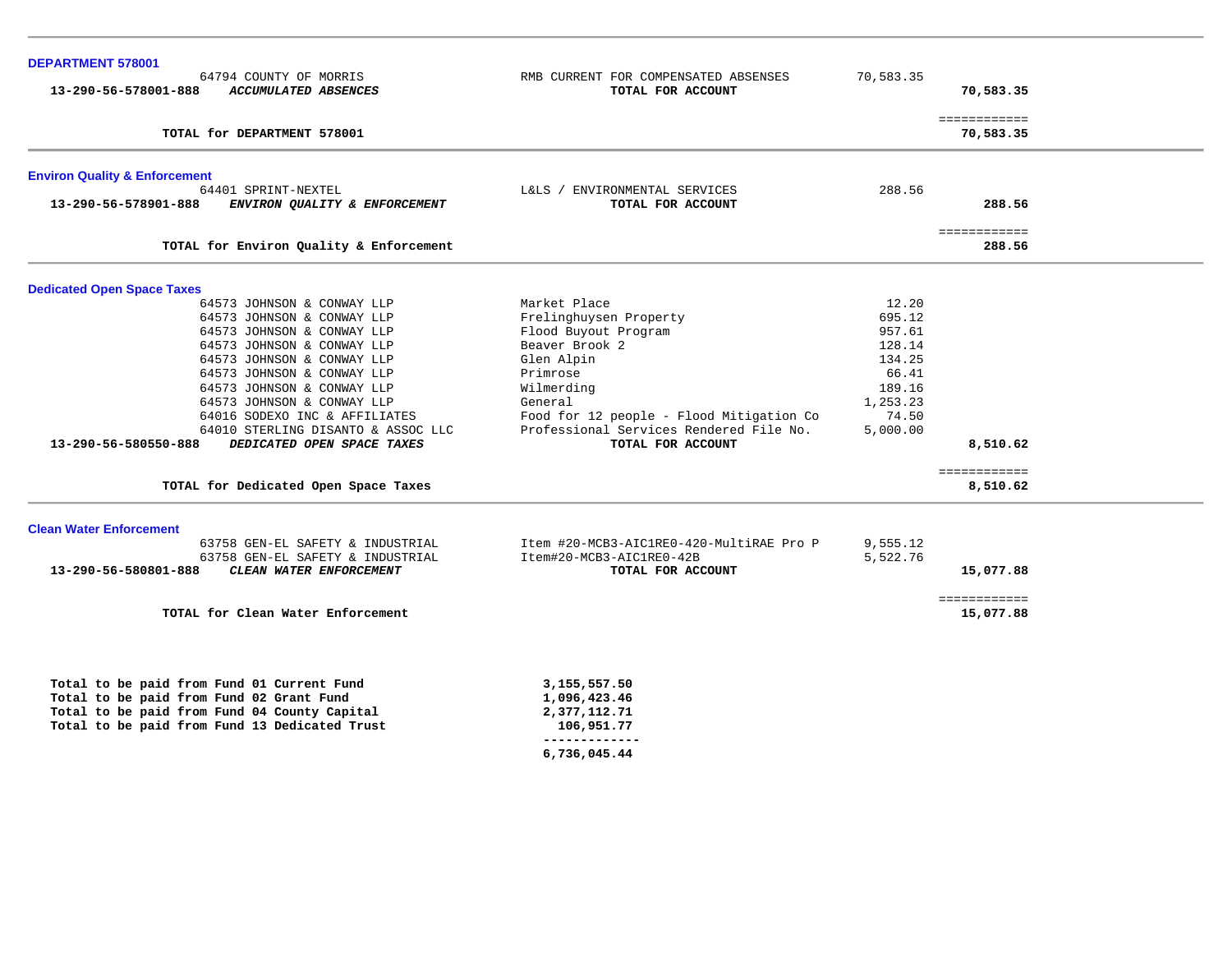**DEPARTMENT 578001**

| | | | | |
|---|---|---|---|---|
| | 64794 COUNTY OF MORRIS | RMB CURRENT FOR COMPENSATED ABSENSES | 70,583.35 | |
| 13-290-56-578001-888 | ***ACCUMULATED ABSENCES*** | **TOTAL FOR ACCOUNT** | | **70,583.35** |
| | | | | ============ |
| | **TOTAL for DEPARTMENT 578001** | | | **70,583.35** |

**Environ Quality & Enforcement**

| | | | | |
|---|---|---|---|---|
| | 64401 SPRINT-NEXTEL | L&LS / ENVIRONMENTAL SERVICES | 288.56 | |
| 13-290-56-578901-888 | ***ENVIRON QUALITY & ENFORCEMENT*** | **TOTAL FOR ACCOUNT** | | **288.56** |
| | | | | ============ |
| | **TOTAL for Environ Quality & Enforcement** | | | **288.56** |

**Dedicated Open Space Taxes**

| | | | | |
|---|---|---|---|---|
| | 64573 JOHNSON & CONWAY LLP | Market Place | 12.20 | |
| | 64573 JOHNSON & CONWAY LLP | Frelinghuysen Property | 695.12 | |
| | 64573 JOHNSON & CONWAY LLP | Flood Buyout Program | 957.61 | |
| | 64573 JOHNSON & CONWAY LLP | Beaver Brook 2 | 128.14 | |
| | 64573 JOHNSON & CONWAY LLP | Glen Alpin | 134.25 | |
| | 64573 JOHNSON & CONWAY LLP | Primrose | 66.41 | |
| | 64573 JOHNSON & CONWAY LLP | Wilmerding | 189.16 | |
| | 64573 JOHNSON & CONWAY LLP | General | 1,253.23 | |
| | 64016 SODEXO INC & AFFILIATES | Food for 12 people - Flood Mitigation Co | 74.50 | |
| | 64010 STERLING DISANTO & ASSOC LLC | Professional Services Rendered File No. | 5,000.00 | |
| 13-290-56-580550-888 | ***DEDICATED OPEN SPACE TAXES*** | **TOTAL FOR ACCOUNT** | | **8,510.62** |
| | | | | ============ |
| | **TOTAL for Dedicated Open Space Taxes** | | | **8,510.62** |

**Clean Water Enforcement**

| | | | | |
|---|---|---|---|---|
| | 63758 GEN-EL SAFETY & INDUSTRIAL | Item #20-MCB3-AIC1RE0-420-MultiRAE Pro P | 9,555.12 | |
| | 63758 GEN-EL SAFETY & INDUSTRIAL | Item#20-MCB3-AIC1RE0-42B | 5,522.76 | |
| 13-290-56-580801-888 | ***CLEAN WATER ENFORCEMENT*** | **TOTAL FOR ACCOUNT** | | **15,077.88** |
| | | | | ============ |
| | **TOTAL for Clean Water Enforcement** | | | **15,077.88** |

| | |
|---|---|
| **Total to be paid from Fund 01 Current Fund** | **3,155,557.50** |
| **Total to be paid from Fund 02 Grant Fund** | **1,096,423.46** |
| **Total to be paid from Fund 04 County Capital** | **2,377,112.71** |
| **Total to be paid from Fund 13 Dedicated Trust** | **106,951.77** |
| | ------------- |
| | **6,736,045.44** |